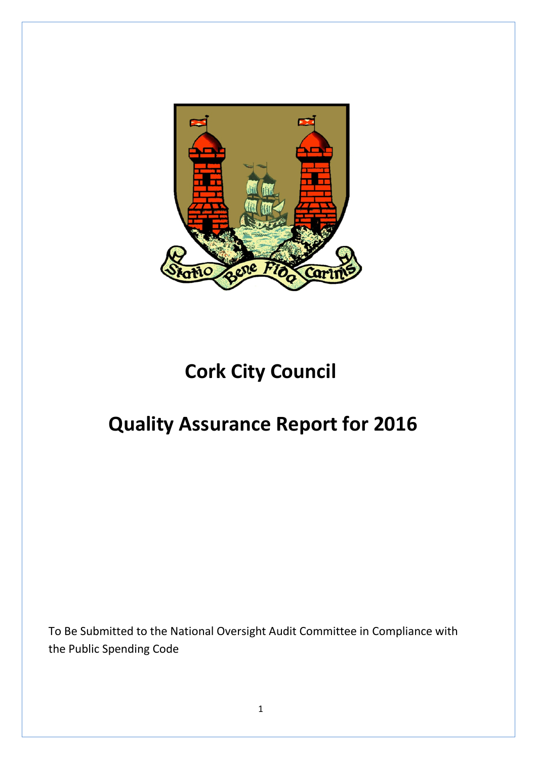# Cork City Council

# Quality Assurance Report for 2016

To Be Submitted to the National Oversight Audit Committee in Compliance with the Public Spending Code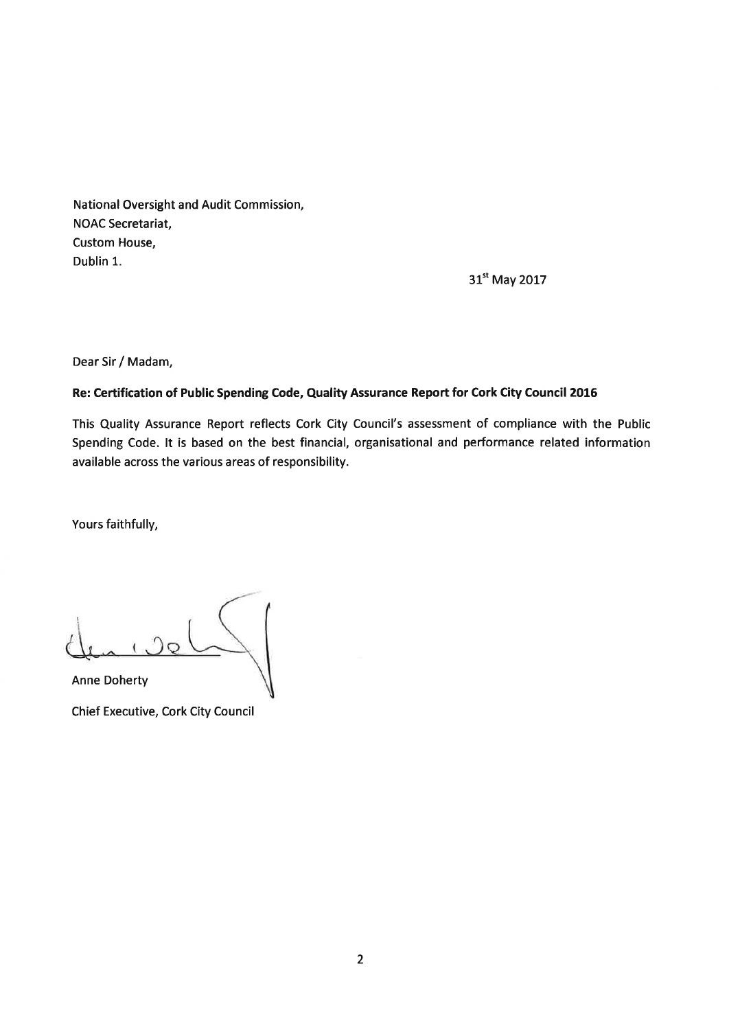National Oversight and Audit Commission,
NOAC Secretariat,
Custom House,
Dublin 1.

31st May 2017

Dear Sir / Madam,

**Re: Certification of Public Spending Code, Quality Assurance Report for Cork City Council 2016**

This Quality Assurance Report reflects Cork City Council's assessment of compliance with the Public Spending Code. It is based on the best financial, organisational and performance related information available across the various areas of responsibility.

Yours faithfully,

Anne Doherty

Chief Executive, Cork City Council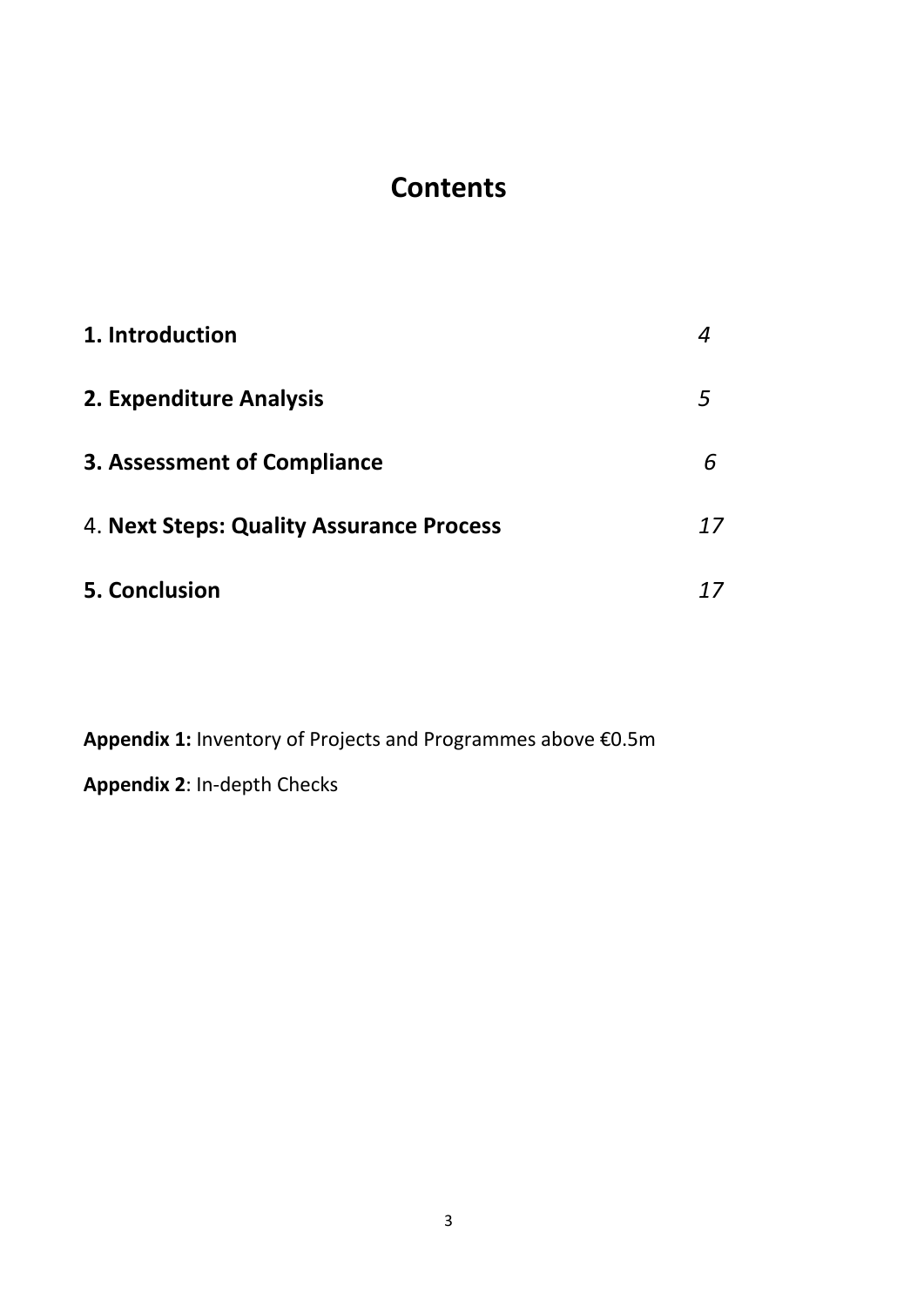# Contents

| | |
|---|---|
| **1. Introduction** | *4* |
| **2. Expenditure Analysis** | *5* |
| **3. Assessment of Compliance** | *6* |
| 4. **Next Steps: Quality Assurance Process** | *17* |
| **5. Conclusion** | *17* |

**Appendix 1:** Inventory of Projects and Programmes above €0.5m

**Appendix 2**: In-depth Checks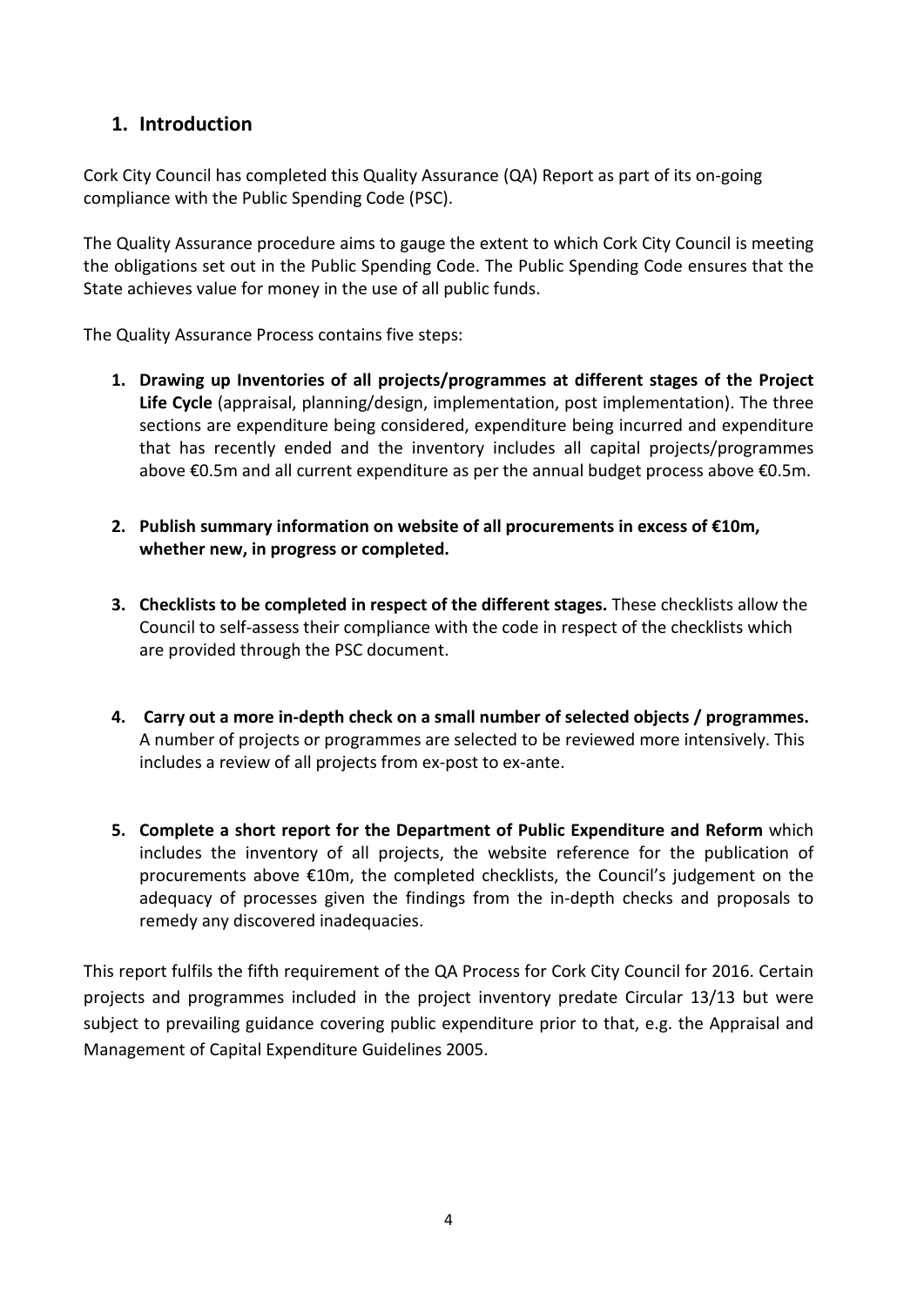## 1. Introduction

Cork City Council has completed this Quality Assurance (QA) Report as part of its on-going compliance with the Public Spending Code (PSC).

The Quality Assurance procedure aims to gauge the extent to which Cork City Council is meeting the obligations set out in the Public Spending Code. The Public Spending Code ensures that the State achieves value for money in the use of all public funds.

The Quality Assurance Process contains five steps:

1. **Drawing up Inventories of all projects/programmes at different stages of the Project Life Cycle** (appraisal, planning/design, implementation, post implementation). The three sections are expenditure being considered, expenditure being incurred and expenditure that has recently ended and the inventory includes all capital projects/programmes above €0.5m and all current expenditure as per the annual budget process above €0.5m.

2. **Publish summary information on website of all procurements in excess of €10m, whether new, in progress or completed.**

3. **Checklists to be completed in respect of the different stages.** These checklists allow the Council to self-assess their compliance with the code in respect of the checklists which are provided through the PSC document.

4. **Carry out a more in-depth check on a small number of selected objects / programmes.** A number of projects or programmes are selected to be reviewed more intensively. This includes a review of all projects from ex-post to ex-ante.

5. **Complete a short report for the Department of Public Expenditure and Reform** which includes the inventory of all projects, the website reference for the publication of procurements above €10m, the completed checklists, the Council's judgement on the adequacy of processes given the findings from the in-depth checks and proposals to remedy any discovered inadequacies.

This report fulfils the fifth requirement of the QA Process for Cork City Council for 2016. Certain projects and programmes included in the project inventory predate Circular 13/13 but were subject to prevailing guidance covering public expenditure prior to that, e.g. the Appraisal and Management of Capital Expenditure Guidelines 2005.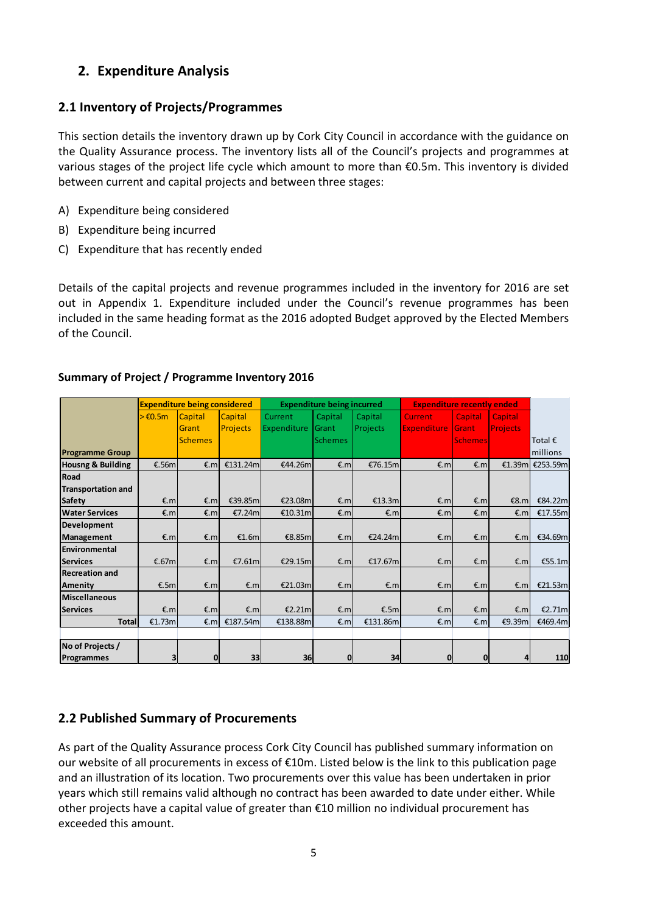## 2. Expenditure Analysis

### 2.1 Inventory of Projects/Programmes

This section details the inventory drawn up by Cork City Council in accordance with the guidance on the Quality Assurance process. The inventory lists all of the Council's projects and programmes at various stages of the project life cycle which amount to more than €0.5m. This inventory is divided between current and capital projects and between three stages:

A) Expenditure being considered
B) Expenditure being incurred
C) Expenditure that has recently ended

Details of the capital projects and revenue programmes included in the inventory for 2016 are set out in Appendix 1. Expenditure included under the Council's revenue programmes has been included in the same heading format as the 2016 adopted Budget approved by the Elected Members of the Council.

**Summary of Project / Programme Inventory 2016**

| | Expenditure being considered | | | Expenditure being incurred | | | Expenditure recently ended | | | |
|---|---|---|---|---|---|---|---|---|---|---|
| Programme Group | > €0.5m | Capital Grant Schemes | Capital Projects | Current Expenditure | Capital Grant Schemes | Capital Projects | Current Expenditure | Capital Grant Schemes | Capital Projects | Total € millions |
| Housng & Building | €.56m | €.m | €131.24m | €44.26m | €.m | €76.15m | €.m | €.m | €1.39m | €253.59m |
| Road Transportation and Safety | €.m | €.m | €39.85m | €23.08m | €.m | €13.3m | €.m | €.m | €8.m | €84.22m |
| Water Services | €.m | €.m | €7.24m | €10.31m | €.m | €.m | €.m | €.m | €.m | €17.55m |
| Development Management | €.m | €.m | €1.6m | €8.85m | €.m | €24.24m | €.m | €.m | €.m | €34.69m |
| Environmental Services | €.67m | €.m | €7.61m | €29.15m | €.m | €17.67m | €.m | €.m | €.m | €55.1m |
| Recreation and Amenity | €.5m | €.m | €.m | €21.03m | €.m | €.m | €.m | €.m | €.m | €21.53m |
| Miscellaneous Services | €.m | €.m | €.m | €2.21m | €.m | €.5m | €.m | €.m | €.m | €2.71m |
| **Total** | €1.73m | €.m | €187.54m | €138.88m | €.m | €131.86m | €.m | €.m | €9.39m | €469.4m |
| | | | | | | | | | | |
| **No of Projects / Programmes** | **3** | **0** | **33** | **36** | **0** | **34** | **0** | **0** | **4** | **110** |

### 2.2 Published Summary of Procurements

As part of the Quality Assurance process Cork City Council has published summary information on our website of all procurements in excess of €10m. Listed below is the link to this publication page and an illustration of its location. Two procurements over this value has been undertaken in prior years which still remains valid although no contract has been awarded to date under either. While other projects have a capital value of greater than €10 million no individual procurement has exceeded this amount.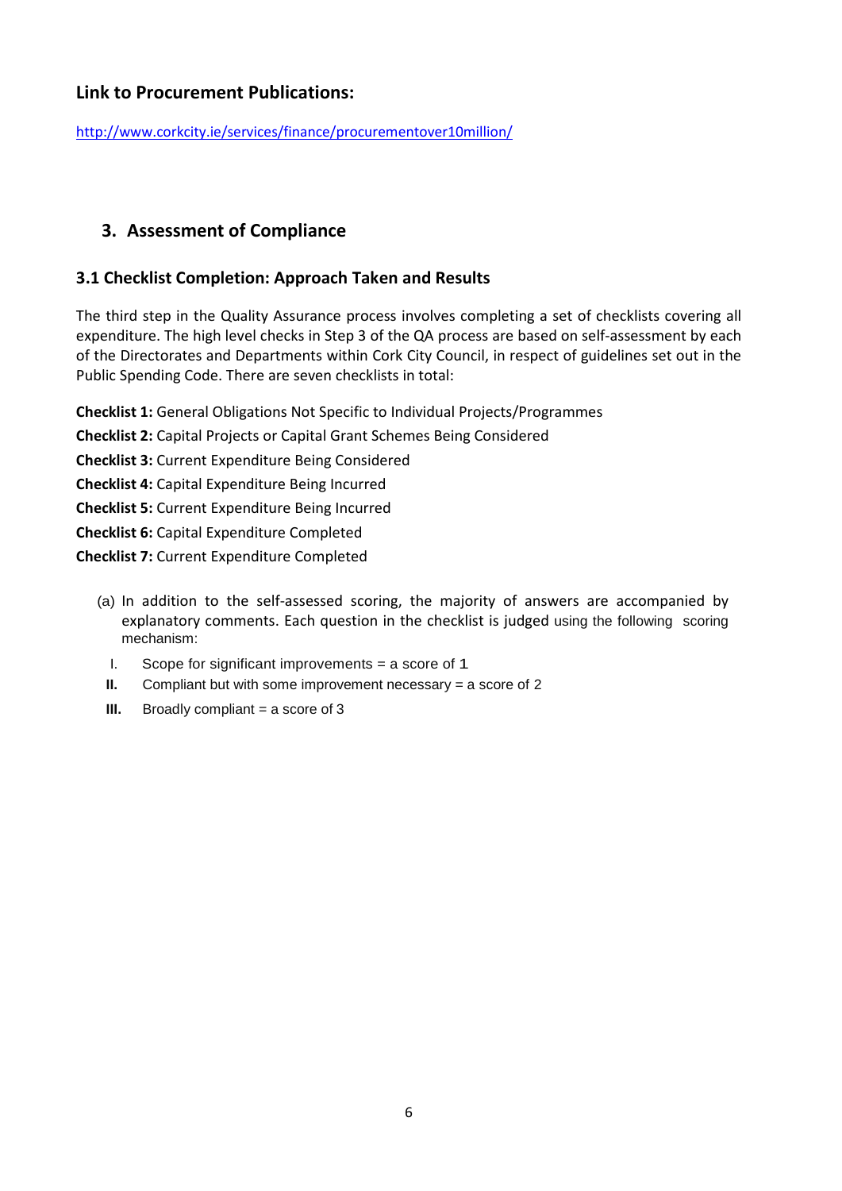## Link to Procurement Publications:

http://www.corkcity.ie/services/finance/procurementover10million/

## 3. Assessment of Compliance

### 3.1 Checklist Completion: Approach Taken and Results

The third step in the Quality Assurance process involves completing a set of checklists covering all expenditure. The high level checks in Step 3 of the QA process are based on self-assessment by each of the Directorates and Departments within Cork City Council, in respect of guidelines set out in the Public Spending Code. There are seven checklists in total:

**Checklist 1:** General Obligations Not Specific to Individual Projects/Programmes

**Checklist 2:** Capital Projects or Capital Grant Schemes Being Considered

**Checklist 3:** Current Expenditure Being Considered

**Checklist 4:** Capital Expenditure Being Incurred

**Checklist 5:** Current Expenditure Being Incurred

**Checklist 6:** Capital Expenditure Completed

**Checklist 7:** Current Expenditure Completed

(a) In addition to the self-assessed scoring, the majority of answers are accompanied by explanatory comments. Each question in the checklist is judged using the following scoring mechanism:

- I. Scope for significant improvements = a score of 1
- **II.** Compliant but with some improvement necessary = a score of 2
- **III.** Broadly compliant = a score of 3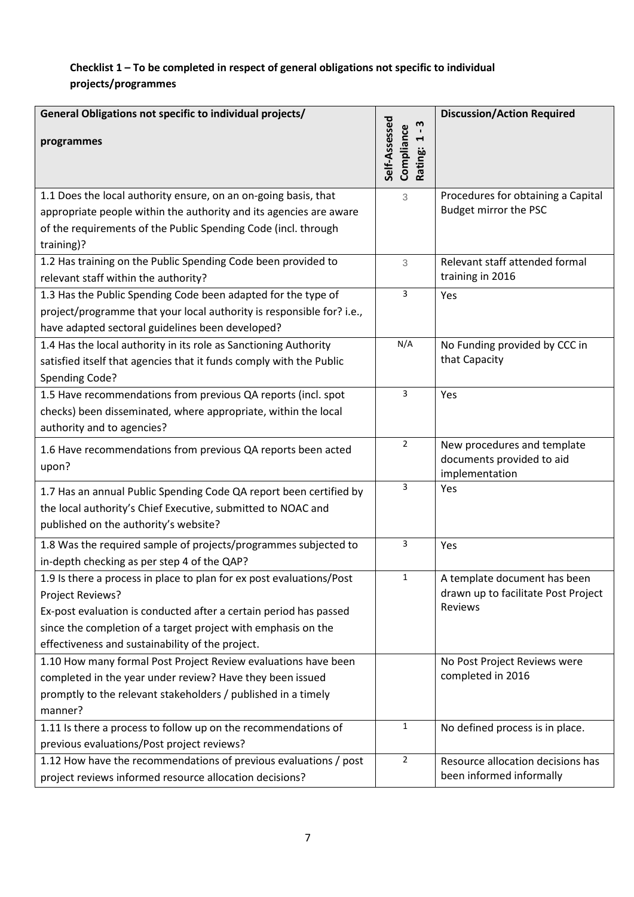**Checklist 1 – To be completed in respect of general obligations not specific to individual projects/programmes**

| General Obligations not specific to individual projects/ programmes | Self-Assessed Compliance Rating: 1 - 3 | Discussion/Action Required |
|---|---|---|
| 1.1 Does the local authority ensure, on an on-going basis, that appropriate people within the authority and its agencies are aware of the requirements of the Public Spending Code (incl. through training)? | 3 | Procedures for obtaining a Capital Budget mirror the PSC |
| 1.2 Has training on the Public Spending Code been provided to relevant staff within the authority? | 3 | Relevant staff attended formal training in 2016 |
| 1.3 Has the Public Spending Code been adapted for the type of project/programme that your local authority is responsible for? i.e., have adapted sectoral guidelines been developed? | 3 | Yes |
| 1.4 Has the local authority in its role as Sanctioning Authority satisfied itself that agencies that it funds comply with the Public Spending Code? | N/A | No Funding provided by CCC in that Capacity |
| 1.5 Have recommendations from previous QA reports (incl. spot checks) been disseminated, where appropriate, within the local authority and to agencies? | 3 | Yes |
| 1.6 Have recommendations from previous QA reports been acted upon? | 2 | New procedures and template documents provided to aid implementation |
| 1.7 Has an annual Public Spending Code QA report been certified by the local authority's Chief Executive, submitted to NOAC and published on the authority's website? | 3 | Yes |
| 1.8 Was the required sample of projects/programmes subjected to in-depth checking as per step 4 of the QAP? | 3 | Yes |
| 1.9 Is there a process in place to plan for ex post evaluations/Post Project Reviews?<br>Ex-post evaluation is conducted after a certain period has passed since the completion of a target project with emphasis on the effectiveness and sustainability of the project. | 1 | A template document has been drawn up to facilitate Post Project Reviews |
| 1.10 How many formal Post Project Review evaluations have been completed in the year under review? Have they been issued promptly to the relevant stakeholders / published in a timely manner? | | No Post Project Reviews were completed in 2016 |
| 1.11 Is there a process to follow up on the recommendations of previous evaluations/Post project reviews? | 1 | No defined process is in place. |
| 1.12 How have the recommendations of previous evaluations / post project reviews informed resource allocation decisions? | 2 | Resource allocation decisions has been informed informally |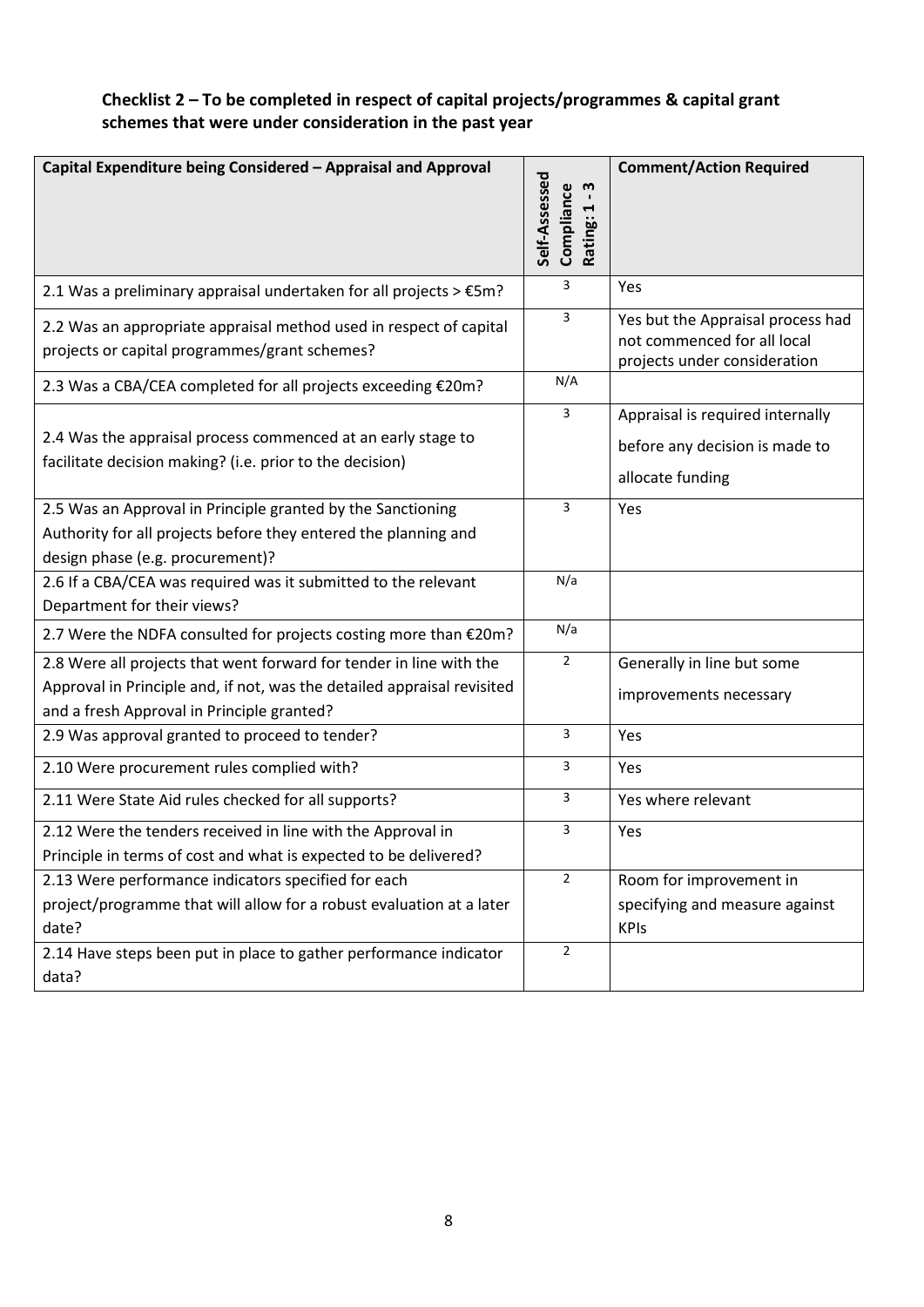**Checklist 2 – To be completed in respect of capital projects/programmes & capital grant schemes that were under consideration in the past year**

| Capital Expenditure being Considered – Appraisal and Approval | Self-Assessed Compliance Rating: 1 - 3 | Comment/Action Required |
|---|---|---|
| 2.1 Was a preliminary appraisal undertaken for all projects > €5m? | 3 | Yes |
| 2.2 Was an appropriate appraisal method used in respect of capital projects or capital programmes/grant schemes? | 3 | Yes but the Appraisal process had not commenced for all local projects under consideration |
| 2.3 Was a CBA/CEA completed for all projects exceeding €20m? | N/A | |
| 2.4 Was the appraisal process commenced at an early stage to facilitate decision making? (i.e. prior to the decision) | 3 | Appraisal is required internally before any decision is made to allocate funding |
| 2.5 Was an Approval in Principle granted by the Sanctioning Authority for all projects before they entered the planning and design phase (e.g. procurement)? | 3 | Yes |
| 2.6 If a CBA/CEA was required was it submitted to the relevant Department for their views? | N/a | |
| 2.7 Were the NDFA consulted for projects costing more than €20m? | N/a | |
| 2.8 Were all projects that went forward for tender in line with the Approval in Principle and, if not, was the detailed appraisal revisited and a fresh Approval in Principle granted? | 2 | Generally in line but some improvements necessary |
| 2.9 Was approval granted to proceed to tender? | 3 | Yes |
| 2.10 Were procurement rules complied with? | 3 | Yes |
| 2.11 Were State Aid rules checked for all supports? | 3 | Yes where relevant |
| 2.12 Were the tenders received in line with the Approval in Principle in terms of cost and what is expected to be delivered? | 3 | Yes |
| 2.13 Were performance indicators specified for each project/programme that will allow for a robust evaluation at a later date? | 2 | Room for improvement in specifying and measure against KPIs |
| 2.14 Have steps been put in place to gather performance indicator data? | 2 | |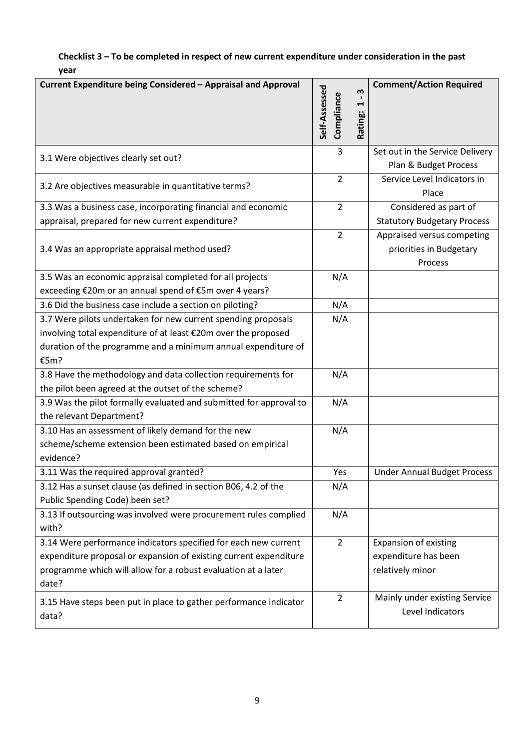**Checklist 3 – To be completed in respect of new current expenditure under consideration in the past year**

| Current Expenditure being Considered – Appraisal and Approval | Self-Assessed Compliance Rating: 1 - 3 | Comment/Action Required |
|---|---|---|
| 3.1 Were objectives clearly set out? | 3 | Set out in the Service Delivery Plan & Budget Process |
| 3.2 Are objectives measurable in quantitative terms? | 2 | Service Level Indicators in Place |
| 3.3 Was a business case, incorporating financial and economic appraisal, prepared for new current expenditure? | 2 | Considered as part of Statutory Budgetary Process |
| 3.4 Was an appropriate appraisal method used? | 2 | Appraised versus competing priorities in Budgetary Process |
| 3.5 Was an economic appraisal completed for all projects exceeding €20m or an annual spend of €5m over 4 years? | N/A | |
| 3.6 Did the business case include a section on piloting? | N/A | |
| 3.7 Were pilots undertaken for new current spending proposals involving total expenditure of at least €20m over the proposed duration of the programme and a minimum annual expenditure of €5m? | N/A | |
| 3.8 Have the methodology and data collection requirements for the pilot been agreed at the outset of the scheme? | N/A | |
| 3.9 Was the pilot formally evaluated and submitted for approval to the relevant Department? | N/A | |
| 3.10 Has an assessment of likely demand for the new scheme/scheme extension been estimated based on empirical evidence? | N/A | |
| 3.11 Was the required approval granted? | Yes | Under Annual Budget Process |
| 3.12 Has a sunset clause (as defined in section B06, 4.2 of the Public Spending Code) been set? | N/A | |
| 3.13 If outsourcing was involved were procurement rules complied with? | N/A | |
| 3.14 Were performance indicators specified for each new current expenditure proposal or expansion of existing current expenditure programme which will allow for a robust evaluation at a later date? | 2 | Expansion of existing expenditure has been relatively minor |
| 3.15 Have steps been put in place to gather performance indicator data? | 2 | Mainly under existing Service Level Indicators |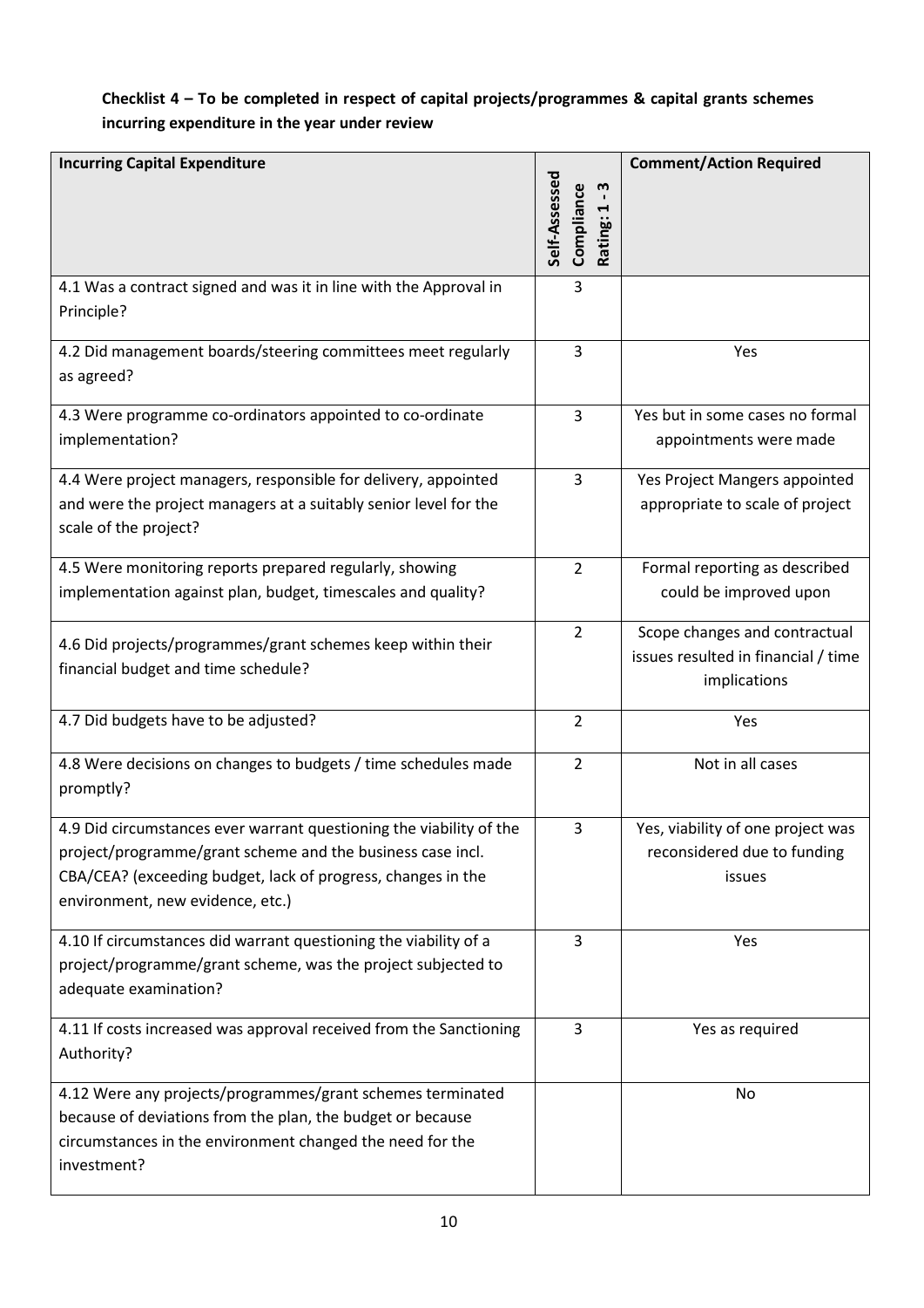**Checklist 4 – To be completed in respect of capital projects/programmes & capital grants schemes incurring expenditure in the year under review**

| Incurring Capital Expenditure | Self-Assessed Compliance Rating: 1 - 3 | Comment/Action Required |
|---|---|---|
| 4.1 Was a contract signed and was it in line with the Approval in Principle? | 3 | |
| 4.2 Did management boards/steering committees meet regularly as agreed? | 3 | Yes |
| 4.3 Were programme co-ordinators appointed to co-ordinate implementation? | 3 | Yes but in some cases no formal appointments were made |
| 4.4 Were project managers, responsible for delivery, appointed and were the project managers at a suitably senior level for the scale of the project? | 3 | Yes Project Mangers appointed appropriate to scale of project |
| 4.5 Were monitoring reports prepared regularly, showing implementation against plan, budget, timescales and quality? | 2 | Formal reporting as described could be improved upon |
| 4.6 Did projects/programmes/grant schemes keep within their financial budget and time schedule? | 2 | Scope changes and contractual issues resulted in financial / time implications |
| 4.7 Did budgets have to be adjusted? | 2 | Yes |
| 4.8 Were decisions on changes to budgets / time schedules made promptly? | 2 | Not in all cases |
| 4.9 Did circumstances ever warrant questioning the viability of the project/programme/grant scheme and the business case incl. CBA/CEA? (exceeding budget, lack of progress, changes in the environment, new evidence, etc.) | 3 | Yes, viability of one project was reconsidered due to funding issues |
| 4.10 If circumstances did warrant questioning the viability of a project/programme/grant scheme, was the project subjected to adequate examination? | 3 | Yes |
| 4.11 If costs increased was approval received from the Sanctioning Authority? | 3 | Yes as required |
| 4.12 Were any projects/programmes/grant schemes terminated because of deviations from the plan, the budget or because circumstances in the environment changed the need for the investment? | | No |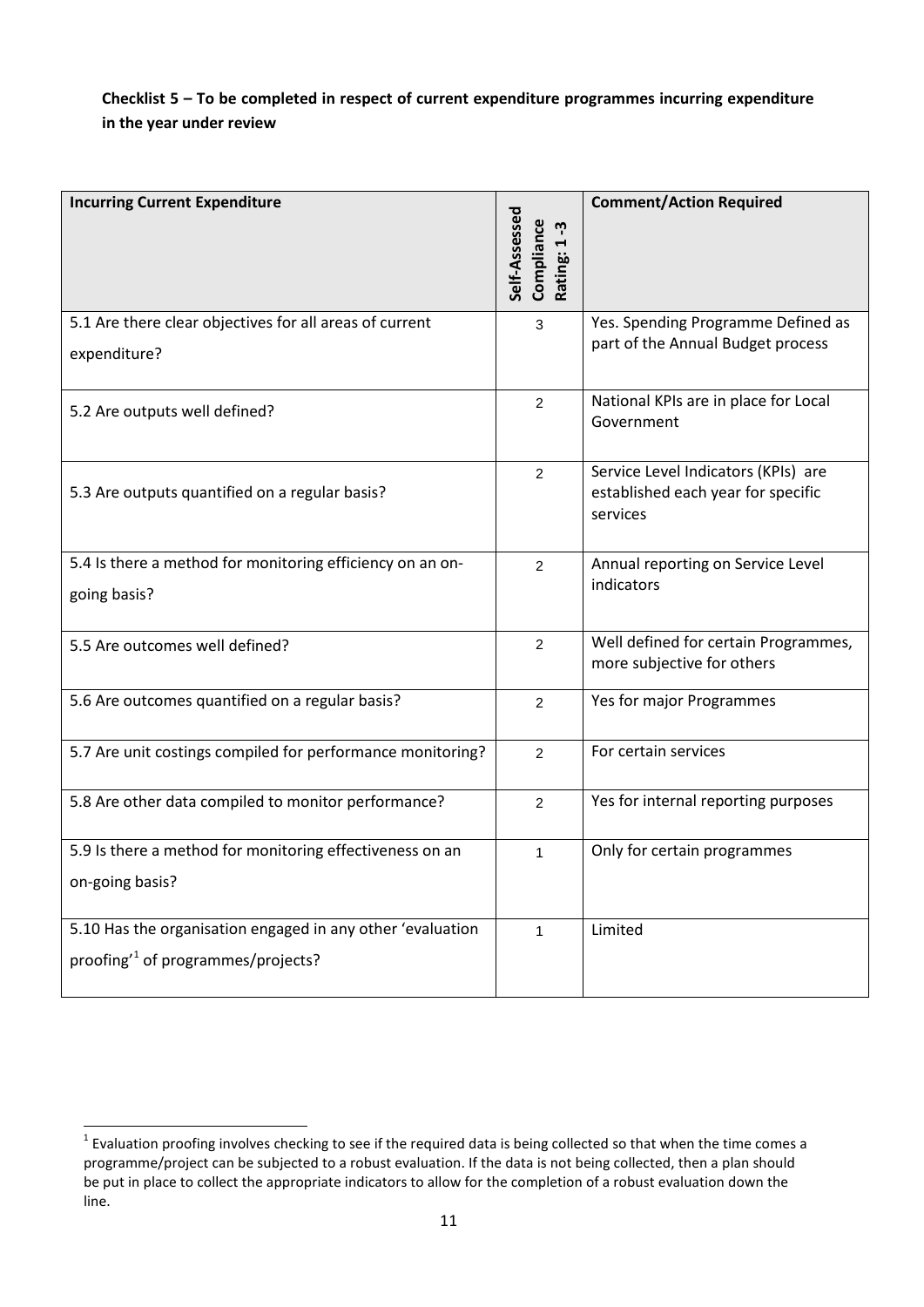**Checklist 5 – To be completed in respect of current expenditure programmes incurring expenditure in the year under review**

| Incurring Current Expenditure | Self-Assessed Compliance Rating: 1 -3 | Comment/Action Required |
|---|---|---|
| 5.1 Are there clear objectives for all areas of current expenditure? | 3 | Yes. Spending Programme Defined as part of the Annual Budget process |
| 5.2 Are outputs well defined? | 2 | National KPIs are in place for Local Government |
| 5.3 Are outputs quantified on a regular basis? | 2 | Service Level Indicators (KPIs) are established each year for specific services |
| 5.4 Is there a method for monitoring efficiency on an on-going basis? | 2 | Annual reporting on Service Level indicators |
| 5.5 Are outcomes well defined? | 2 | Well defined for certain Programmes, more subjective for others |
| 5.6 Are outcomes quantified on a regular basis? | 2 | Yes for major Programmes |
| 5.7 Are unit costings compiled for performance monitoring? | 2 | For certain services |
| 5.8 Are other data compiled to monitor performance? | 2 | Yes for internal reporting purposes |
| 5.9 Is there a method for monitoring effectiveness on an on-going basis? | 1 | Only for certain programmes |
| 5.10 Has the organisation engaged in any other 'evaluation proofing'[1] of programmes/projects? | 1 | Limited |

[1] Evaluation proofing involves checking to see if the required data is being collected so that when the time comes a programme/project can be subjected to a robust evaluation. If the data is not being collected, then a plan should be put in place to collect the appropriate indicators to allow for the completion of a robust evaluation down the line.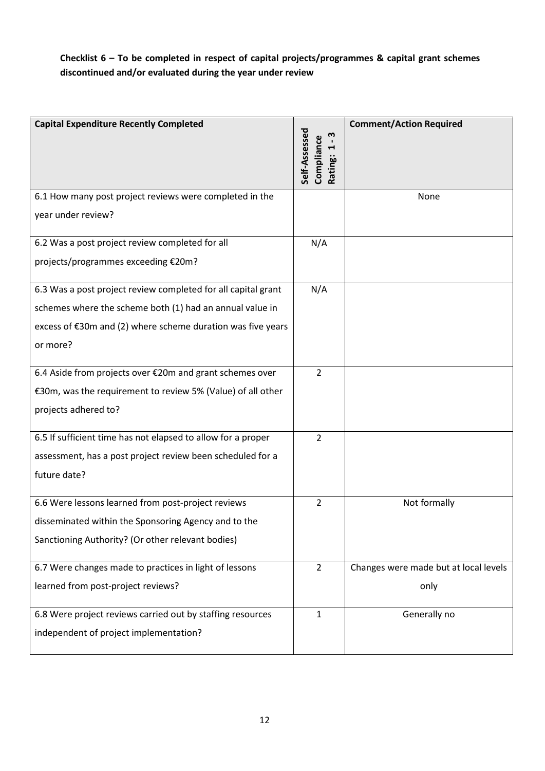**Checklist 6 – To be completed in respect of capital projects/programmes & capital grant schemes discontinued and/or evaluated during the year under review**

| Capital Expenditure Recently Completed | Self-Assessed Compliance Rating: 1 - 3 | Comment/Action Required |
|---|---|---|
| 6.1 How many post project reviews were completed in the year under review? | | None |
| 6.2 Was a post project review completed for all projects/programmes exceeding €20m? | N/A | |
| 6.3 Was a post project review completed for all capital grant schemes where the scheme both (1) had an annual value in excess of €30m and (2) where scheme duration was five years or more? | N/A | |
| 6.4 Aside from projects over €20m and grant schemes over €30m, was the requirement to review 5% (Value) of all other projects adhered to? | 2 | |
| 6.5 If sufficient time has not elapsed to allow for a proper assessment, has a post project review been scheduled for a future date? | 2 | |
| 6.6 Were lessons learned from post-project reviews disseminated within the Sponsoring Agency and to the Sanctioning Authority? (Or other relevant bodies) | 2 | Not formally |
| 6.7 Were changes made to practices in light of lessons learned from post-project reviews? | 2 | Changes were made but at local levels only |
| 6.8 Were project reviews carried out by staffing resources independent of project implementation? | 1 | Generally no |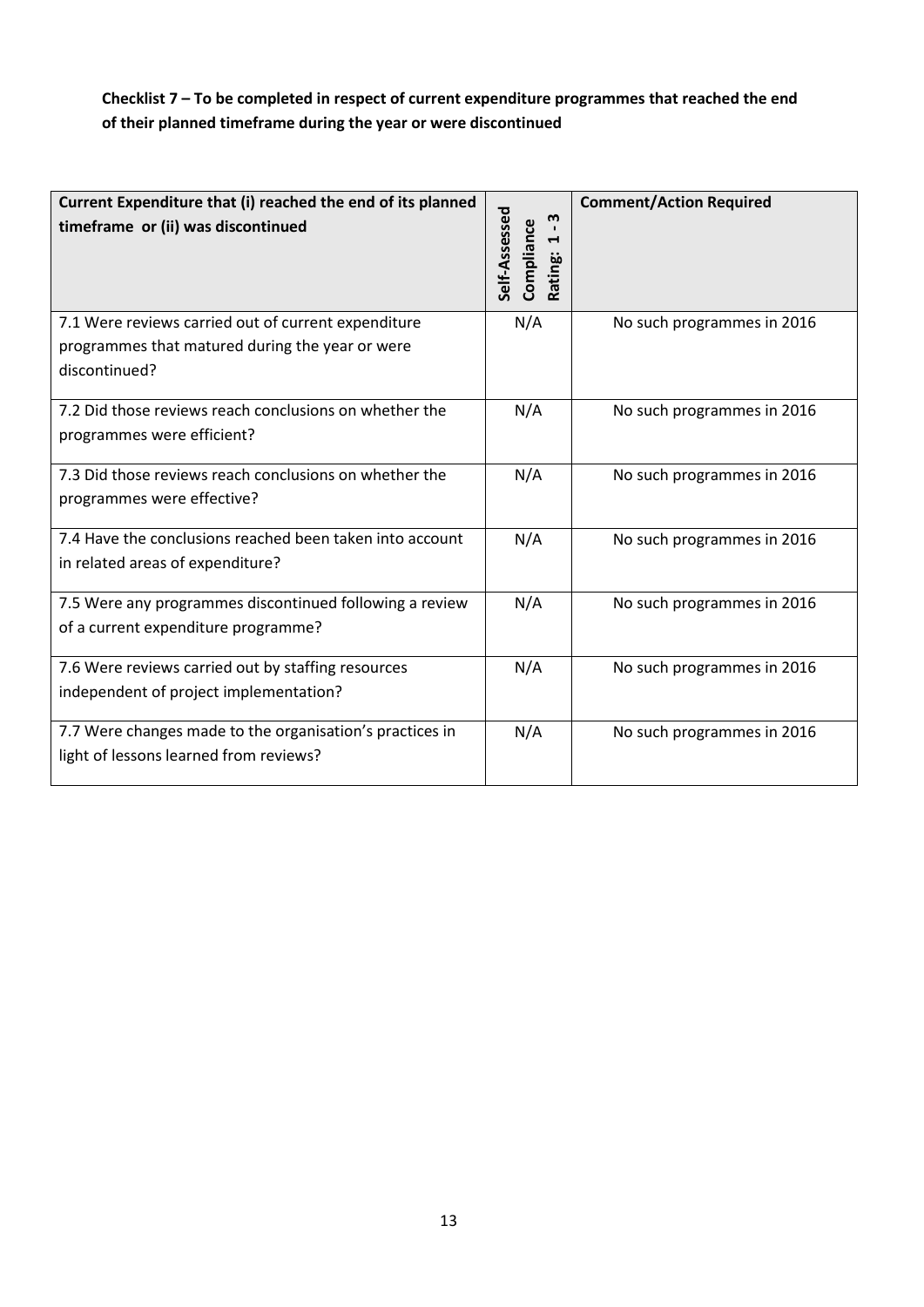**Checklist 7 – To be completed in respect of current expenditure programmes that reached the end of their planned timeframe during the year or were discontinued**

| Current Expenditure that (i) reached the end of its planned timeframe or (ii) was discontinued | Self-Assessed Compliance Rating: 1 - 3 | Comment/Action Required |
|---|---|---|
| 7.1 Were reviews carried out of current expenditure programmes that matured during the year or were discontinued? | N/A | No such programmes in 2016 |
| 7.2 Did those reviews reach conclusions on whether the programmes were efficient? | N/A | No such programmes in 2016 |
| 7.3 Did those reviews reach conclusions on whether the programmes were effective? | N/A | No such programmes in 2016 |
| 7.4 Have the conclusions reached been taken into account in related areas of expenditure? | N/A | No such programmes in 2016 |
| 7.5 Were any programmes discontinued following a review of a current expenditure programme? | N/A | No such programmes in 2016 |
| 7.6 Were reviews carried out by staffing resources independent of project implementation? | N/A | No such programmes in 2016 |
| 7.7 Were changes made to the organisation's practices in light of lessons learned from reviews? | N/A | No such programmes in 2016 |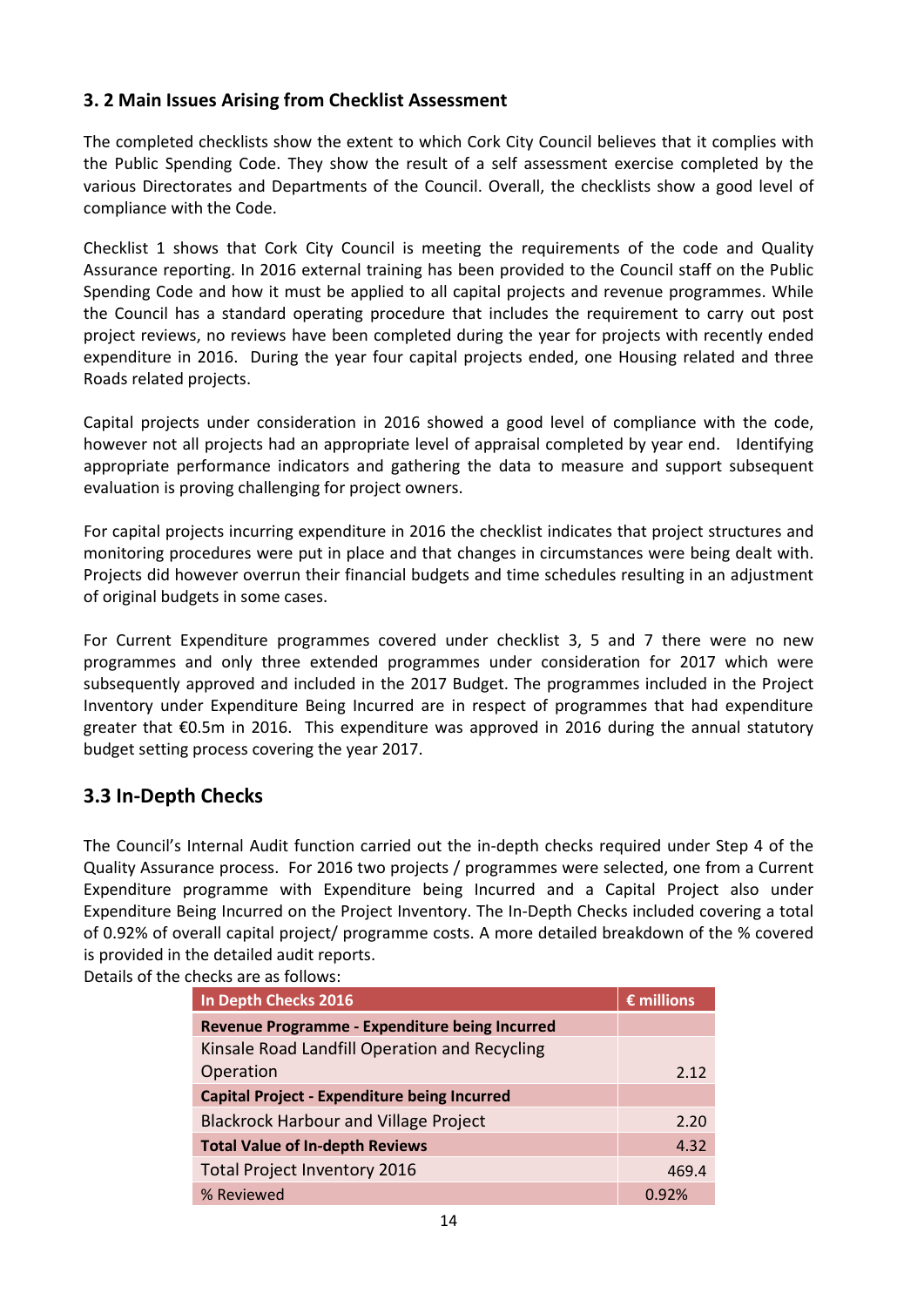## 3. 2 Main Issues Arising from Checklist Assessment

The completed checklists show the extent to which Cork City Council believes that it complies with the Public Spending Code. They show the result of a self assessment exercise completed by the various Directorates and Departments of the Council. Overall, the checklists show a good level of compliance with the Code.

Checklist 1 shows that Cork City Council is meeting the requirements of the code and Quality Assurance reporting. In 2016 external training has been provided to the Council staff on the Public Spending Code and how it must be applied to all capital projects and revenue programmes. While the Council has a standard operating procedure that includes the requirement to carry out post project reviews, no reviews have been completed during the year for projects with recently ended expenditure in 2016. During the year four capital projects ended, one Housing related and three Roads related projects.

Capital projects under consideration in 2016 showed a good level of compliance with the code, however not all projects had an appropriate level of appraisal completed by year end. Identifying appropriate performance indicators and gathering the data to measure and support subsequent evaluation is proving challenging for project owners.

For capital projects incurring expenditure in 2016 the checklist indicates that project structures and monitoring procedures were put in place and that changes in circumstances were being dealt with. Projects did however overrun their financial budgets and time schedules resulting in an adjustment of original budgets in some cases.

For Current Expenditure programmes covered under checklist 3, 5 and 7 there were no new programmes and only three extended programmes under consideration for 2017 which were subsequently approved and included in the 2017 Budget. The programmes included in the Project Inventory under Expenditure Being Incurred are in respect of programmes that had expenditure greater that €0.5m in 2016. This expenditure was approved in 2016 during the annual statutory budget setting process covering the year 2017.

## 3.3 In-Depth Checks

The Council's Internal Audit function carried out the in-depth checks required under Step 4 of the Quality Assurance process. For 2016 two projects / programmes were selected, one from a Current Expenditure programme with Expenditure being Incurred and a Capital Project also under Expenditure Being Incurred on the Project Inventory. The In-Depth Checks included covering a total of 0.92% of overall capital project/ programme costs. A more detailed breakdown of the % covered is provided in the detailed audit reports.

Details of the checks are as follows:

| In Depth Checks 2016 | € millions |
|---|---|
| **Revenue Programme - Expenditure being Incurred** | |
| Kinsale Road Landfill Operation and Recycling Operation | 2.12 |
| **Capital Project - Expenditure being Incurred** | |
| Blackrock Harbour and Village Project | 2.20 |
| **Total Value of In-depth Reviews** | 4.32 |
| Total Project Inventory 2016 | 469.4 |
| % Reviewed | 0.92% |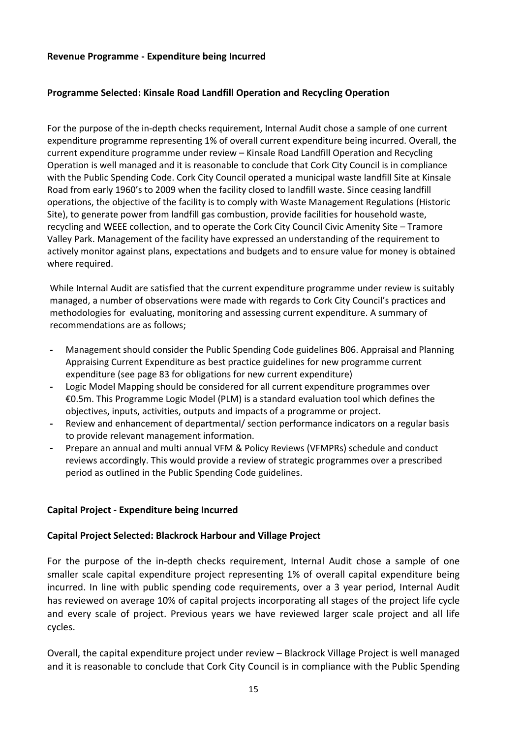**Revenue Programme - Expenditure being Incurred**

**Programme Selected: Kinsale Road Landfill Operation and Recycling Operation**

For the purpose of the in-depth checks requirement, Internal Audit chose a sample of one current expenditure programme representing 1% of overall current expenditure being incurred. Overall, the current expenditure programme under review – Kinsale Road Landfill Operation and Recycling Operation is well managed and it is reasonable to conclude that Cork City Council is in compliance with the Public Spending Code. Cork City Council operated a municipal waste landfill Site at Kinsale Road from early 1960's to 2009 when the facility closed to landfill waste. Since ceasing landfill operations, the objective of the facility is to comply with Waste Management Regulations (Historic Site), to generate power from landfill gas combustion, provide facilities for household waste, recycling and WEEE collection, and to operate the Cork City Council Civic Amenity Site – Tramore Valley Park. Management of the facility have expressed an understanding of the requirement to actively monitor against plans, expectations and budgets and to ensure value for money is obtained where required.

While Internal Audit are satisfied that the current expenditure programme under review is suitably managed, a number of observations were made with regards to Cork City Council's practices and methodologies for evaluating, monitoring and assessing current expenditure. A summary of recommendations are as follows;

- Management should consider the Public Spending Code guidelines B06. Appraisal and Planning Appraising Current Expenditure as best practice guidelines for new programme current expenditure (see page 83 for obligations for new current expenditure)
- Logic Model Mapping should be considered for all current expenditure programmes over €0.5m. This Programme Logic Model (PLM) is a standard evaluation tool which defines the objectives, inputs, activities, outputs and impacts of a programme or project.
- Review and enhancement of departmental/ section performance indicators on a regular basis to provide relevant management information.
- Prepare an annual and multi annual VFM & Policy Reviews (VFMPRs) schedule and conduct reviews accordingly. This would provide a review of strategic programmes over a prescribed period as outlined in the Public Spending Code guidelines.

**Capital Project - Expenditure being Incurred**

**Capital Project Selected: Blackrock Harbour and Village Project**

For the purpose of the in-depth checks requirement, Internal Audit chose a sample of one smaller scale capital expenditure project representing 1% of overall capital expenditure being incurred. In line with public spending code requirements, over a 3 year period, Internal Audit has reviewed on average 10% of capital projects incorporating all stages of the project life cycle and every scale of project. Previous years we have reviewed larger scale project and all life cycles.

Overall, the capital expenditure project under review – Blackrock Village Project is well managed and it is reasonable to conclude that Cork City Council is in compliance with the Public Spending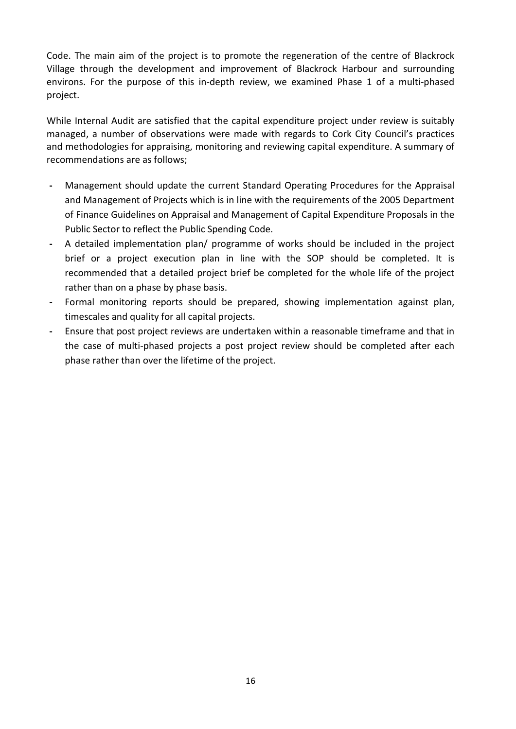Code. The main aim of the project is to promote the regeneration of the centre of Blackrock Village through the development and improvement of Blackrock Harbour and surrounding environs. For the purpose of this in-depth review, we examined Phase 1 of a multi-phased project.

While Internal Audit are satisfied that the capital expenditure project under review is suitably managed, a number of observations were made with regards to Cork City Council's practices and methodologies for appraising, monitoring and reviewing capital expenditure. A summary of recommendations are as follows;

- Management should update the current Standard Operating Procedures for the Appraisal and Management of Projects which is in line with the requirements of the 2005 Department of Finance Guidelines on Appraisal and Management of Capital Expenditure Proposals in the Public Sector to reflect the Public Spending Code.
- A detailed implementation plan/ programme of works should be included in the project brief or a project execution plan in line with the SOP should be completed. It is recommended that a detailed project brief be completed for the whole life of the project rather than on a phase by phase basis.
- Formal monitoring reports should be prepared, showing implementation against plan, timescales and quality for all capital projects.
- Ensure that post project reviews are undertaken within a reasonable timeframe and that in the case of multi-phased projects a post project review should be completed after each phase rather than over the lifetime of the project.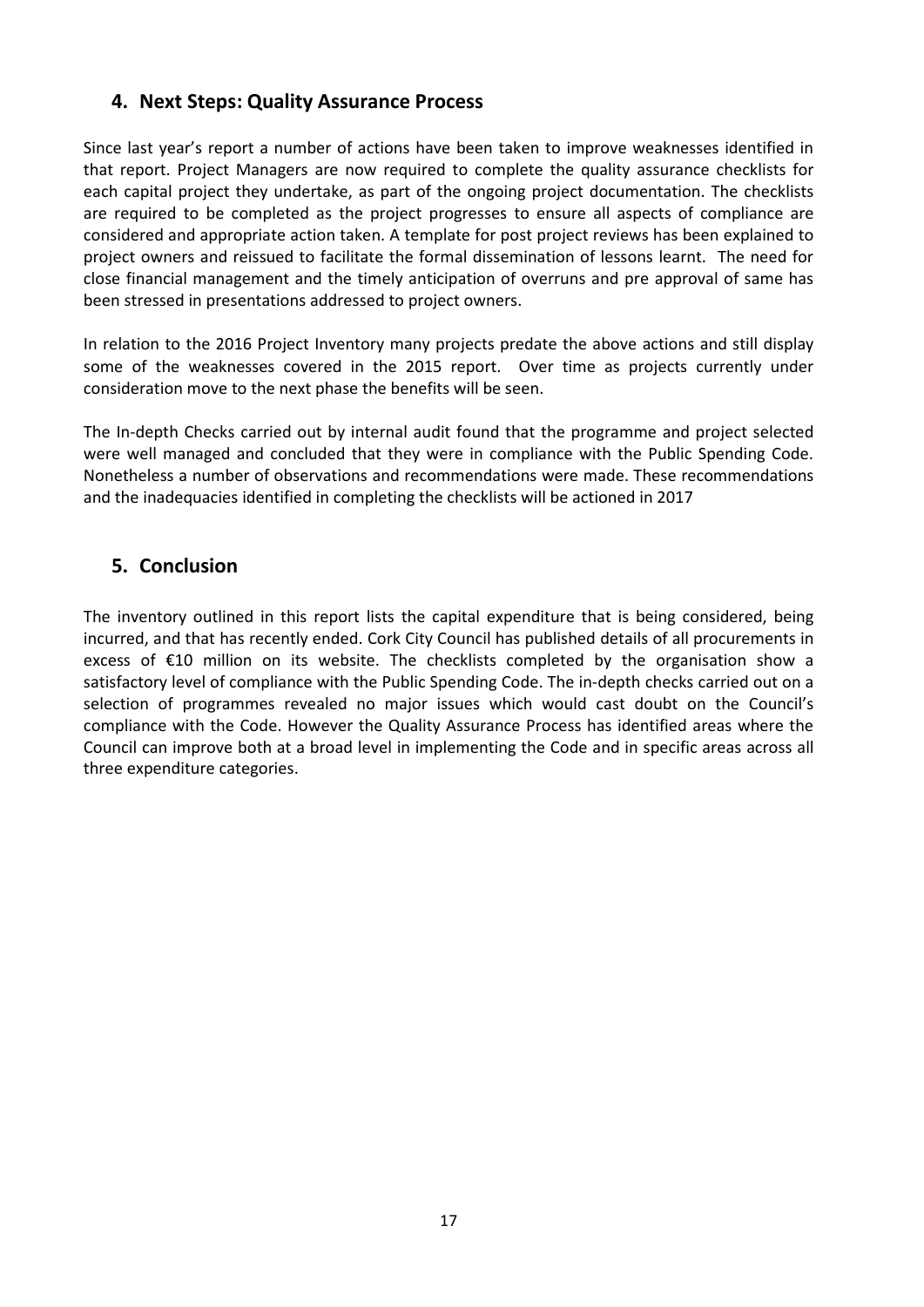## 4. Next Steps: Quality Assurance Process

Since last year's report a number of actions have been taken to improve weaknesses identified in that report. Project Managers are now required to complete the quality assurance checklists for each capital project they undertake, as part of the ongoing project documentation. The checklists are required to be completed as the project progresses to ensure all aspects of compliance are considered and appropriate action taken. A template for post project reviews has been explained to project owners and reissued to facilitate the formal dissemination of lessons learnt. The need for close financial management and the timely anticipation of overruns and pre approval of same has been stressed in presentations addressed to project owners.

In relation to the 2016 Project Inventory many projects predate the above actions and still display some of the weaknesses covered in the 2015 report. Over time as projects currently under consideration move to the next phase the benefits will be seen.

The In-depth Checks carried out by internal audit found that the programme and project selected were well managed and concluded that they were in compliance with the Public Spending Code. Nonetheless a number of observations and recommendations were made. These recommendations and the inadequacies identified in completing the checklists will be actioned in 2017

## 5. Conclusion

The inventory outlined in this report lists the capital expenditure that is being considered, being incurred, and that has recently ended. Cork City Council has published details of all procurements in excess of €10 million on its website. The checklists completed by the organisation show a satisfactory level of compliance with the Public Spending Code. The in-depth checks carried out on a selection of programmes revealed no major issues which would cast doubt on the Council's compliance with the Code. However the Quality Assurance Process has identified areas where the Council can improve both at a broad level in implementing the Code and in specific areas across all three expenditure categories.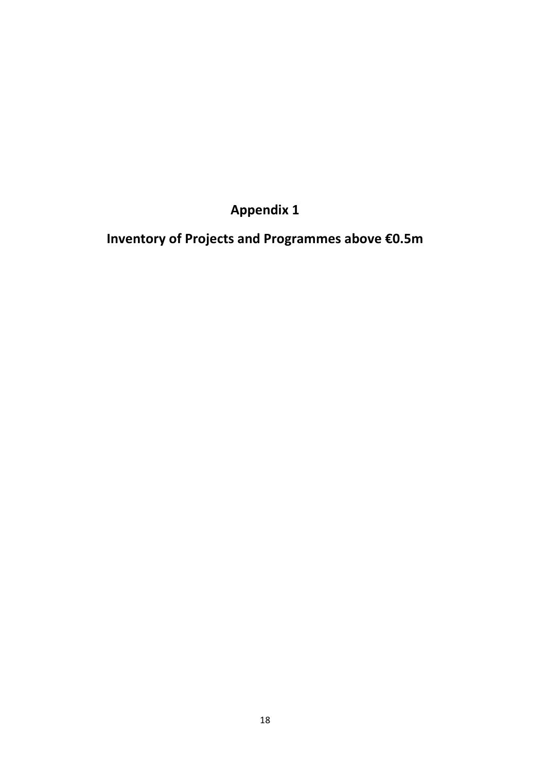# Appendix 1

# Inventory of Projects and Programmes above €0.5m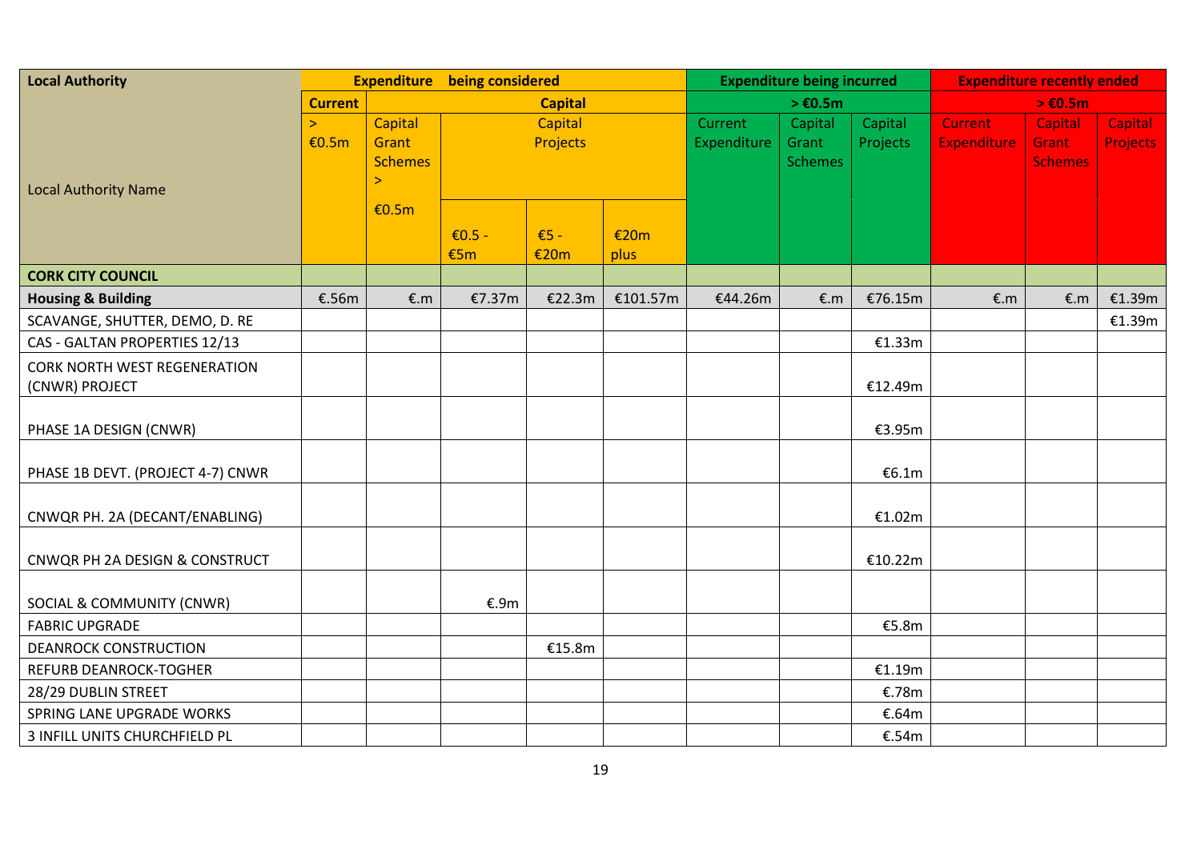| Local Authority | Expenditure being considered | | | | | Expenditure being incurred | | | Expenditure recently ended | | |
|---|---|---|---|---|---|---|---|---|---|---|---|
| | Current | Capital | | | | > €0.5m | | | > €0.5m | | |
| Local Authority Name | > €0.5m | Capital Grant Schemes > €0.5m | Capital Projects | | | Current Expenditure | Capital Grant Schemes | Capital Projects | Current Expenditure | Capital Grant Schemes | Capital Projects |
| | | | €0.5 - €5m | €5 - €20m | €20m plus | | | | | | |
| **CORK CITY COUNCIL** | | | | | | | | | | | |
| **Housing & Building** | €.56m | €.m | €7.37m | €22.3m | €101.57m | €44.26m | €.m | €76.15m | €.m | €.m | €1.39m |
| SCAVANGE, SHUTTER, DEMO, D. RE | | | | | | | | | | | €1.39m |
| CAS - GALTAN PROPERTIES 12/13 | | | | | | | | €1.33m | | | |
| CORK NORTH WEST REGENERATION (CNWR) PROJECT | | | | | | | | €12.49m | | | |
| PHASE 1A DESIGN (CNWR) | | | | | | | | €3.95m | | | |
| PHASE 1B DEVT. (PROJECT 4-7) CNWR | | | | | | | | €6.1m | | | |
| CNWQR PH. 2A (DECANT/ENABLING) | | | | | | | | €1.02m | | | |
| CNWQR PH 2A DESIGN & CONSTRUCT | | | | | | | | €10.22m | | | |
| SOCIAL & COMMUNITY (CNWR) | | | €.9m | | | | | | | | |
| FABRIC UPGRADE | | | | | | | | €5.8m | | | |
| DEANROCK CONSTRUCTION | | | | €15.8m | | | | | | | |
| REFURB DEANROCK-TOGHER | | | | | | | | €1.19m | | | |
| 28/29 DUBLIN STREET | | | | | | | | €.78m | | | |
| SPRING LANE UPGRADE WORKS | | | | | | | | €.64m | | | |
| 3 INFILL UNITS CHURCHFIELD PL | | | | | | | | €.54m | | | |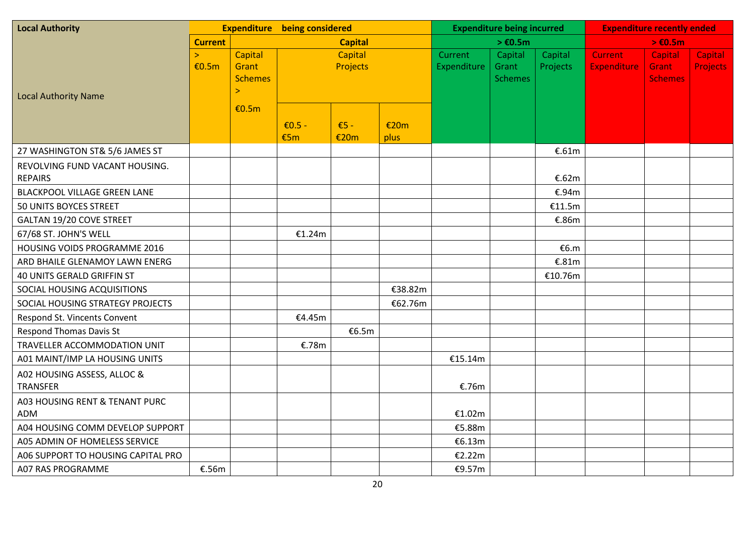| Local Authority | Expenditure being considered | | | | | Expenditure being incurred | | | Expenditure recently ended | | |
|---|---|---|---|---|---|---|---|---|---|---|---|
| | Current | Capital | | | | > €0.5m | | | > €0.5m | | |
| Local Authority Name | > €0.5m | Capital Grant Schemes > €0.5m | Capital Projects | | | Current Expenditure | Capital Grant Schemes | Capital Projects | Current Expenditure | Capital Grant Schemes | Capital Projects |
| | | | €0.5 - €5m | €5 - €20m | €20m plus | | | | | | |
| 27 WASHINGTON ST& 5/6 JAMES ST | | | | | | | | €.61m | | | |
| REVOLVING FUND VACANT HOUSING. REPAIRS | | | | | | | | €.62m | | | |
| BLACKPOOL VILLAGE GREEN LANE | | | | | | | | €.94m | | | |
| 50 UNITS BOYCES STREET | | | | | | | | €11.5m | | | |
| GALTAN 19/20 COVE STREET | | | | | | | | €.86m | | | |
| 67/68 ST. JOHN'S WELL | | | €1.24m | | | | | | | | |
| HOUSING VOIDS PROGRAMME 2016 | | | | | | | | €6.m | | | |
| ARD BHAILE GLENAMOY LAWN ENERG | | | | | | | | €.81m | | | |
| 40 UNITS GERALD GRIFFIN ST | | | | | | | | €10.76m | | | |
| SOCIAL HOUSING ACQUISITIONS | | | | | €38.82m | | | | | | |
| SOCIAL HOUSING STRATEGY PROJECTS | | | | | €62.76m | | | | | | |
| Respond St. Vincents Convent | | | €4.45m | | | | | | | | |
| Respond Thomas Davis St | | | | €6.5m | | | | | | | |
| TRAVELLER ACCOMMODATION UNIT | | | €.78m | | | | | | | | |
| A01 MAINT/IMP LA HOUSING UNITS | | | | | | €15.14m | | | | | |
| A02 HOUSING ASSESS, ALLOC & TRANSFER | | | | | | €.76m | | | | | |
| A03 HOUSING RENT & TENANT PURC ADM | | | | | | €1.02m | | | | | |
| A04 HOUSING COMM DEVELOP SUPPORT | | | | | | €5.88m | | | | | |
| A05 ADMIN OF HOMELESS SERVICE | | | | | | €6.13m | | | | | |
| A06 SUPPORT TO HOUSING CAPITAL PRO | | | | | | €2.22m | | | | | |
| A07 RAS PROGRAMME | €.56m | | | | | €9.57m | | | | | |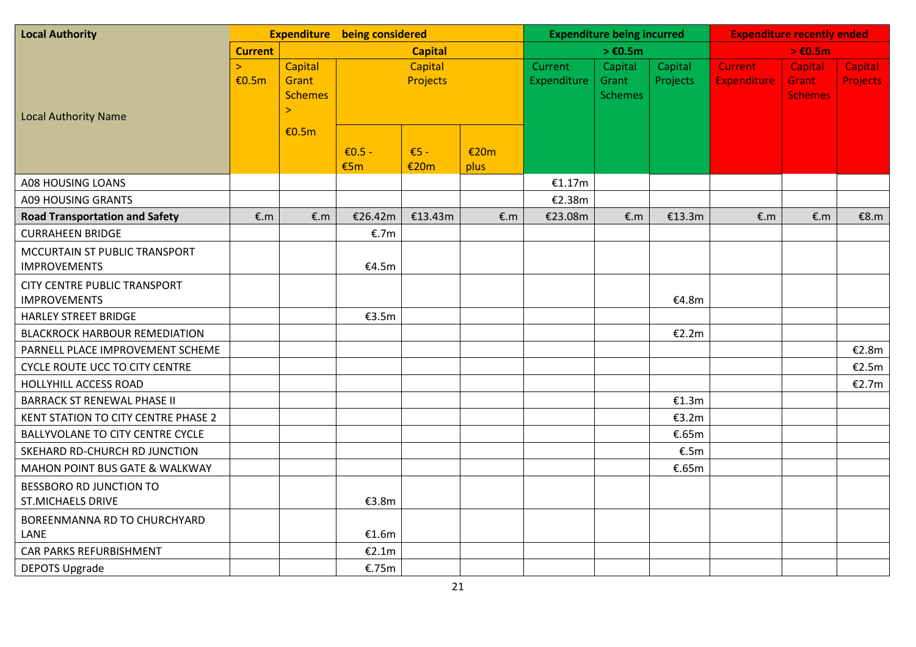| Local Authority | Expenditure being considered | | | | | Expenditure being incurred | | | Expenditure recently ended | | |
|---|---|---|---|---|---|---|---|---|---|---|---|
| | Current | Capital | | | | > €0.5m | | | > €0.5m | | |
| Local Authority Name | > €0.5m | Capital Grant Schemes > €0.5m | Capital Projects | | | Current Expenditure | Capital Grant Schemes | Capital Projects | Current Expenditure | Capital Grant Schemes | Capital Projects |
| | | | €0.5 - €5m | €5 - €20m | €20m plus | | | | | | |
| A08 HOUSING LOANS | | | | | | €1.17m | | | | | |
| A09 HOUSING GRANTS | | | | | | €2.38m | | | | | |
| **Road Transportation and Safety** | €.m | €.m | €26.42m | €13.43m | €.m | €23.08m | €.m | €13.3m | €.m | €.m | €8.m |
| CURRAHEEN BRIDGE | | | €.7m | | | | | | | | |
| MCCURTAIN ST PUBLIC TRANSPORT IMPROVEMENTS | | | €4.5m | | | | | | | | |
| CITY CENTRE PUBLIC TRANSPORT IMPROVEMENTS | | | | | | | | €4.8m | | | |
| HARLEY STREET BRIDGE | | | €3.5m | | | | | | | | |
| BLACKROCK HARBOUR REMEDIATION | | | | | | | | €2.2m | | | |
| PARNELL PLACE IMPROVEMENT SCHEME | | | | | | | | | | | €2.8m |
| CYCLE ROUTE UCC TO CITY CENTRE | | | | | | | | | | | €2.5m |
| HOLLYHILL ACCESS ROAD | | | | | | | | | | | €2.7m |
| BARRACK ST RENEWAL PHASE II | | | | | | | | €1.3m | | | |
| KENT STATION TO CITY CENTRE PHASE 2 | | | | | | | | €3.2m | | | |
| BALLYVOLANE TO CITY CENTRE CYCLE | | | | | | | | €.65m | | | |
| SKEHARD RD-CHURCH RD JUNCTION | | | | | | | | €.5m | | | |
| MAHON POINT BUS GATE & WALKWAY | | | | | | | | €.65m | | | |
| BESSBORO RD JUNCTION TO ST.MICHAELS DRIVE | | | €3.8m | | | | | | | | |
| BOREENMANNA RD TO CHURCHYARD LANE | | | €1.6m | | | | | | | | |
| CAR PARKS REFURBISHMENT | | | €2.1m | | | | | | | | |
| DEPOTS Upgrade | | | €.75m | | | | | | | | |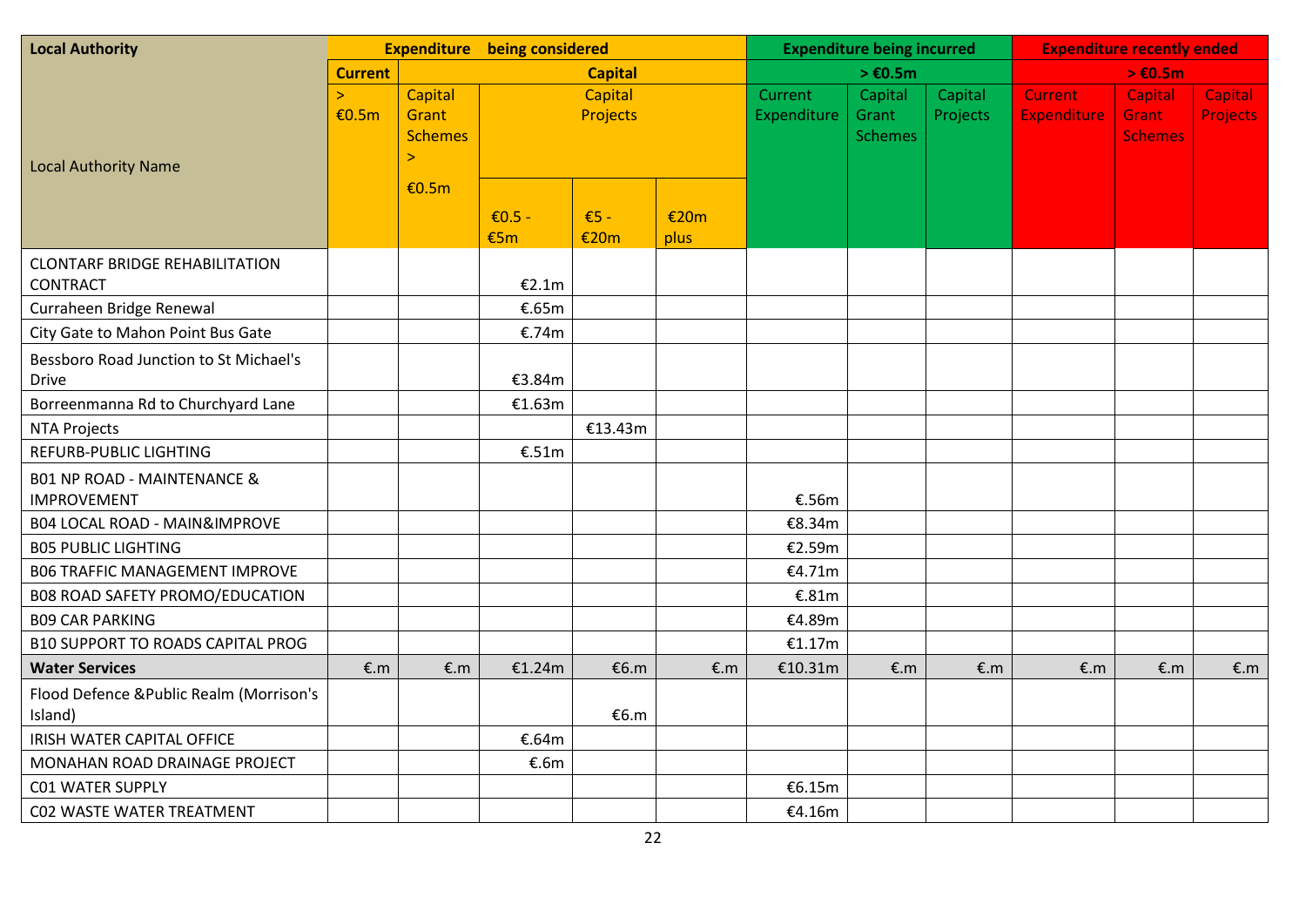| Local Authority | Expenditure being considered | | | | | Expenditure being incurred | | | Expenditure recently ended | | |
|---|---|---|---|---|---|---|---|---|---|---|---|
| | Current | Capital | | | | > €0.5m | | | > €0.5m | | |
| Local Authority Name | > €0.5m | Capital Grant Schemes > €0.5m | Capital Projects | | | Current Expenditure | Capital Grant Schemes | Capital Projects | Current Expenditure | Capital Grant Schemes | Capital Projects |
| | | | €0.5 - €5m | €5 - €20m | €20m plus | | | | | | |
| CLONTARF BRIDGE REHABILITATION CONTRACT | | | €2.1m | | | | | | | | |
| Curraheen Bridge Renewal | | | €.65m | | | | | | | | |
| City Gate to Mahon Point Bus Gate | | | €.74m | | | | | | | | |
| Bessboro Road Junction to St Michael's Drive | | | €3.84m | | | | | | | | |
| Borreenmanna Rd to Churchyard Lane | | | €1.63m | | | | | | | | |
| NTA Projects | | | | €13.43m | | | | | | | |
| REFURB-PUBLIC LIGHTING | | | €.51m | | | | | | | | |
| B01 NP ROAD - MAINTENANCE & IMPROVEMENT | | | | | | €.56m | | | | | |
| B04 LOCAL ROAD - MAIN&IMPROVE | | | | | | €8.34m | | | | | |
| B05 PUBLIC LIGHTING | | | | | | €2.59m | | | | | |
| B06 TRAFFIC MANAGEMENT IMPROVE | | | | | | €4.71m | | | | | |
| B08 ROAD SAFETY PROMO/EDUCATION | | | | | | €.81m | | | | | |
| B09 CAR PARKING | | | | | | €4.89m | | | | | |
| B10 SUPPORT TO ROADS CAPITAL PROG | | | | | | €1.17m | | | | | |
| **Water Services** | €.m | €.m | €1.24m | €6.m | €.m | €10.31m | €.m | €.m | €.m | €.m | €.m |
| Flood Defence &Public Realm (Morrison's Island) | | | | €6.m | | | | | | | |
| IRISH WATER CAPITAL OFFICE | | | €.64m | | | | | | | | |
| MONAHAN ROAD DRAINAGE PROJECT | | | €.6m | | | | | | | | |
| C01 WATER SUPPLY | | | | | | €6.15m | | | | | |
| C02 WASTE WATER TREATMENT | | | | | | €4.16m | | | | | |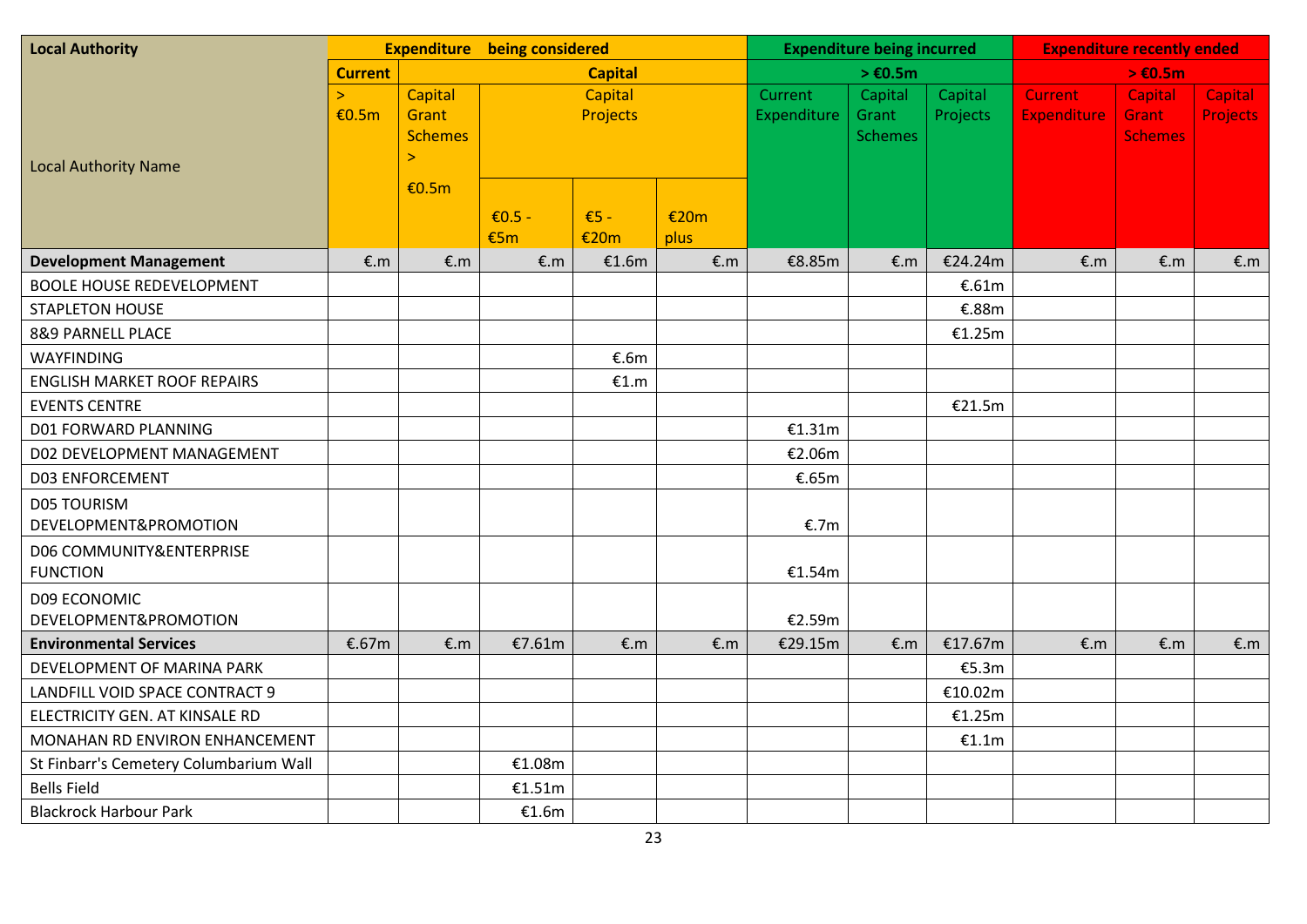| Local Authority | Expenditure being considered | | | | | Expenditure being incurred | | | Expenditure recently ended | | |
|---|---|---|---|---|---|---|---|---|---|---|---|
| | Current | Capital | | | | > €0.5m | | | > €0.5m | | |
| Local Authority Name | > €0.5m | Capital Grant Schemes > €0.5m | Capital Projects | | | Current Expenditure | Capital Grant Schemes | Capital Projects | Current Expenditure | Capital Grant Schemes | Capital Projects |
| | | | €0.5 - €5m | €5 - €20m | €20m plus | | | | | | |
| **Development Management** | €.m | €.m | €.m | €1.6m | €.m | €8.85m | €.m | €24.24m | €.m | €.m | €.m |
| BOOLE HOUSE REDEVELOPMENT | | | | | | | | €.61m | | | |
| STAPLETON HOUSE | | | | | | | | €.88m | | | |
| 8&9 PARNELL PLACE | | | | | | | | €1.25m | | | |
| WAYFINDING | | | | €.6m | | | | | | | |
| ENGLISH MARKET ROOF REPAIRS | | | | €1.m | | | | | | | |
| EVENTS CENTRE | | | | | | | | €21.5m | | | |
| D01 FORWARD PLANNING | | | | | | €1.31m | | | | | |
| D02 DEVELOPMENT MANAGEMENT | | | | | | €2.06m | | | | | |
| D03 ENFORCEMENT | | | | | | €.65m | | | | | |
| D05 TOURISM DEVELOPMENT&PROMOTION | | | | | | €.7m | | | | | |
| D06 COMMUNITY&ENTERPRISE FUNCTION | | | | | | €1.54m | | | | | |
| D09 ECONOMIC DEVELOPMENT&PROMOTION | | | | | | €2.59m | | | | | |
| **Environmental Services** | €.67m | €.m | €7.61m | €.m | €.m | €29.15m | €.m | €17.67m | €.m | €.m | €.m |
| DEVELOPMENT OF MARINA PARK | | | | | | | | €5.3m | | | |
| LANDFILL VOID SPACE CONTRACT 9 | | | | | | | | €10.02m | | | |
| ELECTRICITY GEN. AT KINSALE RD | | | | | | | | €1.25m | | | |
| MONAHAN RD ENVIRON ENHANCEMENT | | | | | | | | €1.1m | | | |
| St Finbarr's Cemetery Columbarium Wall | | | €1.08m | | | | | | | | |
| Bells Field | | | €1.51m | | | | | | | | |
| Blackrock Harbour Park | | | €1.6m | | | | | | | | |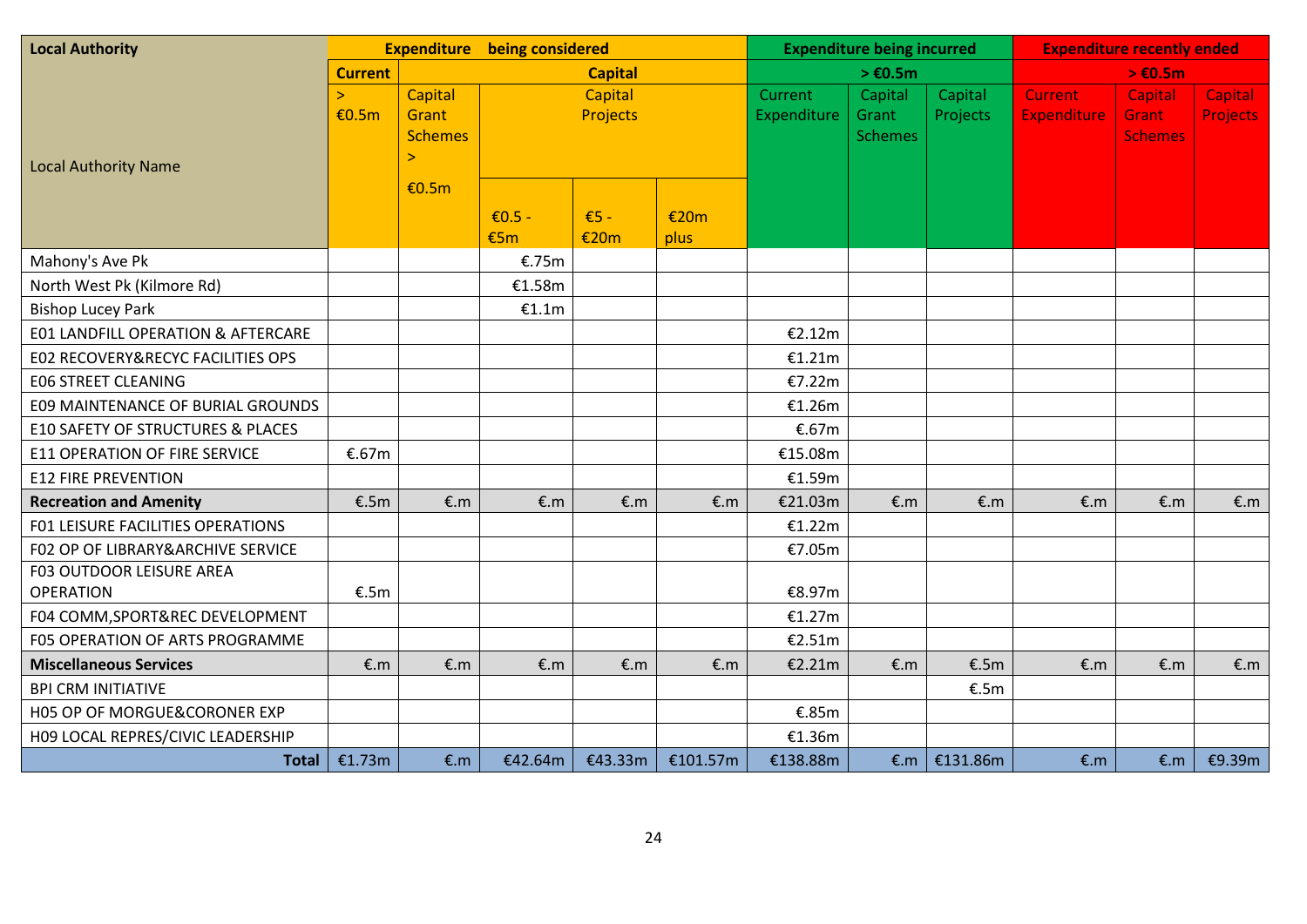| Local Authority | Expenditure being considered | | | | | Expenditure being incurred | | | Expenditure recently ended | | |
|---|---|---|---|---|---|---|---|---|---|---|---|
| | Current | Capital | | | | > €0.5m | | | > €0.5m | | |
| Local Authority Name | > €0.5m | Capital Grant Schemes > €0.5m | Capital Projects | | | Current Expenditure | Capital Grant Schemes | Capital Projects | Current Expenditure | Capital Grant Schemes | Capital Projects |
| | | | €0.5 - €5m | €5 - €20m | €20m plus | | | | | | |
| Mahony's Ave Pk | | | €.75m | | | | | | | | |
| North West Pk (Kilmore Rd) | | | €1.58m | | | | | | | | |
| Bishop Lucey Park | | | €1.1m | | | | | | | | |
| E01 LANDFILL OPERATION & AFTERCARE | | | | | | €2.12m | | | | | |
| E02 RECOVERY&RECYC FACILITIES OPS | | | | | | €1.21m | | | | | |
| E06 STREET CLEANING | | | | | | €7.22m | | | | | |
| E09 MAINTENANCE OF BURIAL GROUNDS | | | | | | €1.26m | | | | | |
| E10 SAFETY OF STRUCTURES & PLACES | | | | | | €.67m | | | | | |
| E11 OPERATION OF FIRE SERVICE | €.67m | | | | | €15.08m | | | | | |
| E12 FIRE PREVENTION | | | | | | €1.59m | | | | | |
| **Recreation and Amenity** | €.5m | €.m | €.m | €.m | €.m | €21.03m | €.m | €.m | €.m | €.m | €.m |
| F01 LEISURE FACILITIES OPERATIONS | | | | | | €1.22m | | | | | |
| F02 OP OF LIBRARY&ARCHIVE SERVICE | | | | | | €7.05m | | | | | |
| F03 OUTDOOR LEISURE AREA OPERATION | €.5m | | | | | €8.97m | | | | | |
| F04 COMM,SPORT&REC DEVELOPMENT | | | | | | €1.27m | | | | | |
| F05 OPERATION OF ARTS PROGRAMME | | | | | | €2.51m | | | | | |
| **Miscellaneous Services** | €.m | €.m | €.m | €.m | €.m | €2.21m | €.m | €.5m | €.m | €.m | €.m |
| BPI CRM INITIATIVE | | | | | | | | €.5m | | | |
| H05 OP OF MORGUE&CORONER EXP | | | | | | €.85m | | | | | |
| H09 LOCAL REPRES/CIVIC LEADERSHIP | | | | | | €1.36m | | | | | |
| **Total** | €1.73m | €.m | €42.64m | €43.33m | €101.57m | €138.88m | €.m | €131.86m | €.m | €.m | €9.39m |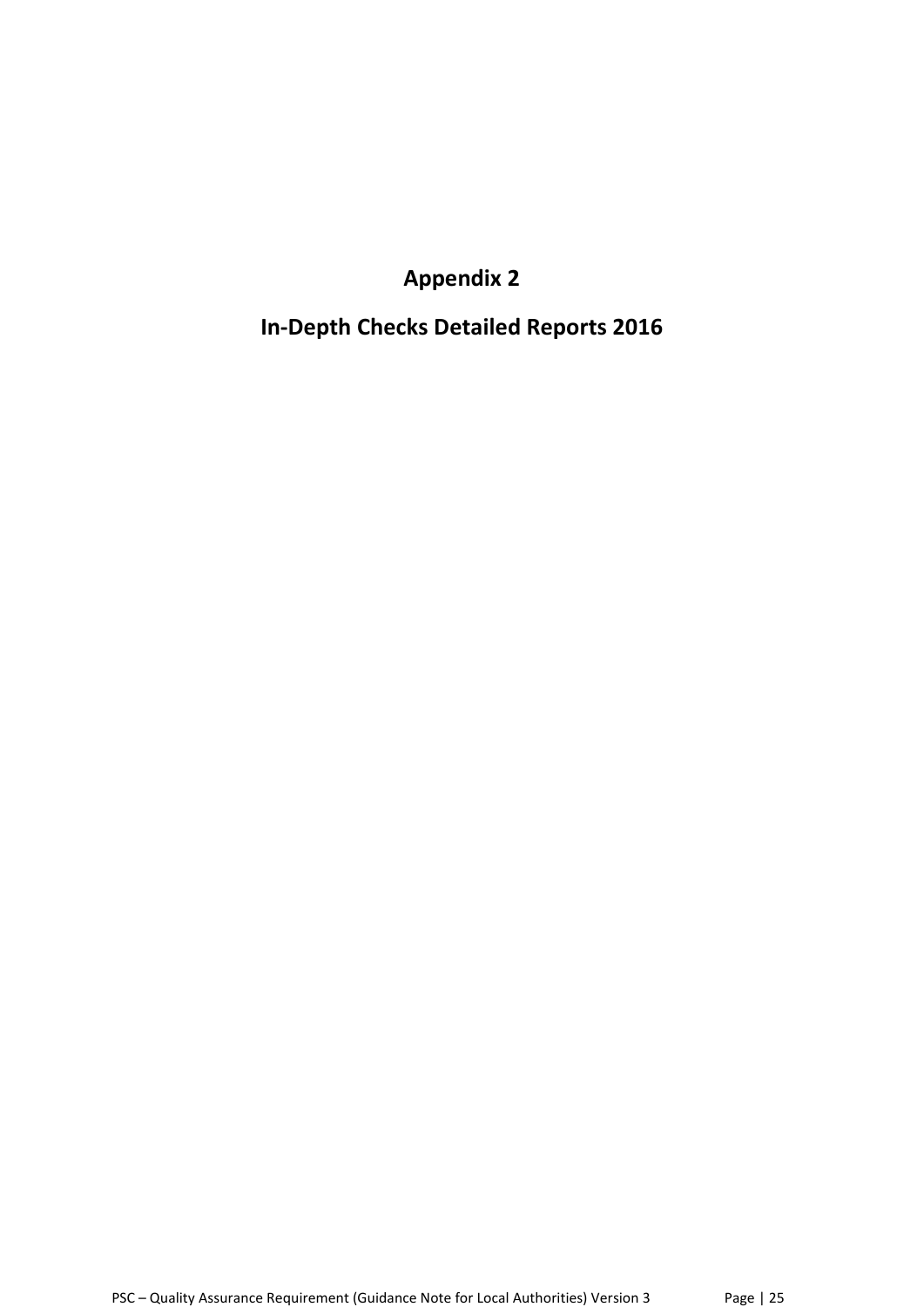# Appendix 2

# In-Depth Checks Detailed Reports 2016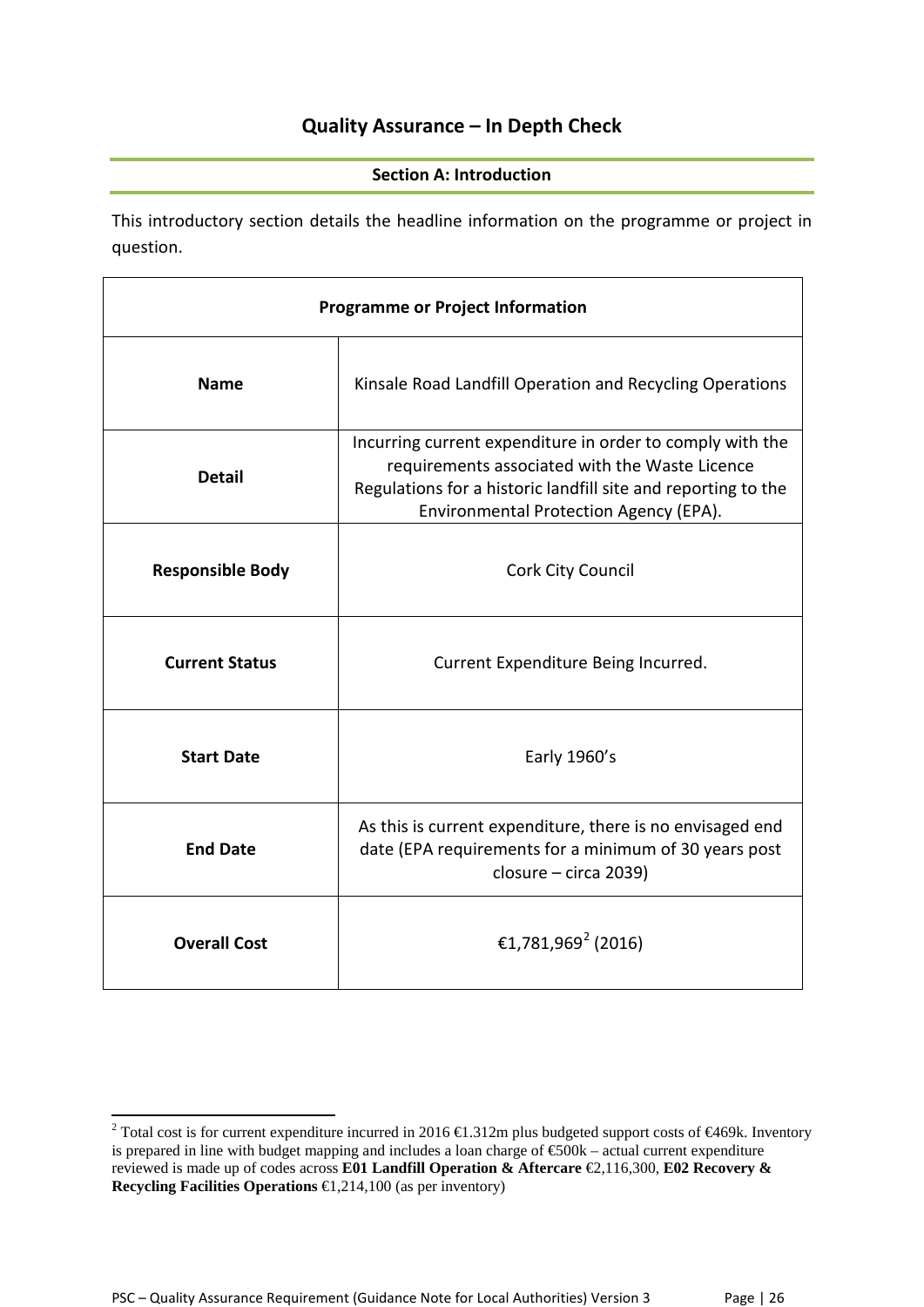## Quality Assurance – In Depth Check

### Section A: Introduction

This introductory section details the headline information on the programme or project in question.

| Programme or Project Information | |
|---|---|
| **Name** | Kinsale Road Landfill Operation and Recycling Operations |
| **Detail** | Incurring current expenditure in order to comply with the requirements associated with the Waste Licence Regulations for a historic landfill site and reporting to the Environmental Protection Agency (EPA). |
| **Responsible Body** | Cork City Council |
| **Current Status** | Current Expenditure Being Incurred. |
| **Start Date** | Early 1960's |
| **End Date** | As this is current expenditure, there is no envisaged end date (EPA requirements for a minimum of 30 years post closure – circa 2039) |
| **Overall Cost** | €1,781,969[2] (2016) |

---

[2] Total cost is for current expenditure incurred in 2016 €1.312m plus budgeted support costs of €469k. Inventory is prepared in line with budget mapping and includes a loan charge of €500k – actual current expenditure reviewed is made up of codes across **E01 Landfill Operation & Aftercare** €2,116,300, **E02 Recovery & Recycling Facilities Operations** €1,214,100 (as per inventory)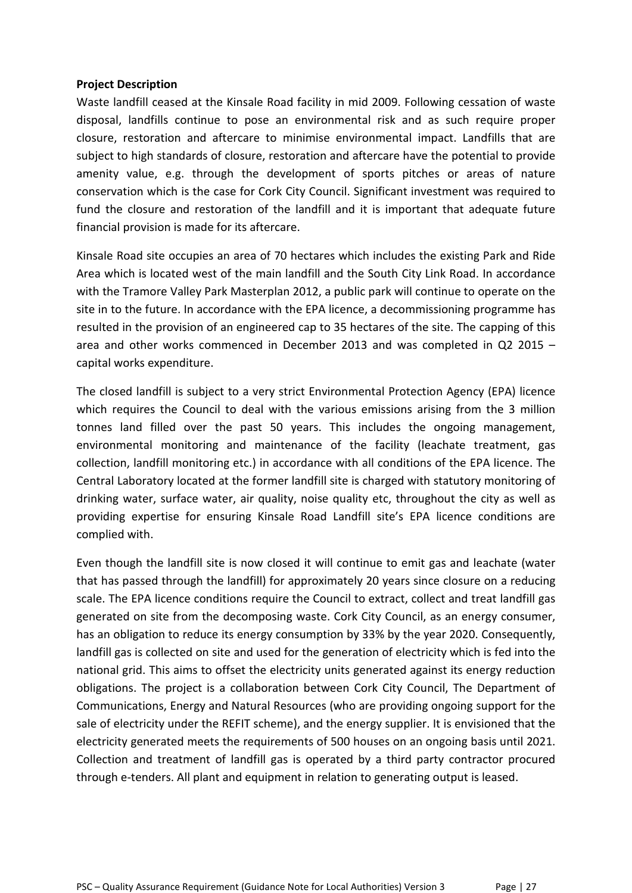**Project Description**

Waste landfill ceased at the Kinsale Road facility in mid 2009. Following cessation of waste disposal, landfills continue to pose an environmental risk and as such require proper closure, restoration and aftercare to minimise environmental impact. Landfills that are subject to high standards of closure, restoration and aftercare have the potential to provide amenity value, e.g. through the development of sports pitches or areas of nature conservation which is the case for Cork City Council. Significant investment was required to fund the closure and restoration of the landfill and it is important that adequate future financial provision is made for its aftercare.

Kinsale Road site occupies an area of 70 hectares which includes the existing Park and Ride Area which is located west of the main landfill and the South City Link Road. In accordance with the Tramore Valley Park Masterplan 2012, a public park will continue to operate on the site in to the future. In accordance with the EPA licence, a decommissioning programme has resulted in the provision of an engineered cap to 35 hectares of the site. The capping of this area and other works commenced in December 2013 and was completed in Q2 2015 – capital works expenditure.

The closed landfill is subject to a very strict Environmental Protection Agency (EPA) licence which requires the Council to deal with the various emissions arising from the 3 million tonnes land filled over the past 50 years. This includes the ongoing management, environmental monitoring and maintenance of the facility (leachate treatment, gas collection, landfill monitoring etc.) in accordance with all conditions of the EPA licence. The Central Laboratory located at the former landfill site is charged with statutory monitoring of drinking water, surface water, air quality, noise quality etc, throughout the city as well as providing expertise for ensuring Kinsale Road Landfill site's EPA licence conditions are complied with.

Even though the landfill site is now closed it will continue to emit gas and leachate (water that has passed through the landfill) for approximately 20 years since closure on a reducing scale. The EPA licence conditions require the Council to extract, collect and treat landfill gas generated on site from the decomposing waste. Cork City Council, as an energy consumer, has an obligation to reduce its energy consumption by 33% by the year 2020. Consequently, landfill gas is collected on site and used for the generation of electricity which is fed into the national grid. This aims to offset the electricity units generated against its energy reduction obligations. The project is a collaboration between Cork City Council, The Department of Communications, Energy and Natural Resources (who are providing ongoing support for the sale of electricity under the REFIT scheme), and the energy supplier. It is envisioned that the electricity generated meets the requirements of 500 houses on an ongoing basis until 2021. Collection and treatment of landfill gas is operated by a third party contractor procured through e-tenders. All plant and equipment in relation to generating output is leased.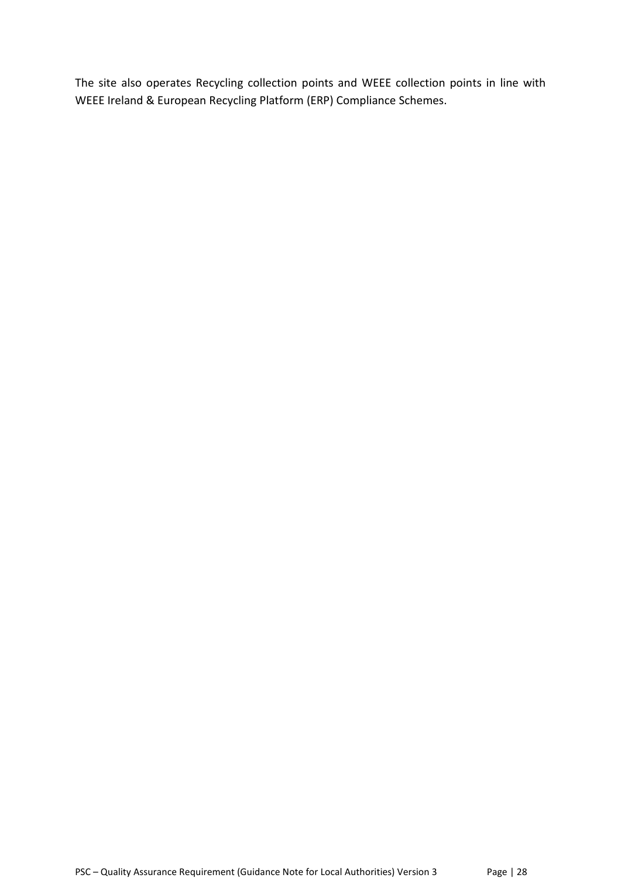The site also operates Recycling collection points and WEEE collection points in line with WEEE Ireland & European Recycling Platform (ERP) Compliance Schemes.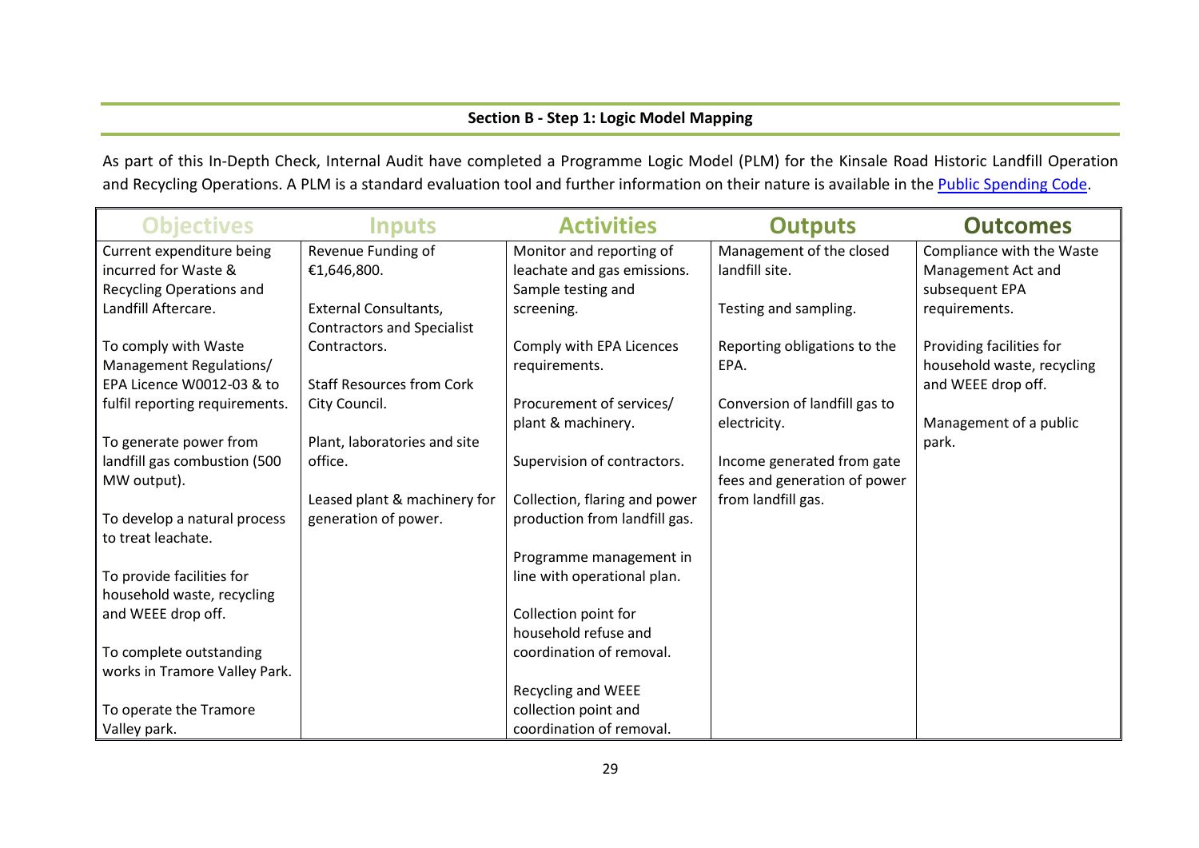## Section B - Step 1: Logic Model Mapping

As part of this In-Depth Check, Internal Audit have completed a Programme Logic Model (PLM) for the Kinsale Road Historic Landfill Operation and Recycling Operations. A PLM is a standard evaluation tool and further information on their nature is available in the Public Spending Code.

| Objectives | Inputs | Activities | Outputs | Outcomes |
|---|---|---|---|---|
| Current expenditure being incurred for Waste & Recycling Operations and Landfill Aftercare.<br><br>To comply with Waste Management Regulations/ EPA Licence W0012-03 & to fulfil reporting requirements.<br><br>To generate power from landfill gas combustion (500 MW output).<br><br>To develop a natural process to treat leachate.<br><br>To provide facilities for household waste, recycling and WEEE drop off.<br><br>To complete outstanding works in Tramore Valley Park.<br><br>To operate the Tramore Valley park. | Revenue Funding of €1,646,800.<br><br>External Consultants, Contractors and Specialist Contractors.<br><br>Staff Resources from Cork City Council.<br><br>Plant, laboratories and site office.<br><br>Leased plant & machinery for generation of power. | Monitor and reporting of leachate and gas emissions. Sample testing and screening.<br><br>Comply with EPA Licences requirements.<br><br>Procurement of services/ plant & machinery.<br><br>Supervision of contractors.<br><br>Collection, flaring and power production from landfill gas.<br><br>Programme management in line with operational plan.<br><br>Collection point for household refuse and coordination of removal.<br><br>Recycling and WEEE collection point and coordination of removal. | Management of the closed landfill site.<br><br>Testing and sampling.<br><br>Reporting obligations to the EPA.<br><br>Conversion of landfill gas to electricity.<br><br>Income generated from gate fees and generation of power from landfill gas. | Compliance with the Waste Management Act and subsequent EPA requirements.<br><br>Providing facilities for household waste, recycling and WEEE drop off.<br><br>Management of a public park. |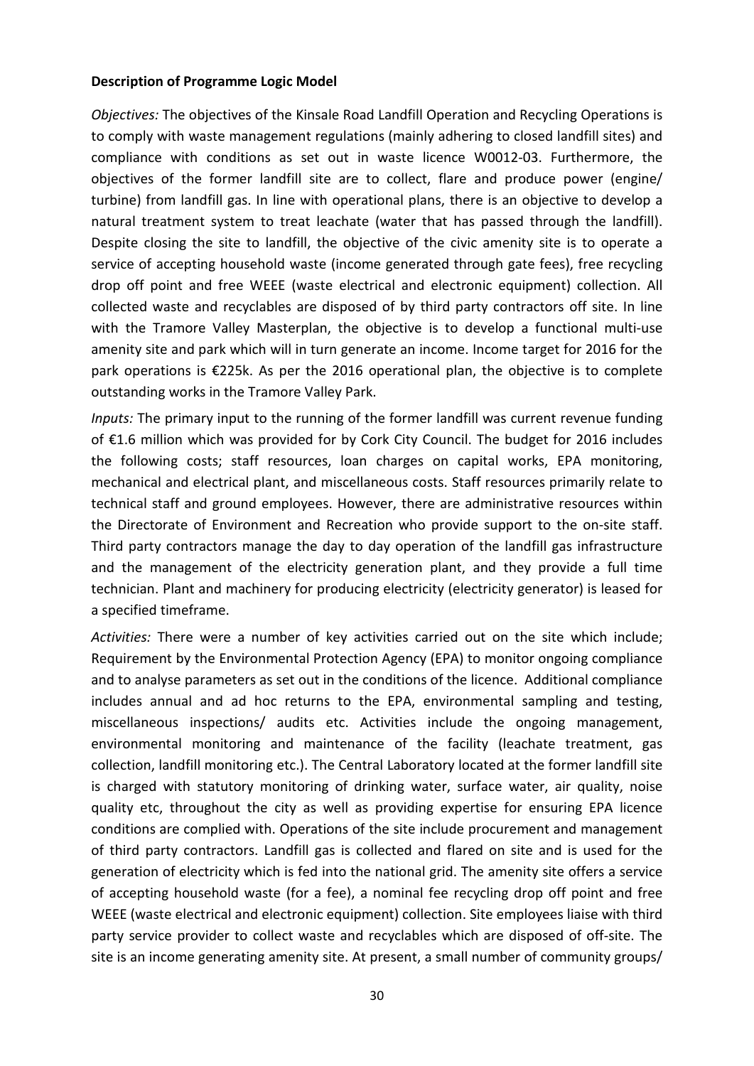**Description of Programme Logic Model**

*Objectives:* The objectives of the Kinsale Road Landfill Operation and Recycling Operations is to comply with waste management regulations (mainly adhering to closed landfill sites) and compliance with conditions as set out in waste licence W0012-03. Furthermore, the objectives of the former landfill site are to collect, flare and produce power (engine/ turbine) from landfill gas. In line with operational plans, there is an objective to develop a natural treatment system to treat leachate (water that has passed through the landfill). Despite closing the site to landfill, the objective of the civic amenity site is to operate a service of accepting household waste (income generated through gate fees), free recycling drop off point and free WEEE (waste electrical and electronic equipment) collection. All collected waste and recyclables are disposed of by third party contractors off site. In line with the Tramore Valley Masterplan, the objective is to develop a functional multi-use amenity site and park which will in turn generate an income. Income target for 2016 for the park operations is €225k. As per the 2016 operational plan, the objective is to complete outstanding works in the Tramore Valley Park.

*Inputs:* The primary input to the running of the former landfill was current revenue funding of €1.6 million which was provided for by Cork City Council. The budget for 2016 includes the following costs; staff resources, loan charges on capital works, EPA monitoring, mechanical and electrical plant, and miscellaneous costs. Staff resources primarily relate to technical staff and ground employees. However, there are administrative resources within the Directorate of Environment and Recreation who provide support to the on-site staff. Third party contractors manage the day to day operation of the landfill gas infrastructure and the management of the electricity generation plant, and they provide a full time technician. Plant and machinery for producing electricity (electricity generator) is leased for a specified timeframe.

*Activities:* There were a number of key activities carried out on the site which include; Requirement by the Environmental Protection Agency (EPA) to monitor ongoing compliance and to analyse parameters as set out in the conditions of the licence. Additional compliance includes annual and ad hoc returns to the EPA, environmental sampling and testing, miscellaneous inspections/ audits etc. Activities include the ongoing management, environmental monitoring and maintenance of the facility (leachate treatment, gas collection, landfill monitoring etc.). The Central Laboratory located at the former landfill site is charged with statutory monitoring of drinking water, surface water, air quality, noise quality etc, throughout the city as well as providing expertise for ensuring EPA licence conditions are complied with. Operations of the site include procurement and management of third party contractors. Landfill gas is collected and flared on site and is used for the generation of electricity which is fed into the national grid. The amenity site offers a service of accepting household waste (for a fee), a nominal fee recycling drop off point and free WEEE (waste electrical and electronic equipment) collection. Site employees liaise with third party service provider to collect waste and recyclables which are disposed of off-site. The site is an income generating amenity site. At present, a small number of community groups/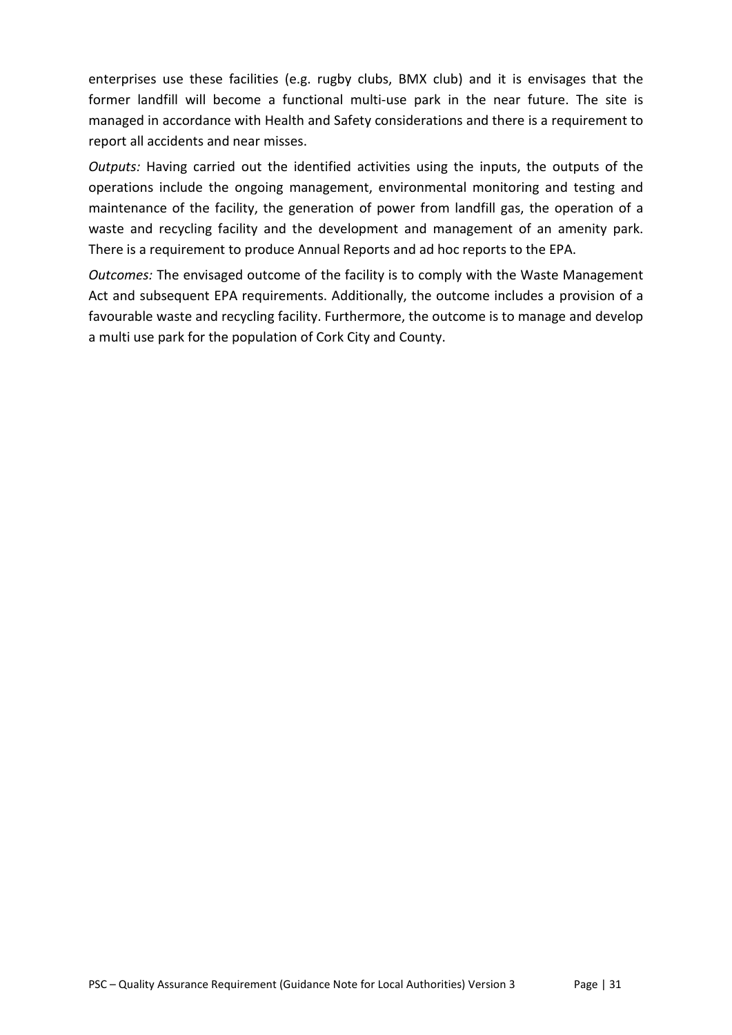enterprises use these facilities (e.g. rugby clubs, BMX club) and it is envisages that the former landfill will become a functional multi-use park in the near future. The site is managed in accordance with Health and Safety considerations and there is a requirement to report all accidents and near misses.

*Outputs:* Having carried out the identified activities using the inputs, the outputs of the operations include the ongoing management, environmental monitoring and testing and maintenance of the facility, the generation of power from landfill gas, the operation of a waste and recycling facility and the development and management of an amenity park. There is a requirement to produce Annual Reports and ad hoc reports to the EPA.

*Outcomes:* The envisaged outcome of the facility is to comply with the Waste Management Act and subsequent EPA requirements. Additionally, the outcome includes a provision of a favourable waste and recycling facility. Furthermore, the outcome is to manage and develop a multi use park for the population of Cork City and County.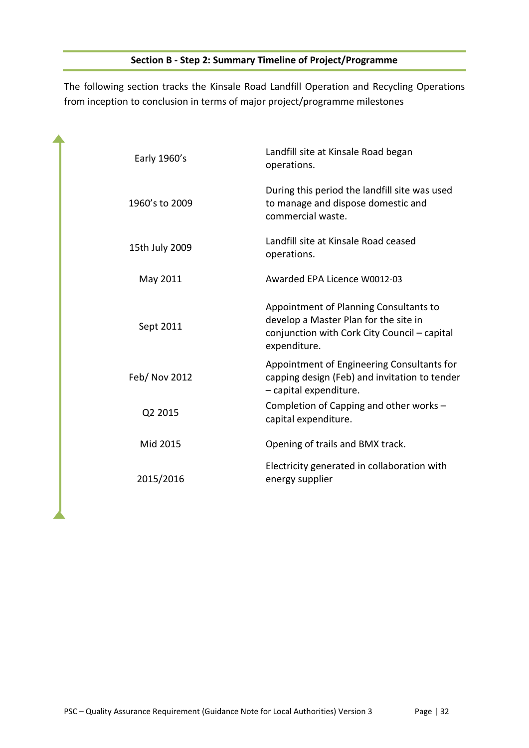**Section B - Step 2: Summary Timeline of Project/Programme**

The following section tracks the Kinsale Road Landfill Operation and Recycling Operations from inception to conclusion in terms of major project/programme milestones

| | |
|---|---|
| Early 1960's | Landfill site at Kinsale Road began operations. |
| 1960's to 2009 | During this period the landfill site was used to manage and dispose domestic and commercial waste. |
| 15th July 2009 | Landfill site at Kinsale Road ceased operations. |
| May 2011 | Awarded EPA Licence W0012-03 |
| Sept 2011 | Appointment of Planning Consultants to develop a Master Plan for the site in conjunction with Cork City Council – capital expenditure. |
| Feb/ Nov 2012 | Appointment of Engineering Consultants for capping design (Feb) and invitation to tender – capital expenditure. |
| Q2 2015 | Completion of Capping and other works – capital expenditure. |
| Mid 2015 | Opening of trails and BMX track. |
| 2015/2016 | Electricity generated in collaboration with energy supplier |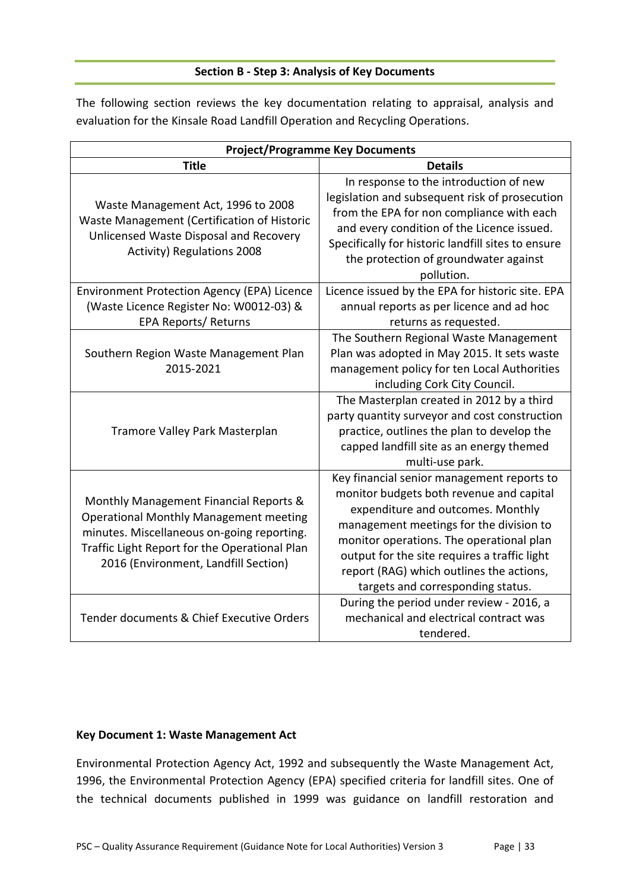## Section B - Step 3: Analysis of Key Documents

The following section reviews the key documentation relating to appraisal, analysis and evaluation for the Kinsale Road Landfill Operation and Recycling Operations.

| **Project/Programme Key Documents** | |
|---|---|
| **Title** | **Details** |
| Waste Management Act, 1996 to 2008 Waste Management (Certification of Historic Unlicensed Waste Disposal and Recovery Activity) Regulations 2008 | In response to the introduction of new legislation and subsequent risk of prosecution from the EPA for non compliance with each and every condition of the Licence issued. Specifically for historic landfill sites to ensure the protection of groundwater against pollution. |
| Environment Protection Agency (EPA) Licence (Waste Licence Register No: W0012-03) & EPA Reports/ Returns | Licence issued by the EPA for historic site. EPA annual reports as per licence and ad hoc returns as requested. |
| Southern Region Waste Management Plan 2015-2021 | The Southern Regional Waste Management Plan was adopted in May 2015. It sets waste management policy for ten Local Authorities including Cork City Council. |
| Tramore Valley Park Masterplan | The Masterplan created in 2012 by a third party quantity surveyor and cost construction practice, outlines the plan to develop the capped landfill site as an energy themed multi-use park. |
| Monthly Management Financial Reports & Operational Monthly Management meeting minutes. Miscellaneous on-going reporting. Traffic Light Report for the Operational Plan 2016 (Environment, Landfill Section) | Key financial senior management reports to monitor budgets both revenue and capital expenditure and outcomes. Monthly management meetings for the division to monitor operations. The operational plan output for the site requires a traffic light report (RAG) which outlines the actions, targets and corresponding status. |
| Tender documents & Chief Executive Orders | During the period under review - 2016, a mechanical and electrical contract was tendered. |

**Key Document 1: Waste Management Act**

Environmental Protection Agency Act, 1992 and subsequently the Waste Management Act, 1996, the Environmental Protection Agency (EPA) specified criteria for landfill sites. One of the technical documents published in 1999 was guidance on landfill restoration and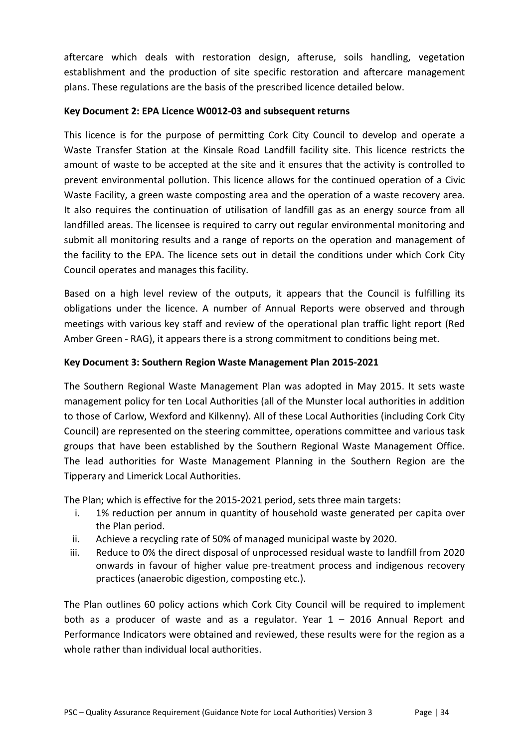aftercare which deals with restoration design, afteruse, soils handling, vegetation establishment and the production of site specific restoration and aftercare management plans. These regulations are the basis of the prescribed licence detailed below.

**Key Document 2: EPA Licence W0012-03 and subsequent returns**

This licence is for the purpose of permitting Cork City Council to develop and operate a Waste Transfer Station at the Kinsale Road Landfill facility site. This licence restricts the amount of waste to be accepted at the site and it ensures that the activity is controlled to prevent environmental pollution. This licence allows for the continued operation of a Civic Waste Facility, a green waste composting area and the operation of a waste recovery area. It also requires the continuation of utilisation of landfill gas as an energy source from all landfilled areas. The licensee is required to carry out regular environmental monitoring and submit all monitoring results and a range of reports on the operation and management of the facility to the EPA. The licence sets out in detail the conditions under which Cork City Council operates and manages this facility.

Based on a high level review of the outputs, it appears that the Council is fulfilling its obligations under the licence. A number of Annual Reports were observed and through meetings with various key staff and review of the operational plan traffic light report (Red Amber Green - RAG), it appears there is a strong commitment to conditions being met.

**Key Document 3: Southern Region Waste Management Plan 2015-2021**

The Southern Regional Waste Management Plan was adopted in May 2015. It sets waste management policy for ten Local Authorities (all of the Munster local authorities in addition to those of Carlow, Wexford and Kilkenny). All of these Local Authorities (including Cork City Council) are represented on the steering committee, operations committee and various task groups that have been established by the Southern Regional Waste Management Office. The lead authorities for Waste Management Planning in the Southern Region are the Tipperary and Limerick Local Authorities.

The Plan; which is effective for the 2015-2021 period, sets three main targets:

i. 1% reduction per annum in quantity of household waste generated per capita over the Plan period.
ii. Achieve a recycling rate of 50% of managed municipal waste by 2020.
iii. Reduce to 0% the direct disposal of unprocessed residual waste to landfill from 2020 onwards in favour of higher value pre-treatment process and indigenous recovery practices (anaerobic digestion, composting etc.).

The Plan outlines 60 policy actions which Cork City Council will be required to implement both as a producer of waste and as a regulator. Year 1 – 2016 Annual Report and Performance Indicators were obtained and reviewed, these results were for the region as a whole rather than individual local authorities.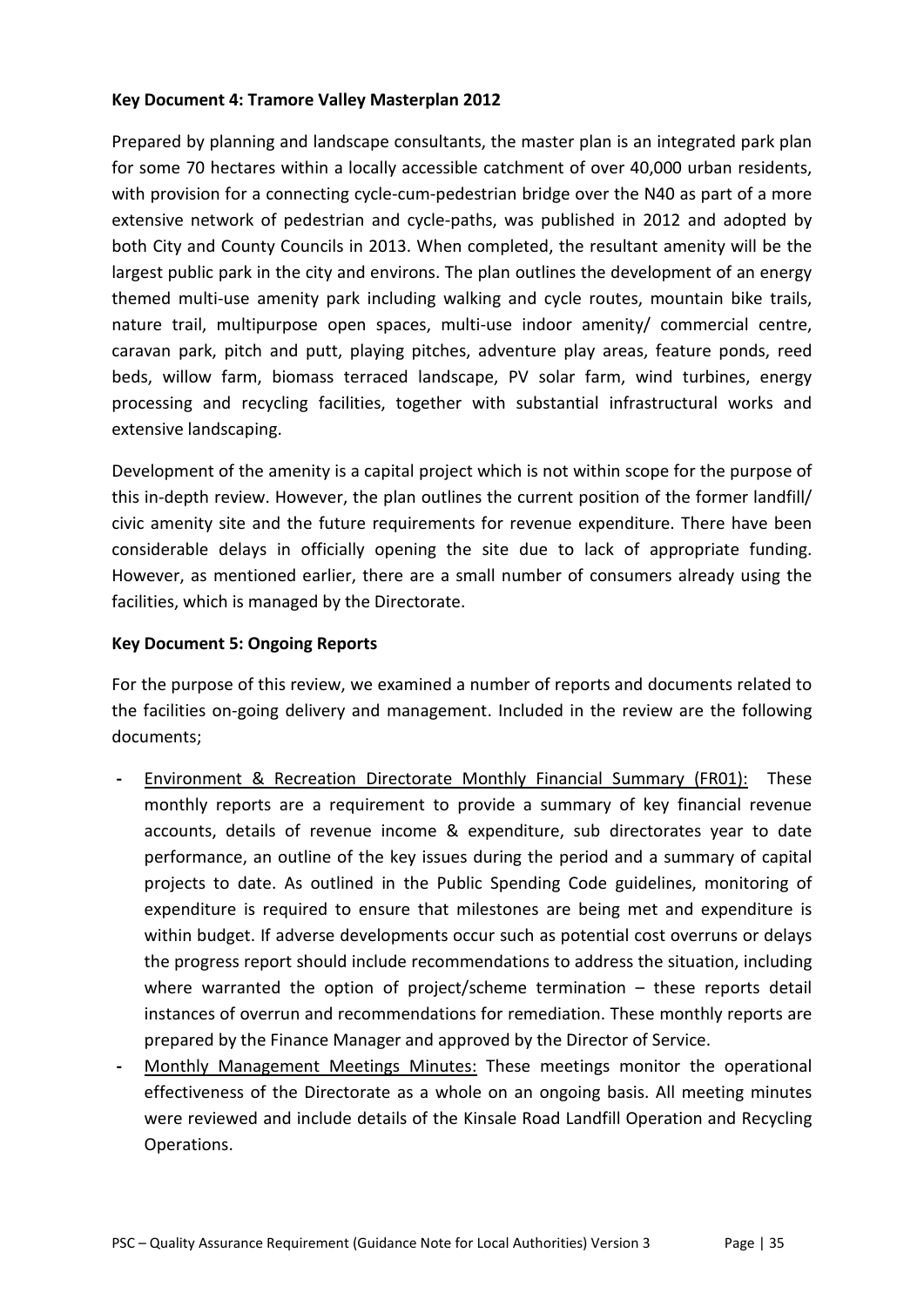**Key Document 4: Tramore Valley Masterplan 2012**

Prepared by planning and landscape consultants, the master plan is an integrated park plan for some 70 hectares within a locally accessible catchment of over 40,000 urban residents, with provision for a connecting cycle-cum-pedestrian bridge over the N40 as part of a more extensive network of pedestrian and cycle-paths, was published in 2012 and adopted by both City and County Councils in 2013. When completed, the resultant amenity will be the largest public park in the city and environs. The plan outlines the development of an energy themed multi-use amenity park including walking and cycle routes, mountain bike trails, nature trail, multipurpose open spaces, multi-use indoor amenity/ commercial centre, caravan park, pitch and putt, playing pitches, adventure play areas, feature ponds, reed beds, willow farm, biomass terraced landscape, PV solar farm, wind turbines, energy processing and recycling facilities, together with substantial infrastructural works and extensive landscaping.

Development of the amenity is a capital project which is not within scope for the purpose of this in-depth review. However, the plan outlines the current position of the former landfill/ civic amenity site and the future requirements for revenue expenditure. There have been considerable delays in officially opening the site due to lack of appropriate funding. However, as mentioned earlier, there are a small number of consumers already using the facilities, which is managed by the Directorate.

**Key Document 5: Ongoing Reports**

For the purpose of this review, we examined a number of reports and documents related to the facilities on-going delivery and management. Included in the review are the following documents;

- Environment & Recreation Directorate Monthly Financial Summary (FR01): These monthly reports are a requirement to provide a summary of key financial revenue accounts, details of revenue income & expenditure, sub directorates year to date performance, an outline of the key issues during the period and a summary of capital projects to date. As outlined in the Public Spending Code guidelines, monitoring of expenditure is required to ensure that milestones are being met and expenditure is within budget. If adverse developments occur such as potential cost overruns or delays the progress report should include recommendations to address the situation, including where warranted the option of project/scheme termination – these reports detail instances of overrun and recommendations for remediation. These monthly reports are prepared by the Finance Manager and approved by the Director of Service.
- Monthly Management Meetings Minutes: These meetings monitor the operational effectiveness of the Directorate as a whole on an ongoing basis. All meeting minutes were reviewed and include details of the Kinsale Road Landfill Operation and Recycling Operations.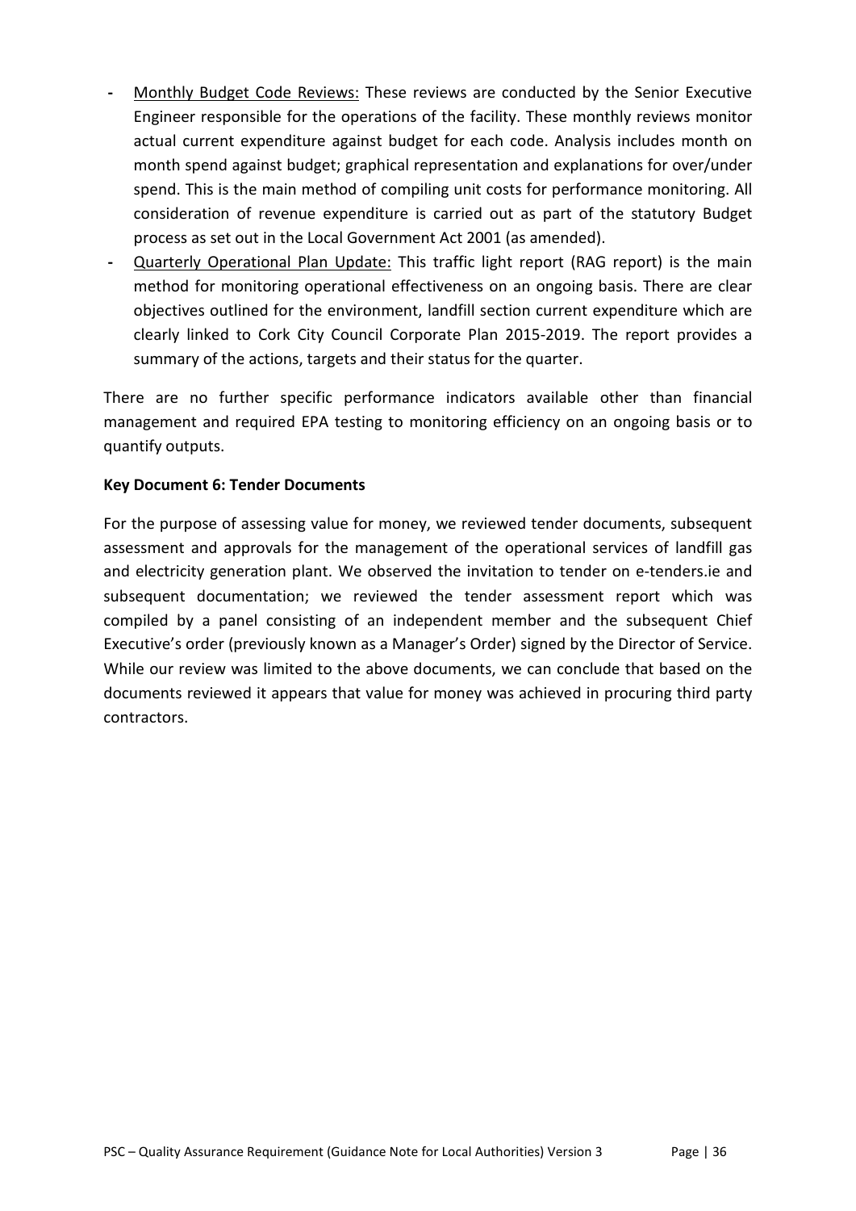- <u>Monthly Budget Code Reviews:</u> These reviews are conducted by the Senior Executive Engineer responsible for the operations of the facility. These monthly reviews monitor actual current expenditure against budget for each code. Analysis includes month on month spend against budget; graphical representation and explanations for over/under spend. This is the main method of compiling unit costs for performance monitoring. All consideration of revenue expenditure is carried out as part of the statutory Budget process as set out in the Local Government Act 2001 (as amended).
- <u>Quarterly Operational Plan Update:</u> This traffic light report (RAG report) is the main method for monitoring operational effectiveness on an ongoing basis. There are clear objectives outlined for the environment, landfill section current expenditure which are clearly linked to Cork City Council Corporate Plan 2015-2019. The report provides a summary of the actions, targets and their status for the quarter.

There are no further specific performance indicators available other than financial management and required EPA testing to monitoring efficiency on an ongoing basis or to quantify outputs.

**Key Document 6: Tender Documents**

For the purpose of assessing value for money, we reviewed tender documents, subsequent assessment and approvals for the management of the operational services of landfill gas and electricity generation plant. We observed the invitation to tender on e-tenders.ie and subsequent documentation; we reviewed the tender assessment report which was compiled by a panel consisting of an independent member and the subsequent Chief Executive's order (previously known as a Manager's Order) signed by the Director of Service. While our review was limited to the above documents, we can conclude that based on the documents reviewed it appears that value for money was achieved in procuring third party contractors.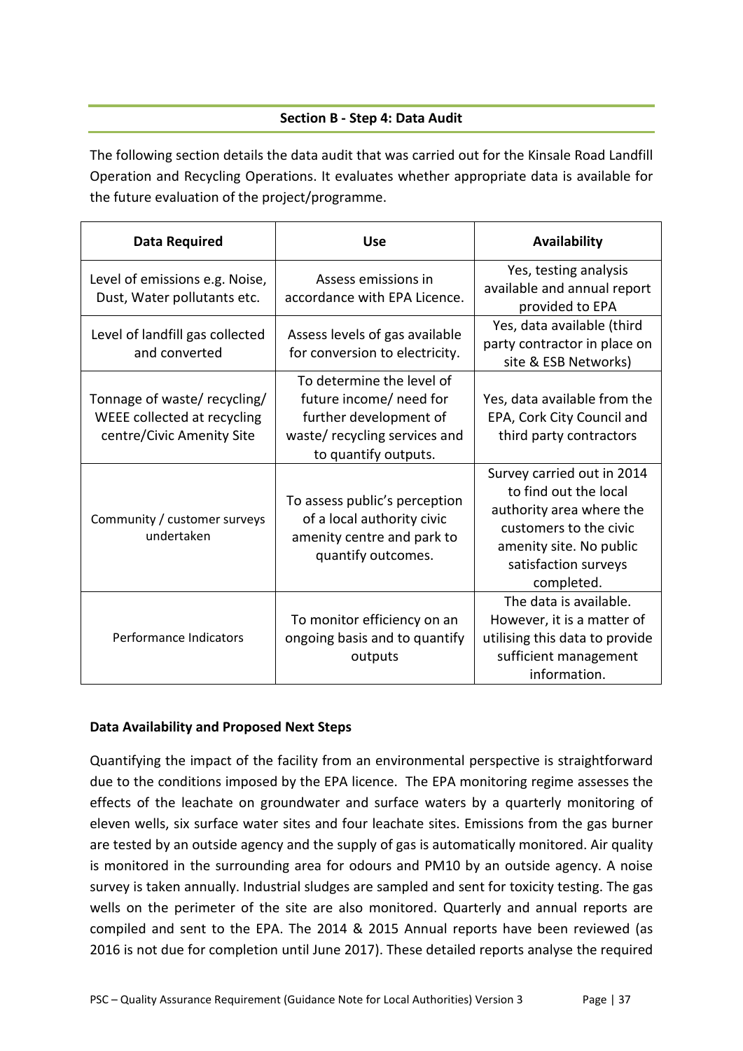## Section B - Step 4: Data Audit

The following section details the data audit that was carried out for the Kinsale Road Landfill Operation and Recycling Operations. It evaluates whether appropriate data is available for the future evaluation of the project/programme.

| Data Required | Use | Availability |
|---|---|---|
| Level of emissions e.g. Noise, Dust, Water pollutants etc. | Assess emissions in accordance with EPA Licence. | Yes, testing analysis available and annual report provided to EPA |
| Level of landfill gas collected and converted | Assess levels of gas available for conversion to electricity. | Yes, data available (third party contractor in place on site & ESB Networks) |
| Tonnage of waste/ recycling/ WEEE collected at recycling centre/Civic Amenity Site | To determine the level of future income/ need for further development of waste/ recycling services and to quantify outputs. | Yes, data available from the EPA, Cork City Council and third party contractors |
| Community / customer surveys undertaken | To assess public's perception of a local authority civic amenity centre and park to quantify outcomes. | Survey carried out in 2014 to find out the local authority area where the customers to the civic amenity site. No public satisfaction surveys completed. |
| Performance Indicators | To monitor efficiency on an ongoing basis and to quantify outputs | The data is available. However, it is a matter of utilising this data to provide sufficient management information. |

**Data Availability and Proposed Next Steps**

Quantifying the impact of the facility from an environmental perspective is straightforward due to the conditions imposed by the EPA licence. The EPA monitoring regime assesses the effects of the leachate on groundwater and surface waters by a quarterly monitoring of eleven wells, six surface water sites and four leachate sites. Emissions from the gas burner are tested by an outside agency and the supply of gas is automatically monitored. Air quality is monitored in the surrounding area for odours and PM10 by an outside agency. A noise survey is taken annually. Industrial sludges are sampled and sent for toxicity testing. The gas wells on the perimeter of the site are also monitored. Quarterly and annual reports are compiled and sent to the EPA. The 2014 & 2015 Annual reports have been reviewed (as 2016 is not due for completion until June 2017). These detailed reports analyse the required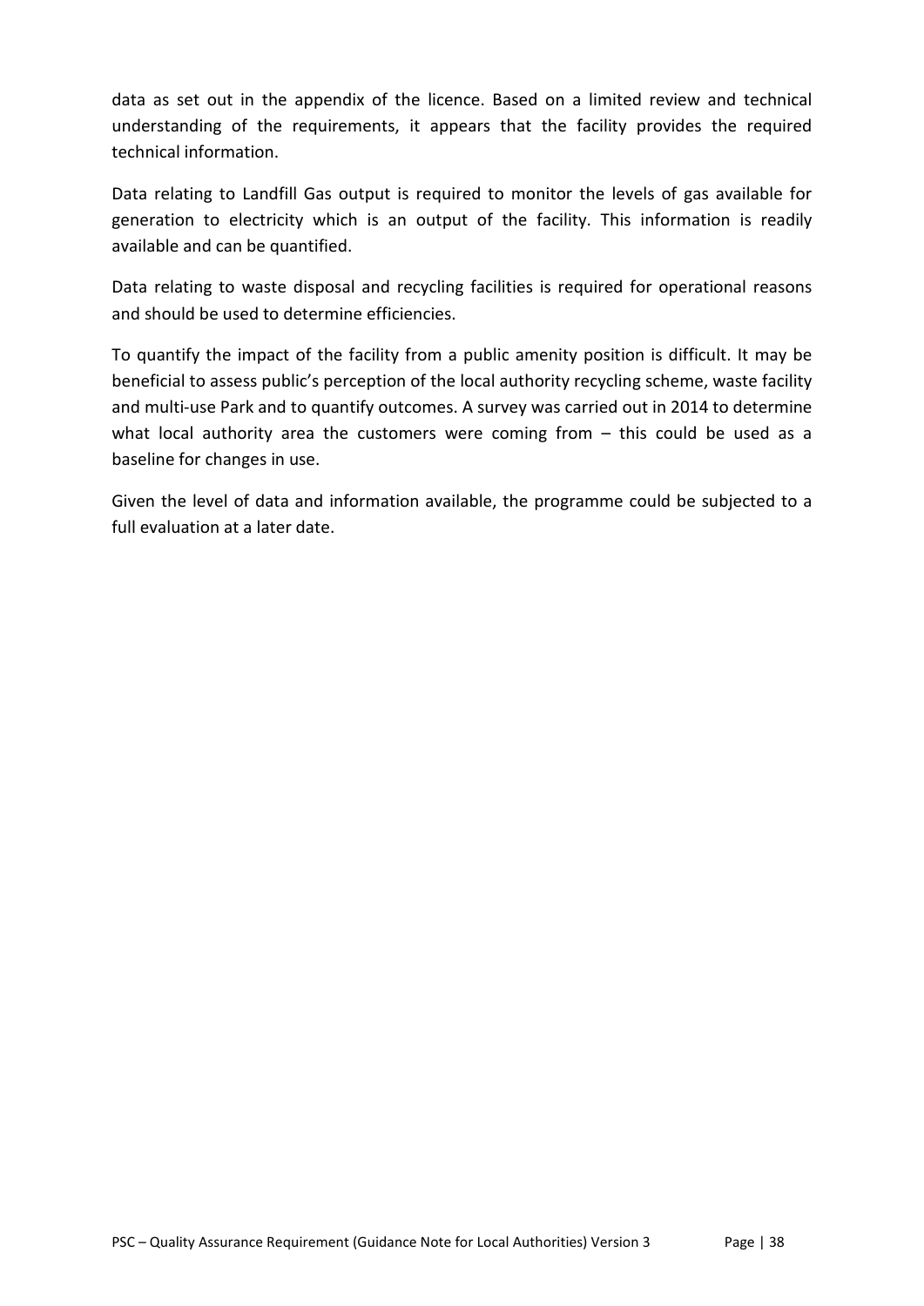data as set out in the appendix of the licence. Based on a limited review and technical understanding of the requirements, it appears that the facility provides the required technical information.

Data relating to Landfill Gas output is required to monitor the levels of gas available for generation to electricity which is an output of the facility. This information is readily available and can be quantified.

Data relating to waste disposal and recycling facilities is required for operational reasons and should be used to determine efficiencies.

To quantify the impact of the facility from a public amenity position is difficult. It may be beneficial to assess public's perception of the local authority recycling scheme, waste facility and multi-use Park and to quantify outcomes. A survey was carried out in 2014 to determine what local authority area the customers were coming from – this could be used as a baseline for changes in use.

Given the level of data and information available, the programme could be subjected to a full evaluation at a later date.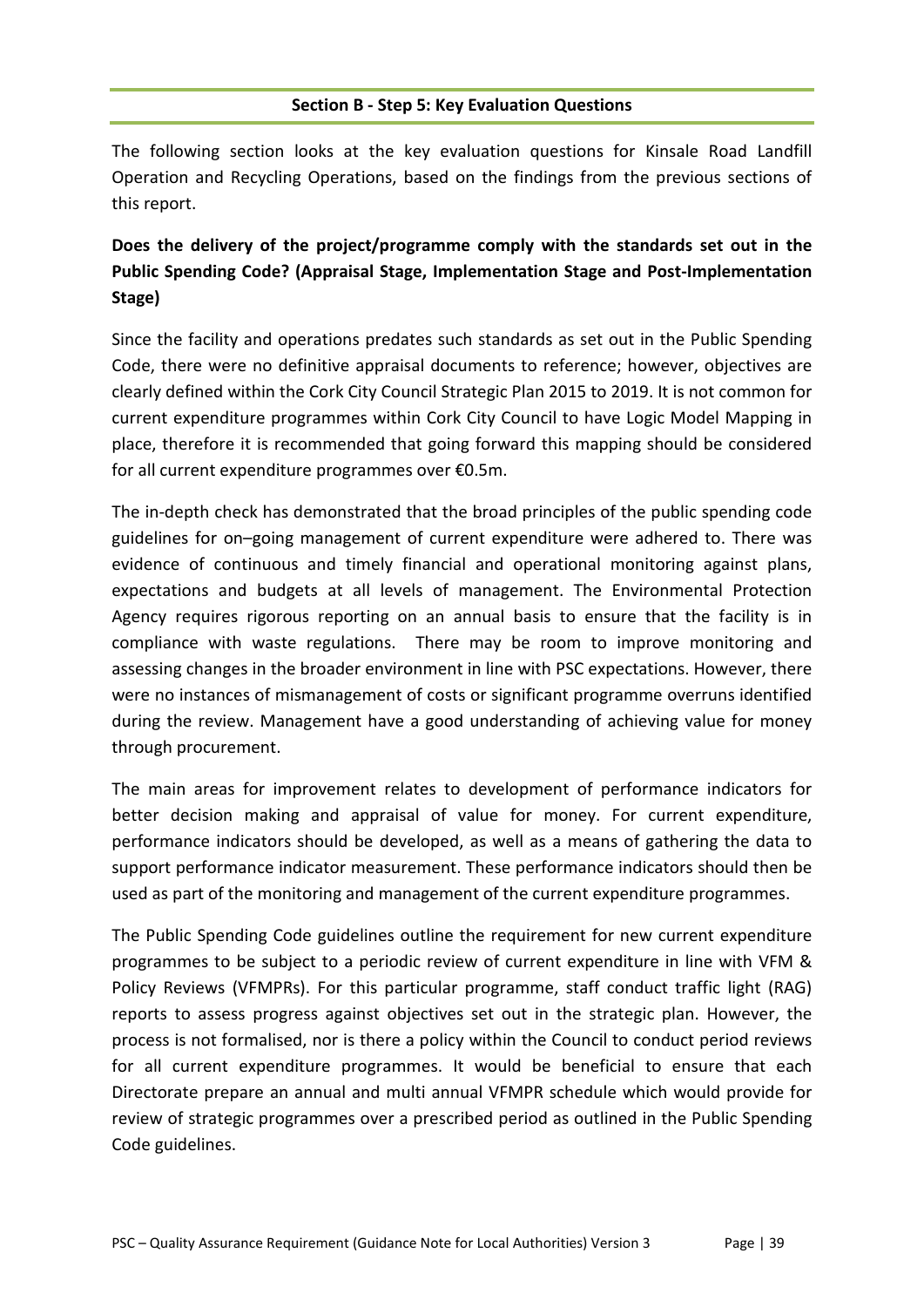## Section B - Step 5: Key Evaluation Questions

The following section looks at the key evaluation questions for Kinsale Road Landfill Operation and Recycling Operations, based on the findings from the previous sections of this report.

**Does the delivery of the project/programme comply with the standards set out in the Public Spending Code? (Appraisal Stage, Implementation Stage and Post-Implementation Stage)**

Since the facility and operations predates such standards as set out in the Public Spending Code, there were no definitive appraisal documents to reference; however, objectives are clearly defined within the Cork City Council Strategic Plan 2015 to 2019. It is not common for current expenditure programmes within Cork City Council to have Logic Model Mapping in place, therefore it is recommended that going forward this mapping should be considered for all current expenditure programmes over €0.5m.

The in-depth check has demonstrated that the broad principles of the public spending code guidelines for on–going management of current expenditure were adhered to. There was evidence of continuous and timely financial and operational monitoring against plans, expectations and budgets at all levels of management. The Environmental Protection Agency requires rigorous reporting on an annual basis to ensure that the facility is in compliance with waste regulations. There may be room to improve monitoring and assessing changes in the broader environment in line with PSC expectations. However, there were no instances of mismanagement of costs or significant programme overruns identified during the review. Management have a good understanding of achieving value for money through procurement.

The main areas for improvement relates to development of performance indicators for better decision making and appraisal of value for money. For current expenditure, performance indicators should be developed, as well as a means of gathering the data to support performance indicator measurement. These performance indicators should then be used as part of the monitoring and management of the current expenditure programmes.

The Public Spending Code guidelines outline the requirement for new current expenditure programmes to be subject to a periodic review of current expenditure in line with VFM & Policy Reviews (VFMPRs). For this particular programme, staff conduct traffic light (RAG) reports to assess progress against objectives set out in the strategic plan. However, the process is not formalised, nor is there a policy within the Council to conduct period reviews for all current expenditure programmes. It would be beneficial to ensure that each Directorate prepare an annual and multi annual VFMPR schedule which would provide for review of strategic programmes over a prescribed period as outlined in the Public Spending Code guidelines.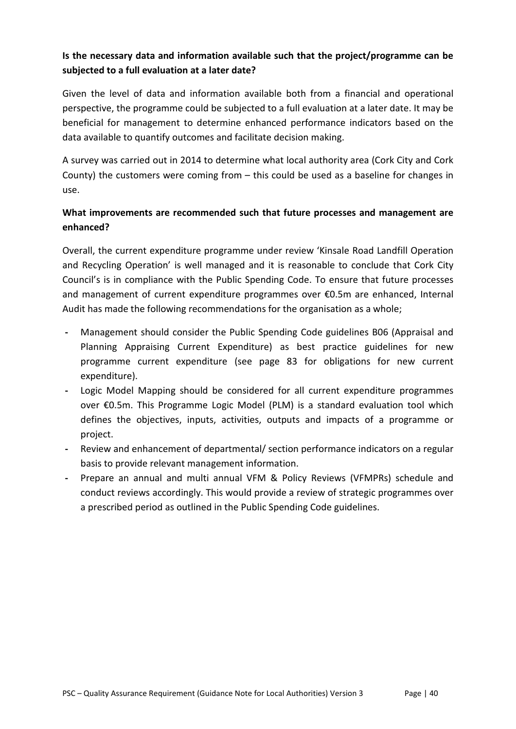**Is the necessary data and information available such that the project/programme can be subjected to a full evaluation at a later date?**

Given the level of data and information available both from a financial and operational perspective, the programme could be subjected to a full evaluation at a later date. It may be beneficial for management to determine enhanced performance indicators based on the data available to quantify outcomes and facilitate decision making.

A survey was carried out in 2014 to determine what local authority area (Cork City and Cork County) the customers were coming from – this could be used as a baseline for changes in use.

**What improvements are recommended such that future processes and management are enhanced?**

Overall, the current expenditure programme under review 'Kinsale Road Landfill Operation and Recycling Operation' is well managed and it is reasonable to conclude that Cork City Council's is in compliance with the Public Spending Code. To ensure that future processes and management of current expenditure programmes over €0.5m are enhanced, Internal Audit has made the following recommendations for the organisation as a whole;

- Management should consider the Public Spending Code guidelines B06 (Appraisal and Planning Appraising Current Expenditure) as best practice guidelines for new programme current expenditure (see page 83 for obligations for new current expenditure).
- Logic Model Mapping should be considered for all current expenditure programmes over €0.5m. This Programme Logic Model (PLM) is a standard evaluation tool which defines the objectives, inputs, activities, outputs and impacts of a programme or project.
- Review and enhancement of departmental/ section performance indicators on a regular basis to provide relevant management information.
- Prepare an annual and multi annual VFM & Policy Reviews (VFMPRs) schedule and conduct reviews accordingly. This would provide a review of strategic programmes over a prescribed period as outlined in the Public Spending Code guidelines.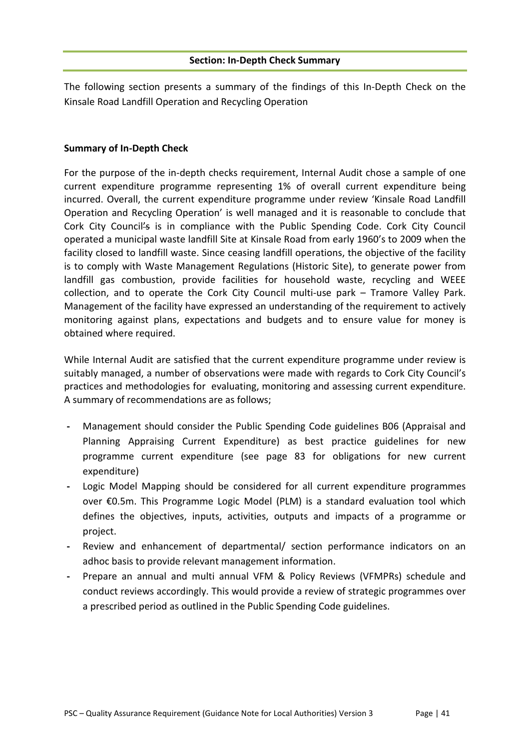## Section: In-Depth Check Summary

The following section presents a summary of the findings of this In-Depth Check on the Kinsale Road Landfill Operation and Recycling Operation

**Summary of In-Depth Check**

For the purpose of the in-depth checks requirement, Internal Audit chose a sample of one current expenditure programme representing 1% of overall current expenditure being incurred. Overall, the current expenditure programme under review 'Kinsale Road Landfill Operation and Recycling Operation' is well managed and it is reasonable to conclude that Cork City Council's is in compliance with the Public Spending Code. Cork City Council operated a municipal waste landfill Site at Kinsale Road from early 1960's to 2009 when the facility closed to landfill waste. Since ceasing landfill operations, the objective of the facility is to comply with Waste Management Regulations (Historic Site), to generate power from landfill gas combustion, provide facilities for household waste, recycling and WEEE collection, and to operate the Cork City Council multi-use park – Tramore Valley Park. Management of the facility have expressed an understanding of the requirement to actively monitoring against plans, expectations and budgets and to ensure value for money is obtained where required.

While Internal Audit are satisfied that the current expenditure programme under review is suitably managed, a number of observations were made with regards to Cork City Council's practices and methodologies for evaluating, monitoring and assessing current expenditure. A summary of recommendations are as follows;

- Management should consider the Public Spending Code guidelines B06 (Appraisal and Planning Appraising Current Expenditure) as best practice guidelines for new programme current expenditure (see page 83 for obligations for new current expenditure)
- Logic Model Mapping should be considered for all current expenditure programmes over €0.5m. This Programme Logic Model (PLM) is a standard evaluation tool which defines the objectives, inputs, activities, outputs and impacts of a programme or project.
- Review and enhancement of departmental/ section performance indicators on an adhoc basis to provide relevant management information.
- Prepare an annual and multi annual VFM & Policy Reviews (VFMPRs) schedule and conduct reviews accordingly. This would provide a review of strategic programmes over a prescribed period as outlined in the Public Spending Code guidelines.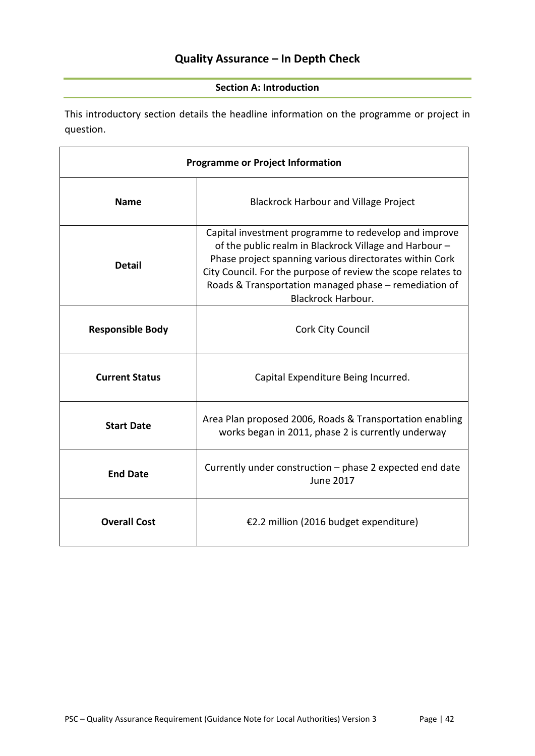# Quality Assurance – In Depth Check

## Section A: Introduction

This introductory section details the headline information on the programme or project in question.

| Programme or Project Information | |
|---|---|
| **Name** | Blackrock Harbour and Village Project |
| **Detail** | Capital investment programme to redevelop and improve of the public realm in Blackrock Village and Harbour – Phase project spanning various directorates within Cork City Council. For the purpose of review the scope relates to Roads & Transportation managed phase – remediation of Blackrock Harbour. |
| **Responsible Body** | Cork City Council |
| **Current Status** | Capital Expenditure Being Incurred. |
| **Start Date** | Area Plan proposed 2006, Roads & Transportation enabling works began in 2011, phase 2 is currently underway |
| **End Date** | Currently under construction – phase 2 expected end date June 2017 |
| **Overall Cost** | €2.2 million (2016 budget expenditure) |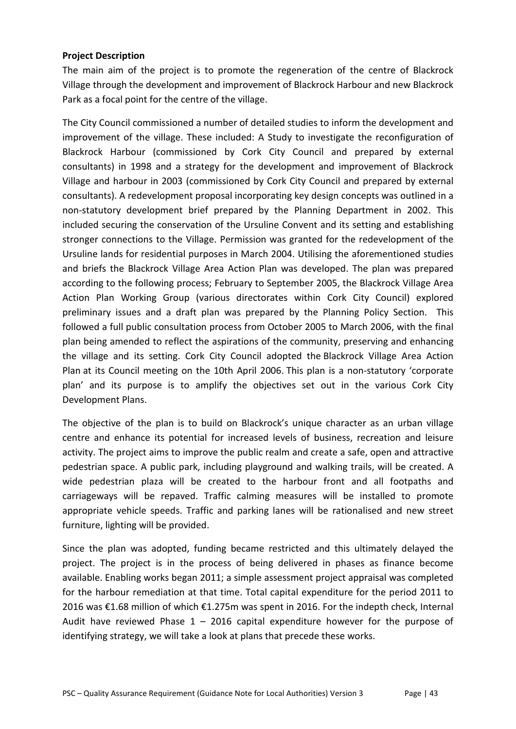**Project Description**

The main aim of the project is to promote the regeneration of the centre of Blackrock Village through the development and improvement of Blackrock Harbour and new Blackrock Park as a focal point for the centre of the village.

The City Council commissioned a number of detailed studies to inform the development and improvement of the village. These included: A Study to investigate the reconfiguration of Blackrock Harbour (commissioned by Cork City Council and prepared by external consultants) in 1998 and a strategy for the development and improvement of Blackrock Village and harbour in 2003 (commissioned by Cork City Council and prepared by external consultants). A redevelopment proposal incorporating key design concepts was outlined in a non-statutory development brief prepared by the Planning Department in 2002. This included securing the conservation of the Ursuline Convent and its setting and establishing stronger connections to the Village. Permission was granted for the redevelopment of the Ursuline lands for residential purposes in March 2004. Utilising the aforementioned studies and briefs the Blackrock Village Area Action Plan was developed. The plan was prepared according to the following process; February to September 2005, the Blackrock Village Area Action Plan Working Group (various directorates within Cork City Council) explored preliminary issues and a draft plan was prepared by the Planning Policy Section. This followed a full public consultation process from October 2005 to March 2006, with the final plan being amended to reflect the aspirations of the community, preserving and enhancing the village and its setting. Cork City Council adopted the Blackrock Village Area Action Plan at its Council meeting on the 10th April 2006. This plan is a non-statutory 'corporate plan' and its purpose is to amplify the objectives set out in the various Cork City Development Plans.

The objective of the plan is to build on Blackrock's unique character as an urban village centre and enhance its potential for increased levels of business, recreation and leisure activity. The project aims to improve the public realm and create a safe, open and attractive pedestrian space. A public park, including playground and walking trails, will be created. A wide pedestrian plaza will be created to the harbour front and all footpaths and carriageways will be repaved. Traffic calming measures will be installed to promote appropriate vehicle speeds. Traffic and parking lanes will be rationalised and new street furniture, lighting will be provided.

Since the plan was adopted, funding became restricted and this ultimately delayed the project. The project is in the process of being delivered in phases as finance become available. Enabling works began 2011; a simple assessment project appraisal was completed for the harbour remediation at that time. Total capital expenditure for the period 2011 to 2016 was €1.68 million of which €1.275m was spent in 2016. For the indepth check, Internal Audit have reviewed Phase 1 – 2016 capital expenditure however for the purpose of identifying strategy, we will take a look at plans that precede these works.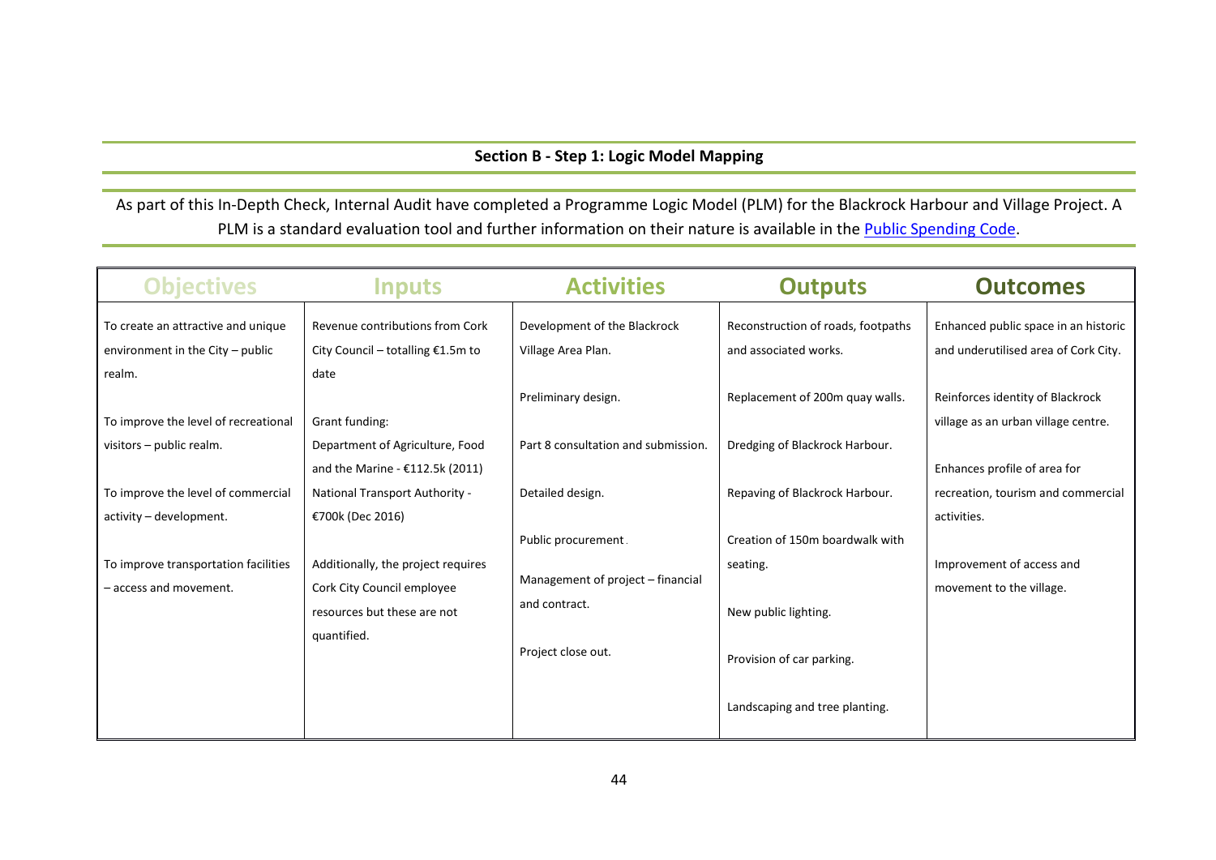## Section B - Step 1: Logic Model Mapping

As part of this In-Depth Check, Internal Audit have completed a Programme Logic Model (PLM) for the Blackrock Harbour and Village Project. A PLM is a standard evaluation tool and further information on their nature is available in the [Public Spending Code](Public Spending Code).

| Objectives | Inputs | Activities | Outputs | Outcomes |
|---|---|---|---|---|
| To create an attractive and unique environment in the City – public realm.<br><br>To improve the level of recreational visitors – public realm.<br><br>To improve the level of commercial activity – development.<br><br>To improve transportation facilities – access and movement. | Revenue contributions from Cork City Council – totalling €1.5m to date<br><br>Grant funding:<br>Department of Agriculture, Food and the Marine - €112.5k (2011)<br>National Transport Authority - €700k (Dec 2016)<br><br>Additionally, the project requires Cork City Council employee resources but these are not quantified. | Development of the Blackrock Village Area Plan.<br><br>Preliminary design.<br><br>Part 8 consultation and submission.<br><br>Detailed design.<br><br>Public procurement.<br><br>Management of project – financial and contract.<br><br>Project close out. | Reconstruction of roads, footpaths and associated works.<br><br>Replacement of 200m quay walls.<br><br>Dredging of Blackrock Harbour.<br><br>Repaving of Blackrock Harbour.<br><br>Creation of 150m boardwalk with seating.<br><br>New public lighting.<br><br>Provision of car parking.<br><br>Landscaping and tree planting. | Enhanced public space in an historic and underutilised area of Cork City.<br><br>Reinforces identity of Blackrock village as an urban village centre.<br><br>Enhances profile of area for recreation, tourism and commercial activities.<br><br>Improvement of access and movement to the village. |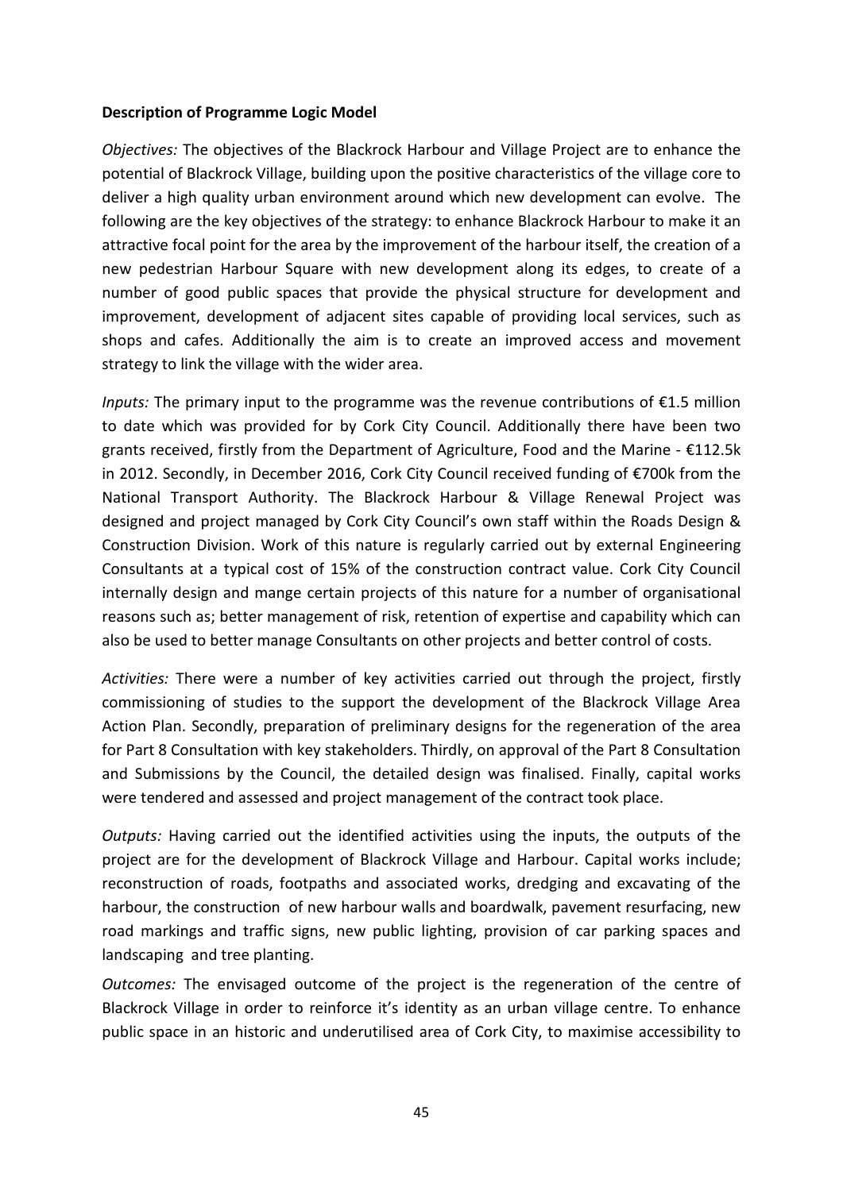**Description of Programme Logic Model**

*Objectives:* The objectives of the Blackrock Harbour and Village Project are to enhance the potential of Blackrock Village, building upon the positive characteristics of the village core to deliver a high quality urban environment around which new development can evolve. The following are the key objectives of the strategy: to enhance Blackrock Harbour to make it an attractive focal point for the area by the improvement of the harbour itself, the creation of a new pedestrian Harbour Square with new development along its edges, to create of a number of good public spaces that provide the physical structure for development and improvement, development of adjacent sites capable of providing local services, such as shops and cafes. Additionally the aim is to create an improved access and movement strategy to link the village with the wider area.

*Inputs:* The primary input to the programme was the revenue contributions of €1.5 million to date which was provided for by Cork City Council. Additionally there have been two grants received, firstly from the Department of Agriculture, Food and the Marine - €112.5k in 2012. Secondly, in December 2016, Cork City Council received funding of €700k from the National Transport Authority. The Blackrock Harbour & Village Renewal Project was designed and project managed by Cork City Council's own staff within the Roads Design & Construction Division. Work of this nature is regularly carried out by external Engineering Consultants at a typical cost of 15% of the construction contract value. Cork City Council internally design and mange certain projects of this nature for a number of organisational reasons such as; better management of risk, retention of expertise and capability which can also be used to better manage Consultants on other projects and better control of costs.

*Activities:* There were a number of key activities carried out through the project, firstly commissioning of studies to the support the development of the Blackrock Village Area Action Plan. Secondly, preparation of preliminary designs for the regeneration of the area for Part 8 Consultation with key stakeholders. Thirdly, on approval of the Part 8 Consultation and Submissions by the Council, the detailed design was finalised. Finally, capital works were tendered and assessed and project management of the contract took place.

*Outputs:* Having carried out the identified activities using the inputs, the outputs of the project are for the development of Blackrock Village and Harbour. Capital works include; reconstruction of roads, footpaths and associated works, dredging and excavating of the harbour, the construction of new harbour walls and boardwalk, pavement resurfacing, new road markings and traffic signs, new public lighting, provision of car parking spaces and landscaping and tree planting.

*Outcomes:* The envisaged outcome of the project is the regeneration of the centre of Blackrock Village in order to reinforce it's identity as an urban village centre. To enhance public space in an historic and underutilised area of Cork City, to maximise accessibility to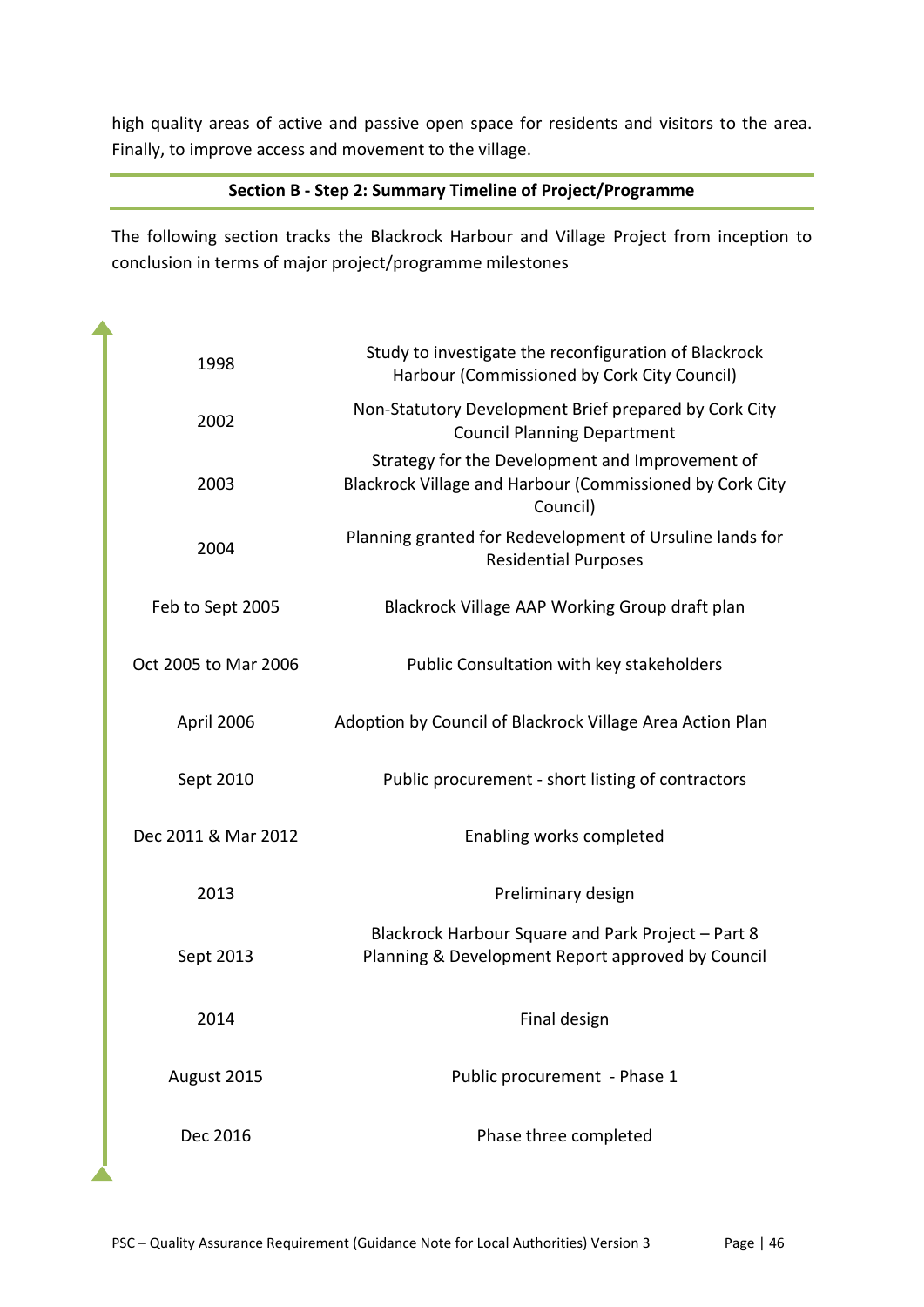high quality areas of active and passive open space for residents and visitors to the area. Finally, to improve access and movement to the village.

**Section B - Step 2: Summary Timeline of Project/Programme**

The following section tracks the Blackrock Harbour and Village Project from inception to conclusion in terms of major project/programme milestones

| Date | Milestone |
|---|---|
| 1998 | Study to investigate the reconfiguration of Blackrock Harbour (Commissioned by Cork City Council) |
| 2002 | Non-Statutory Development Brief prepared by Cork City Council Planning Department |
| 2003 | Strategy for the Development and Improvement of Blackrock Village and Harbour (Commissioned by Cork City Council) |
| 2004 | Planning granted for Redevelopment of Ursuline lands for Residential Purposes |
| Feb to Sept 2005 | Blackrock Village AAP Working Group draft plan |
| Oct 2005 to Mar 2006 | Public Consultation with key stakeholders |
| April 2006 | Adoption by Council of Blackrock Village Area Action Plan |
| Sept 2010 | Public procurement - short listing of contractors |
| Dec 2011 & Mar 2012 | Enabling works completed |
| 2013 | Preliminary design |
| Sept 2013 | Blackrock Harbour Square and Park Project – Part 8 Planning & Development Report approved by Council |
| 2014 | Final design |
| August 2015 | Public procurement - Phase 1 |
| Dec 2016 | Phase three completed |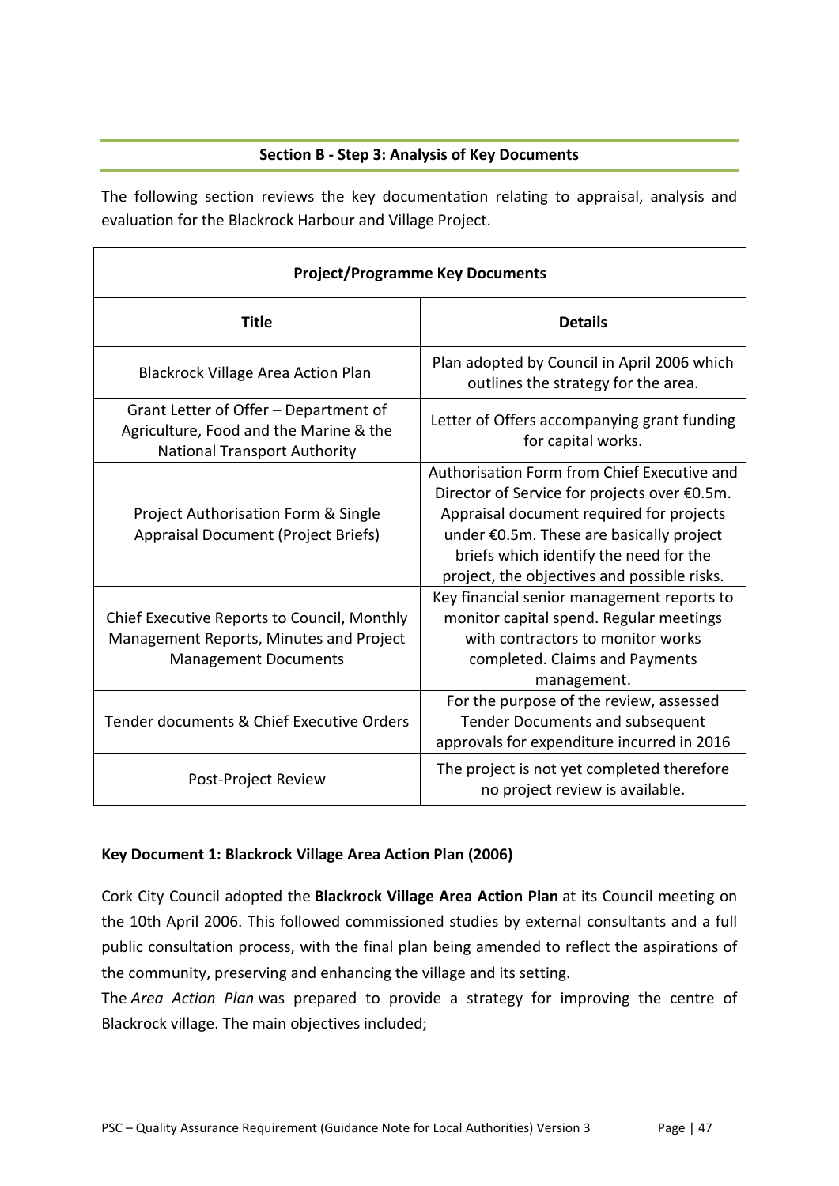## Section B - Step 3: Analysis of Key Documents

The following section reviews the key documentation relating to appraisal, analysis and evaluation for the Blackrock Harbour and Village Project.

| **Project/Programme Key Documents** | |
|---|---|
| **Title** | **Details** |
| Blackrock Village Area Action Plan | Plan adopted by Council in April 2006 which outlines the strategy for the area. |
| Grant Letter of Offer – Department of Agriculture, Food and the Marine & the National Transport Authority | Letter of Offers accompanying grant funding for capital works. |
| Project Authorisation Form & Single Appraisal Document (Project Briefs) | Authorisation Form from Chief Executive and Director of Service for projects over €0.5m. Appraisal document required for projects under €0.5m. These are basically project briefs which identify the need for the project, the objectives and possible risks. |
| Chief Executive Reports to Council, Monthly Management Reports, Minutes and Project Management Documents | Key financial senior management reports to monitor capital spend. Regular meetings with contractors to monitor works completed. Claims and Payments management. |
| Tender documents & Chief Executive Orders | For the purpose of the review, assessed Tender Documents and subsequent approvals for expenditure incurred in 2016 |
| Post-Project Review | The project is not yet completed therefore no project review is available. |

### Key Document 1: Blackrock Village Area Action Plan (2006)

Cork City Council adopted the **Blackrock Village Area Action Plan** at its Council meeting on the 10th April 2006. This followed commissioned studies by external consultants and a full public consultation process, with the final plan being amended to reflect the aspirations of the community, preserving and enhancing the village and its setting.

The *Area Action Plan* was prepared to provide a strategy for improving the centre of Blackrock village. The main objectives included;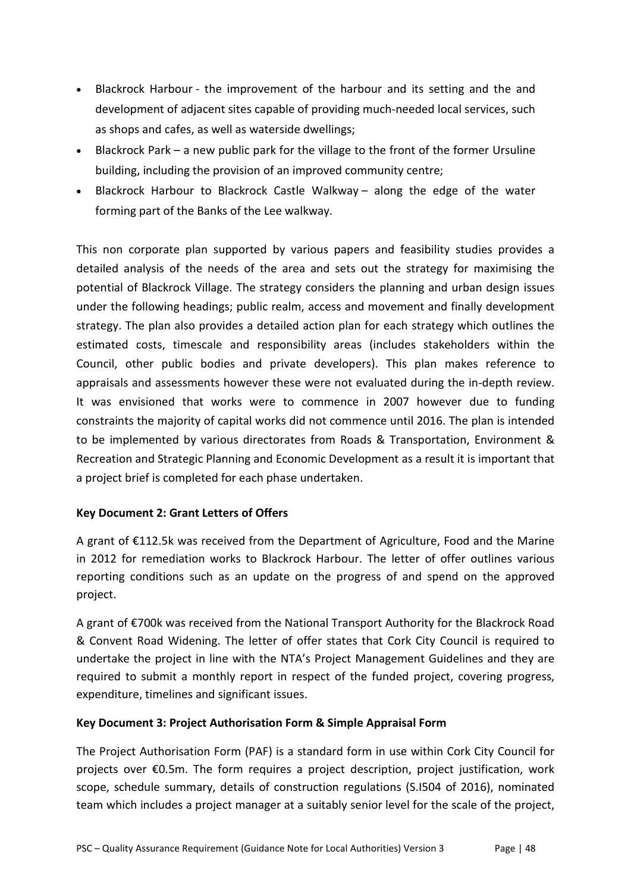- Blackrock Harbour - the improvement of the harbour and its setting and the and development of adjacent sites capable of providing much-needed local services, such as shops and cafes, as well as waterside dwellings;
- Blackrock Park – a new public park for the village to the front of the former Ursuline building, including the provision of an improved community centre;
- Blackrock Harbour to Blackrock Castle Walkway – along the edge of the water forming part of the Banks of the Lee walkway.

This non corporate plan supported by various papers and feasibility studies provides a detailed analysis of the needs of the area and sets out the strategy for maximising the potential of Blackrock Village. The strategy considers the planning and urban design issues under the following headings; public realm, access and movement and finally development strategy. The plan also provides a detailed action plan for each strategy which outlines the estimated costs, timescale and responsibility areas (includes stakeholders within the Council, other public bodies and private developers). This plan makes reference to appraisals and assessments however these were not evaluated during the in-depth review. It was envisioned that works were to commence in 2007 however due to funding constraints the majority of capital works did not commence until 2016. The plan is intended to be implemented by various directorates from Roads & Transportation, Environment & Recreation and Strategic Planning and Economic Development as a result it is important that a project brief is completed for each phase undertaken.

**Key Document 2: Grant Letters of Offers**

A grant of €112.5k was received from the Department of Agriculture, Food and the Marine in 2012 for remediation works to Blackrock Harbour. The letter of offer outlines various reporting conditions such as an update on the progress of and spend on the approved project.

A grant of €700k was received from the National Transport Authority for the Blackrock Road & Convent Road Widening. The letter of offer states that Cork City Council is required to undertake the project in line with the NTA's Project Management Guidelines and they are required to submit a monthly report in respect of the funded project, covering progress, expenditure, timelines and significant issues.

**Key Document 3: Project Authorisation Form & Simple Appraisal Form**

The Project Authorisation Form (PAF) is a standard form in use within Cork City Council for projects over €0.5m. The form requires a project description, project justification, work scope, schedule summary, details of construction regulations (S.I504 of 2016), nominated team which includes a project manager at a suitably senior level for the scale of the project,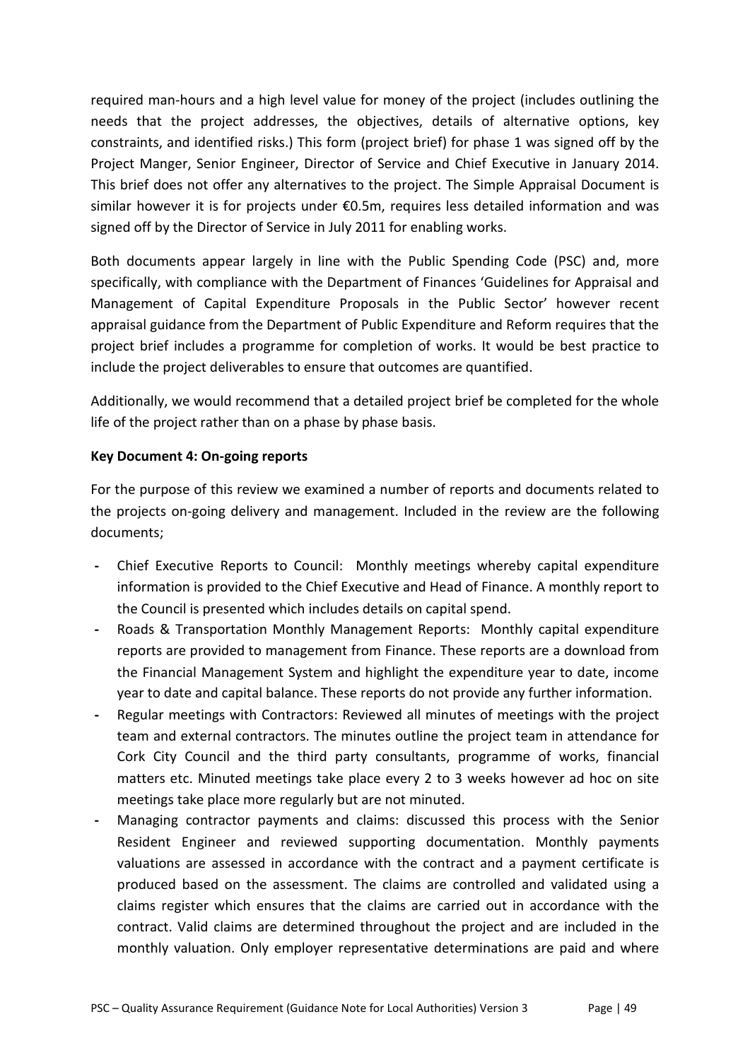required man-hours and a high level value for money of the project (includes outlining the needs that the project addresses, the objectives, details of alternative options, key constraints, and identified risks.) This form (project brief) for phase 1 was signed off by the Project Manger, Senior Engineer, Director of Service and Chief Executive in January 2014. This brief does not offer any alternatives to the project. The Simple Appraisal Document is similar however it is for projects under €0.5m, requires less detailed information and was signed off by the Director of Service in July 2011 for enabling works.

Both documents appear largely in line with the Public Spending Code (PSC) and, more specifically, with compliance with the Department of Finances 'Guidelines for Appraisal and Management of Capital Expenditure Proposals in the Public Sector' however recent appraisal guidance from the Department of Public Expenditure and Reform requires that the project brief includes a programme for completion of works. It would be best practice to include the project deliverables to ensure that outcomes are quantified.

Additionally, we would recommend that a detailed project brief be completed for the whole life of the project rather than on a phase by phase basis.

**Key Document 4: On-going reports**

For the purpose of this review we examined a number of reports and documents related to the projects on-going delivery and management. Included in the review are the following documents;

- Chief Executive Reports to Council: Monthly meetings whereby capital expenditure information is provided to the Chief Executive and Head of Finance. A monthly report to the Council is presented which includes details on capital spend.
- Roads & Transportation Monthly Management Reports: Monthly capital expenditure reports are provided to management from Finance. These reports are a download from the Financial Management System and highlight the expenditure year to date, income year to date and capital balance. These reports do not provide any further information.
- Regular meetings with Contractors: Reviewed all minutes of meetings with the project team and external contractors. The minutes outline the project team in attendance for Cork City Council and the third party consultants, programme of works, financial matters etc. Minuted meetings take place every 2 to 3 weeks however ad hoc on site meetings take place more regularly but are not minuted.
- Managing contractor payments and claims: discussed this process with the Senior Resident Engineer and reviewed supporting documentation. Monthly payments valuations are assessed in accordance with the contract and a payment certificate is produced based on the assessment. The claims are controlled and validated using a claims register which ensures that the claims are carried out in accordance with the contract. Valid claims are determined throughout the project and are included in the monthly valuation. Only employer representative determinations are paid and where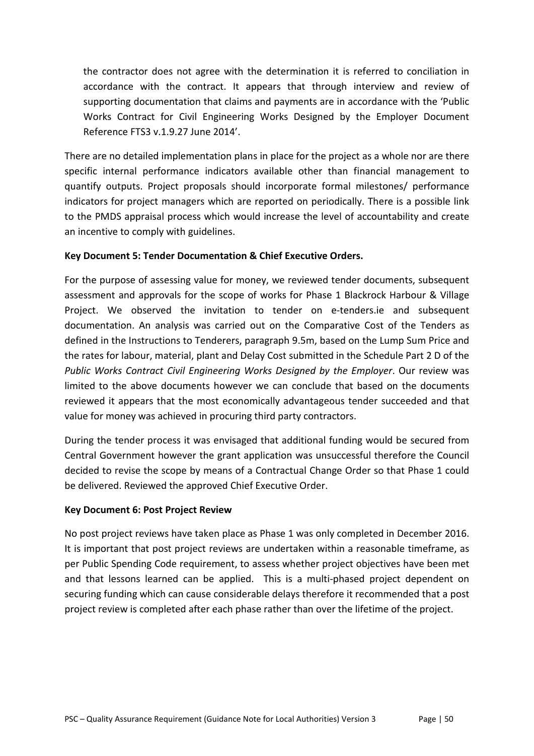the contractor does not agree with the determination it is referred to conciliation in accordance with the contract. It appears that through interview and review of supporting documentation that claims and payments are in accordance with the 'Public Works Contract for Civil Engineering Works Designed by the Employer Document Reference FTS3 v.1.9.27 June 2014'.

There are no detailed implementation plans in place for the project as a whole nor are there specific internal performance indicators available other than financial management to quantify outputs. Project proposals should incorporate formal milestones/ performance indicators for project managers which are reported on periodically. There is a possible link to the PMDS appraisal process which would increase the level of accountability and create an incentive to comply with guidelines.

**Key Document 5: Tender Documentation & Chief Executive Orders.**

For the purpose of assessing value for money, we reviewed tender documents, subsequent assessment and approvals for the scope of works for Phase 1 Blackrock Harbour & Village Project. We observed the invitation to tender on e-tenders.ie and subsequent documentation. An analysis was carried out on the Comparative Cost of the Tenders as defined in the Instructions to Tenderers, paragraph 9.5m, based on the Lump Sum Price and the rates for labour, material, plant and Delay Cost submitted in the Schedule Part 2 D of the *Public Works Contract Civil Engineering Works Designed by the Employer*. Our review was limited to the above documents however we can conclude that based on the documents reviewed it appears that the most economically advantageous tender succeeded and that value for money was achieved in procuring third party contractors.

During the tender process it was envisaged that additional funding would be secured from Central Government however the grant application was unsuccessful therefore the Council decided to revise the scope by means of a Contractual Change Order so that Phase 1 could be delivered. Reviewed the approved Chief Executive Order.

**Key Document 6: Post Project Review**

No post project reviews have taken place as Phase 1 was only completed in December 2016. It is important that post project reviews are undertaken within a reasonable timeframe, as per Public Spending Code requirement, to assess whether project objectives have been met and that lessons learned can be applied. This is a multi-phased project dependent on securing funding which can cause considerable delays therefore it recommended that a post project review is completed after each phase rather than over the lifetime of the project.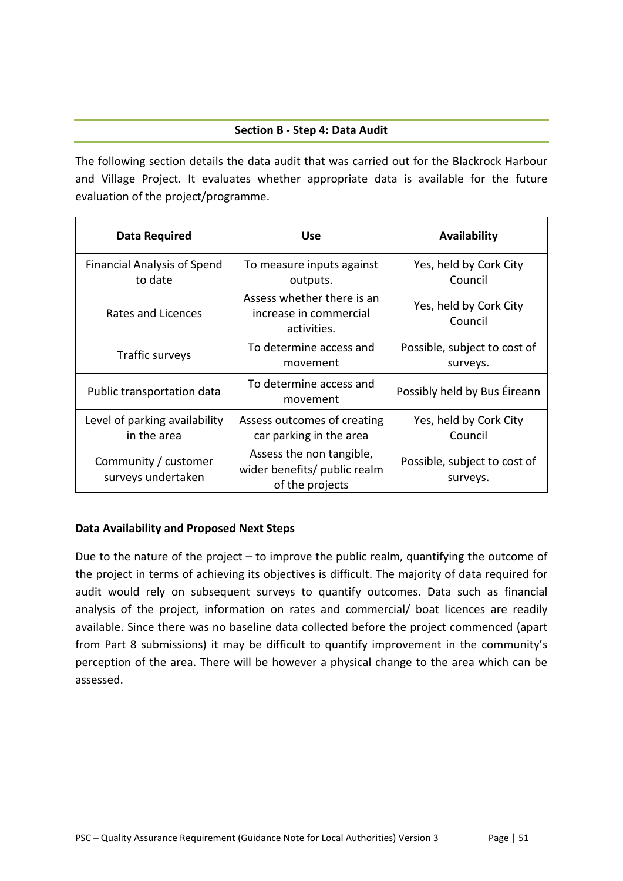## Section B - Step 4: Data Audit

The following section details the data audit that was carried out for the Blackrock Harbour and Village Project. It evaluates whether appropriate data is available for the future evaluation of the project/programme.

| Data Required | Use | Availability |
| --- | --- | --- |
| Financial Analysis of Spend to date | To measure inputs against outputs. | Yes, held by Cork City Council |
| Rates and Licences | Assess whether there is an increase in commercial activities. | Yes, held by Cork City Council |
| Traffic surveys | To determine access and movement | Possible, subject to cost of surveys. |
| Public transportation data | To determine access and movement | Possibly held by Bus Éireann |
| Level of parking availability in the area | Assess outcomes of creating car parking in the area | Yes, held by Cork City Council |
| Community / customer surveys undertaken | Assess the non tangible, wider benefits/ public realm of the projects | Possible, subject to cost of surveys. |

**Data Availability and Proposed Next Steps**

Due to the nature of the project – to improve the public realm, quantifying the outcome of the project in terms of achieving its objectives is difficult. The majority of data required for audit would rely on subsequent surveys to quantify outcomes. Data such as financial analysis of the project, information on rates and commercial/ boat licences are readily available. Since there was no baseline data collected before the project commenced (apart from Part 8 submissions) it may be difficult to quantify improvement in the community's perception of the area. There will be however a physical change to the area which can be assessed.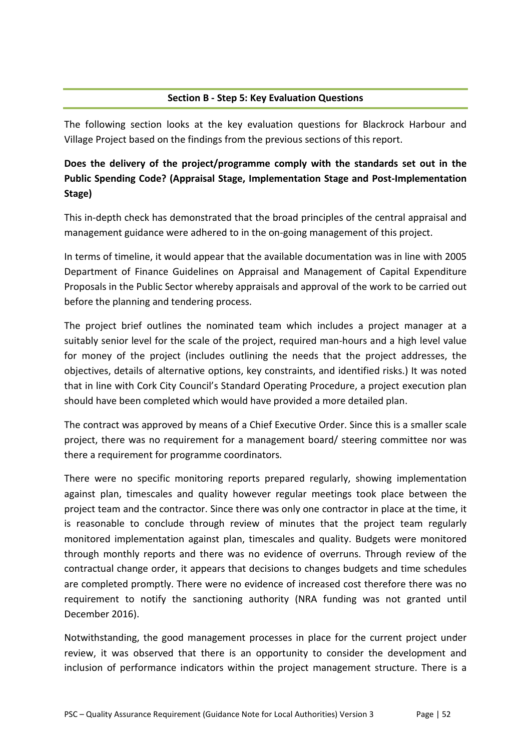## Section B - Step 5: Key Evaluation Questions

The following section looks at the key evaluation questions for Blackrock Harbour and Village Project based on the findings from the previous sections of this report.

**Does the delivery of the project/programme comply with the standards set out in the Public Spending Code? (Appraisal Stage, Implementation Stage and Post-Implementation Stage)**

This in-depth check has demonstrated that the broad principles of the central appraisal and management guidance were adhered to in the on-going management of this project.

In terms of timeline, it would appear that the available documentation was in line with 2005 Department of Finance Guidelines on Appraisal and Management of Capital Expenditure Proposals in the Public Sector whereby appraisals and approval of the work to be carried out before the planning and tendering process.

The project brief outlines the nominated team which includes a project manager at a suitably senior level for the scale of the project, required man-hours and a high level value for money of the project (includes outlining the needs that the project addresses, the objectives, details of alternative options, key constraints, and identified risks.) It was noted that in line with Cork City Council's Standard Operating Procedure, a project execution plan should have been completed which would have provided a more detailed plan.

The contract was approved by means of a Chief Executive Order. Since this is a smaller scale project, there was no requirement for a management board/ steering committee nor was there a requirement for programme coordinators.

There were no specific monitoring reports prepared regularly, showing implementation against plan, timescales and quality however regular meetings took place between the project team and the contractor. Since there was only one contractor in place at the time, it is reasonable to conclude through review of minutes that the project team regularly monitored implementation against plan, timescales and quality. Budgets were monitored through monthly reports and there was no evidence of overruns. Through review of the contractual change order, it appears that decisions to changes budgets and time schedules are completed promptly. There were no evidence of increased cost therefore there was no requirement to notify the sanctioning authority (NRA funding was not granted until December 2016).

Notwithstanding, the good management processes in place for the current project under review, it was observed that there is an opportunity to consider the development and inclusion of performance indicators within the project management structure. There is a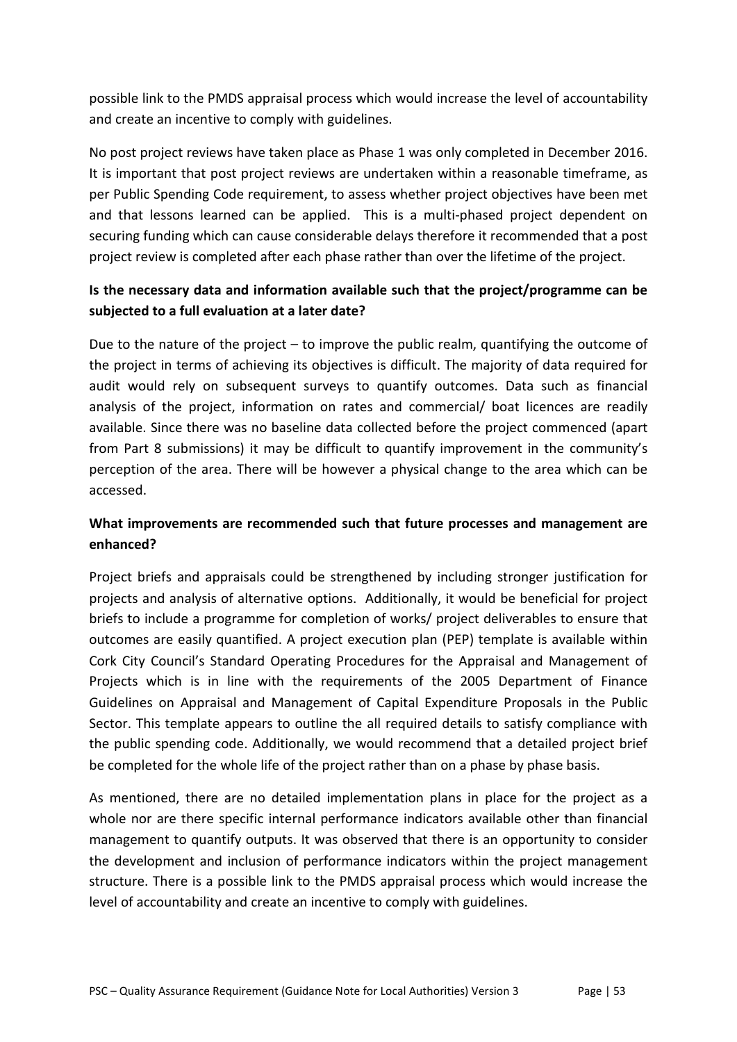possible link to the PMDS appraisal process which would increase the level of accountability and create an incentive to comply with guidelines.

No post project reviews have taken place as Phase 1 was only completed in December 2016. It is important that post project reviews are undertaken within a reasonable timeframe, as per Public Spending Code requirement, to assess whether project objectives have been met and that lessons learned can be applied. This is a multi-phased project dependent on securing funding which can cause considerable delays therefore it recommended that a post project review is completed after each phase rather than over the lifetime of the project.

**Is the necessary data and information available such that the project/programme can be subjected to a full evaluation at a later date?**

Due to the nature of the project – to improve the public realm, quantifying the outcome of the project in terms of achieving its objectives is difficult. The majority of data required for audit would rely on subsequent surveys to quantify outcomes. Data such as financial analysis of the project, information on rates and commercial/ boat licences are readily available. Since there was no baseline data collected before the project commenced (apart from Part 8 submissions) it may be difficult to quantify improvement in the community's perception of the area. There will be however a physical change to the area which can be accessed.

**What improvements are recommended such that future processes and management are enhanced?**

Project briefs and appraisals could be strengthened by including stronger justification for projects and analysis of alternative options. Additionally, it would be beneficial for project briefs to include a programme for completion of works/ project deliverables to ensure that outcomes are easily quantified. A project execution plan (PEP) template is available within Cork City Council's Standard Operating Procedures for the Appraisal and Management of Projects which is in line with the requirements of the 2005 Department of Finance Guidelines on Appraisal and Management of Capital Expenditure Proposals in the Public Sector. This template appears to outline the all required details to satisfy compliance with the public spending code. Additionally, we would recommend that a detailed project brief be completed for the whole life of the project rather than on a phase by phase basis.

As mentioned, there are no detailed implementation plans in place for the project as a whole nor are there specific internal performance indicators available other than financial management to quantify outputs. It was observed that there is an opportunity to consider the development and inclusion of performance indicators within the project management structure. There is a possible link to the PMDS appraisal process which would increase the level of accountability and create an incentive to comply with guidelines.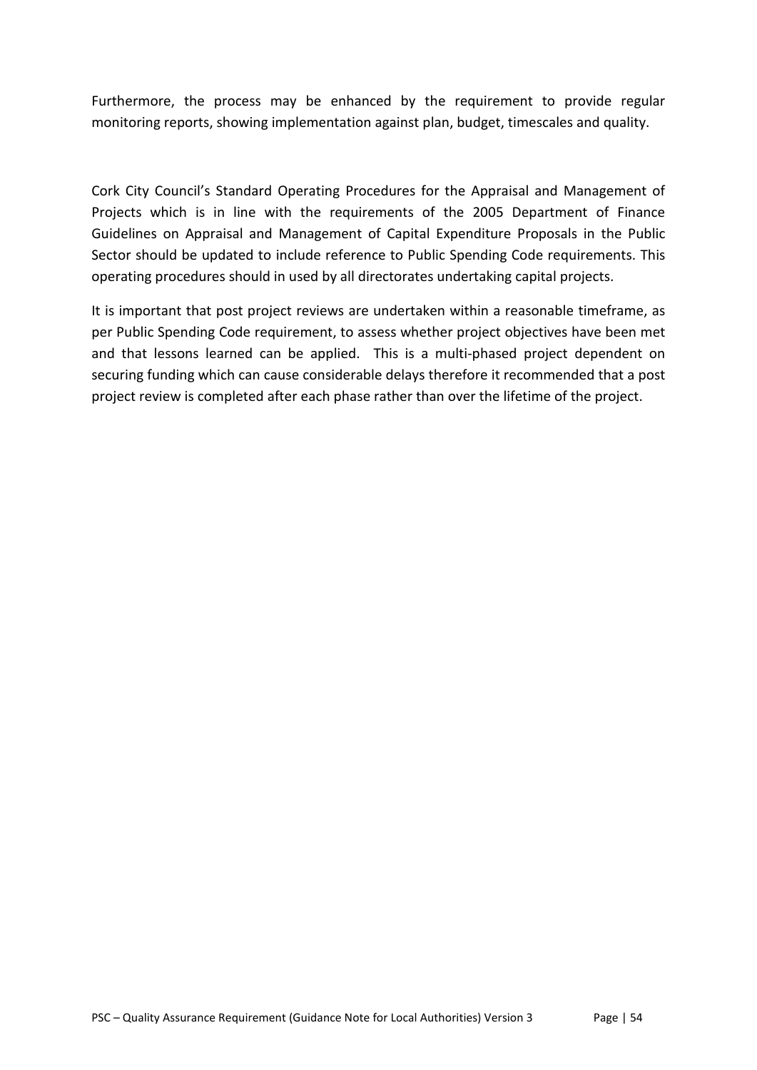Furthermore, the process may be enhanced by the requirement to provide regular monitoring reports, showing implementation against plan, budget, timescales and quality.

Cork City Council's Standard Operating Procedures for the Appraisal and Management of Projects which is in line with the requirements of the 2005 Department of Finance Guidelines on Appraisal and Management of Capital Expenditure Proposals in the Public Sector should be updated to include reference to Public Spending Code requirements. This operating procedures should in used by all directorates undertaking capital projects.

It is important that post project reviews are undertaken within a reasonable timeframe, as per Public Spending Code requirement, to assess whether project objectives have been met and that lessons learned can be applied. This is a multi-phased project dependent on securing funding which can cause considerable delays therefore it recommended that a post project review is completed after each phase rather than over the lifetime of the project.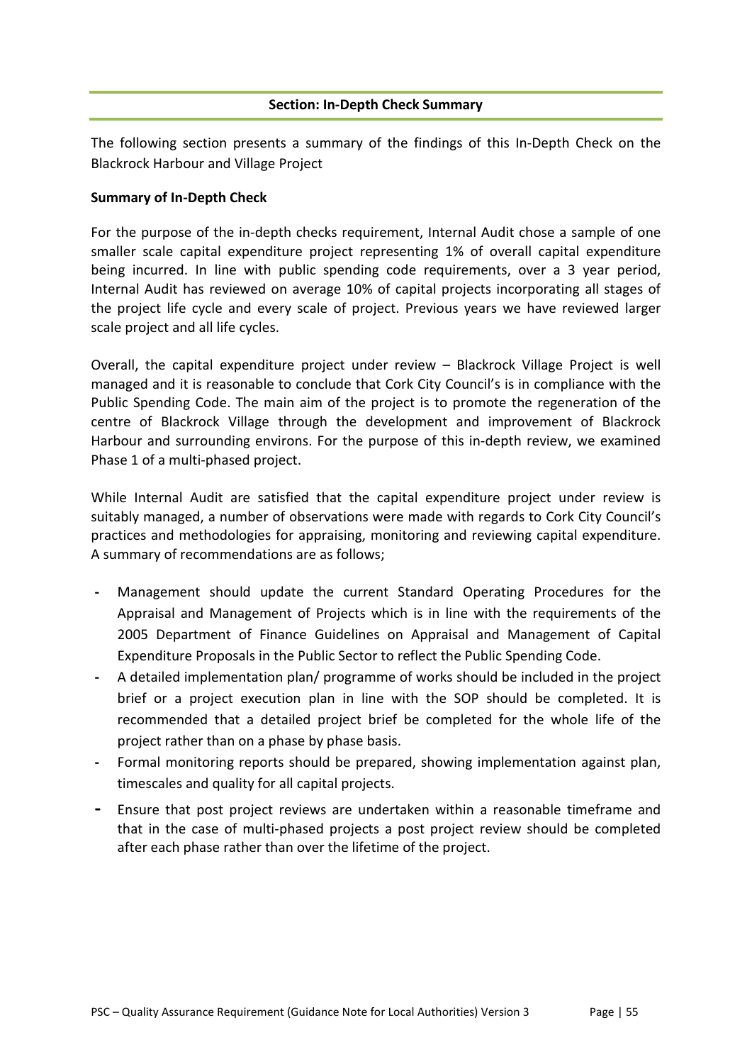## Section: In-Depth Check Summary

The following section presents a summary of the findings of this In-Depth Check on the Blackrock Harbour and Village Project

**Summary of In-Depth Check**

For the purpose of the in-depth checks requirement, Internal Audit chose a sample of one smaller scale capital expenditure project representing 1% of overall capital expenditure being incurred. In line with public spending code requirements, over a 3 year period, Internal Audit has reviewed on average 10% of capital projects incorporating all stages of the project life cycle and every scale of project. Previous years we have reviewed larger scale project and all life cycles.

Overall, the capital expenditure project under review – Blackrock Village Project is well managed and it is reasonable to conclude that Cork City Council's is in compliance with the Public Spending Code. The main aim of the project is to promote the regeneration of the centre of Blackrock Village through the development and improvement of Blackrock Harbour and surrounding environs. For the purpose of this in-depth review, we examined Phase 1 of a multi-phased project.

While Internal Audit are satisfied that the capital expenditure project under review is suitably managed, a number of observations were made with regards to Cork City Council's practices and methodologies for appraising, monitoring and reviewing capital expenditure. A summary of recommendations are as follows;

- Management should update the current Standard Operating Procedures for the Appraisal and Management of Projects which is in line with the requirements of the 2005 Department of Finance Guidelines on Appraisal and Management of Capital Expenditure Proposals in the Public Sector to reflect the Public Spending Code.
- A detailed implementation plan/ programme of works should be included in the project brief or a project execution plan in line with the SOP should be completed. It is recommended that a detailed project brief be completed for the whole life of the project rather than on a phase by phase basis.
- Formal monitoring reports should be prepared, showing implementation against plan, timescales and quality for all capital projects.
- Ensure that post project reviews are undertaken within a reasonable timeframe and that in the case of multi-phased projects a post project review should be completed after each phase rather than over the lifetime of the project.